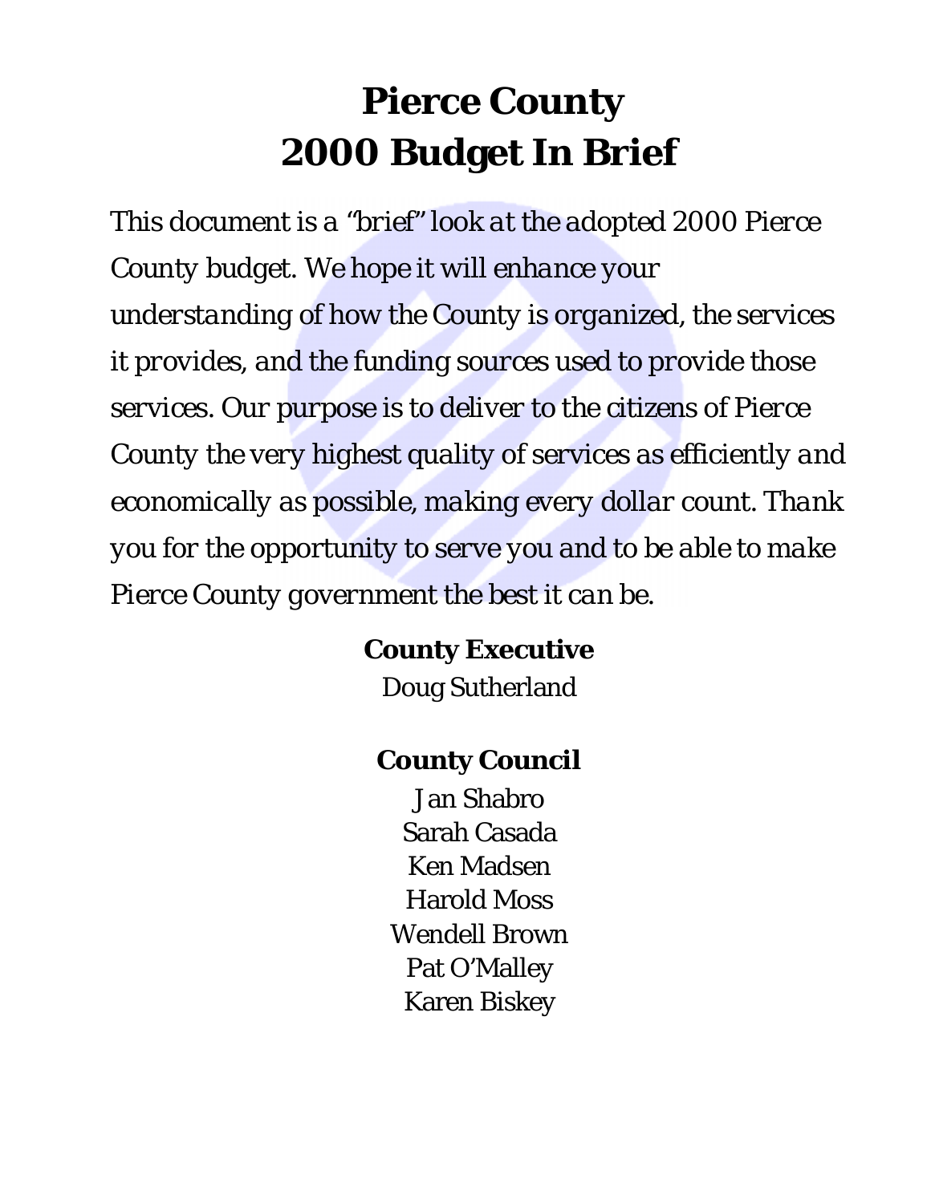# Pierce County
# 2000 Budget In Brief

*This document is a "brief" look at the adopted 2000 Pierce County budget. We hope it will enhance your understanding of how the County is organized, the services it provides, and the funding sources used to provide those services. Our purpose is to deliver to the citizens of Pierce County the very highest quality of services as efficiently and economically as possible, making every dollar count. Thank you for the opportunity to serve you and to be able to make Pierce County government the best it can be.*

**County Executive**

Doug Sutherland

**County Council**

Jan Shabro
Sarah Casada
Ken Madsen
Harold Moss
Wendell Brown
Pat O'Malley
Karen Biskey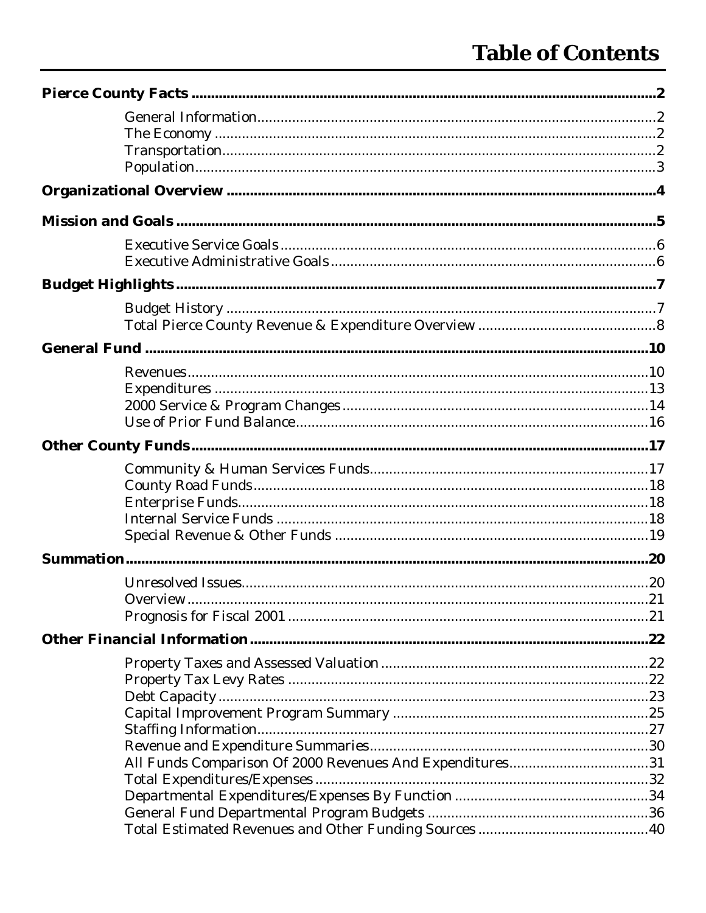# Table of Contents

**Pierce County Facts** .......... 2

- General Information .......... 2
- The Economy .......... 2
- Transportation .......... 2
- Population .......... 3

**Organizational Overview** .......... 4

**Mission and Goals** .......... 5

- Executive Service Goals .......... 6
- Executive Administrative Goals .......... 6

**Budget Highlights** .......... 7

- Budget History .......... 7
- Total Pierce County Revenue & Expenditure Overview .......... 8

**General Fund** .......... 10

- Revenues .......... 10
- Expenditures .......... 13
- 2000 Service & Program Changes .......... 14
- Use of Prior Fund Balance .......... 16

**Other County Funds** .......... 17

- Community & Human Services Funds .......... 17
- County Road Funds .......... 18
- Enterprise Funds .......... 18
- Internal Service Funds .......... 18
- Special Revenue & Other Funds .......... 19

**Summation** .......... 20

- Unresolved Issues .......... 20
- Overview .......... 21
- Prognosis for Fiscal 2001 .......... 21

**Other Financial Information** .......... 22

- Property Taxes and Assessed Valuation .......... 22
- Property Tax Levy Rates .......... 22
- Debt Capacity .......... 23
- Capital Improvement Program Summary .......... 25
- Staffing Information .......... 27
- Revenue and Expenditure Summaries .......... 30
- All Funds Comparison Of 2000 Revenues And Expenditures .......... 31
- Total Expenditures/Expenses .......... 32
- Departmental Expenditures/Expenses By Function .......... 34
- General Fund Departmental Program Budgets .......... 36
- Total Estimated Revenues and Other Funding Sources .......... 40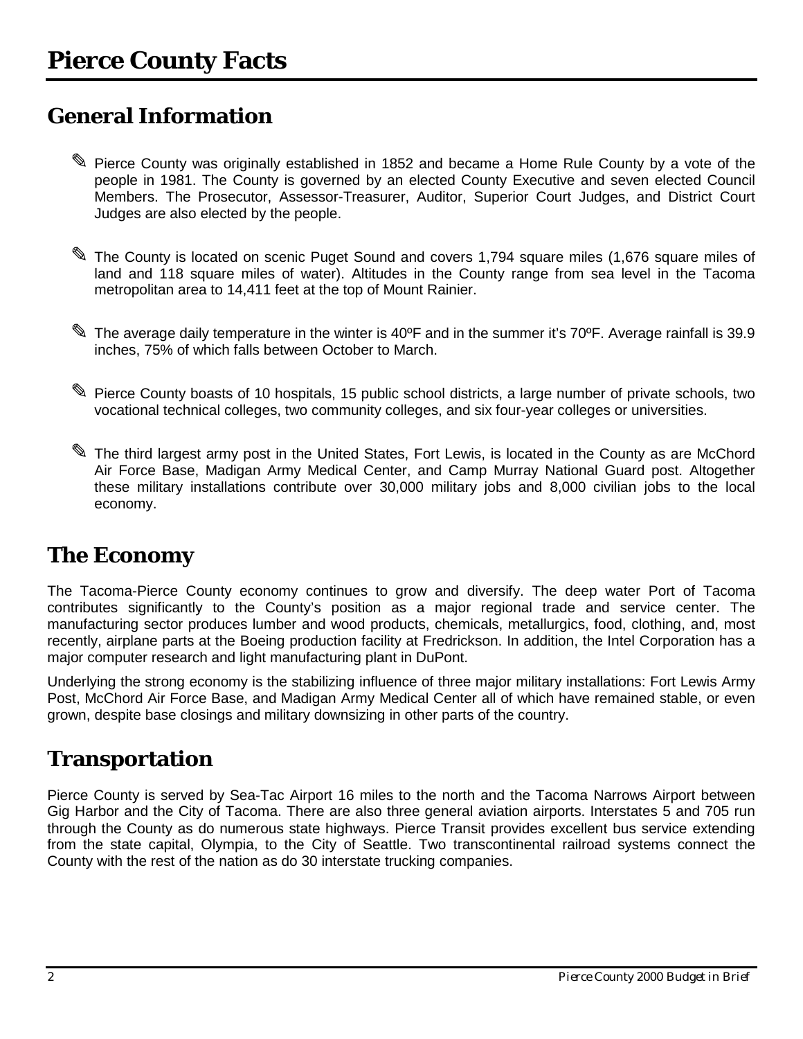# Pierce County Facts

## General Information

- ✎ Pierce County was originally established in 1852 and became a Home Rule County by a vote of the people in 1981. The County is governed by an elected County Executive and seven elected Council Members. The Prosecutor, Assessor-Treasurer, Auditor, Superior Court Judges, and District Court Judges are also elected by the people.
- ✎ The County is located on scenic Puget Sound and covers 1,794 square miles (1,676 square miles of land and 118 square miles of water). Altitudes in the County range from sea level in the Tacoma metropolitan area to 14,411 feet at the top of Mount Rainier.
- ✎ The average daily temperature in the winter is 40ºF and in the summer it's 70ºF. Average rainfall is 39.9 inches, 75% of which falls between October to March.
- ✎ Pierce County boasts of 10 hospitals, 15 public school districts, a large number of private schools, two vocational technical colleges, two community colleges, and six four-year colleges or universities.
- ✎ The third largest army post in the United States, Fort Lewis, is located in the County as are McChord Air Force Base, Madigan Army Medical Center, and Camp Murray National Guard post. Altogether these military installations contribute over 30,000 military jobs and 8,000 civilian jobs to the local economy.

## The Economy

The Tacoma-Pierce County economy continues to grow and diversify. The deep water Port of Tacoma contributes significantly to the County's position as a major regional trade and service center. The manufacturing sector produces lumber and wood products, chemicals, metallurgics, food, clothing, and, most recently, airplane parts at the Boeing production facility at Fredrickson. In addition, the Intel Corporation has a major computer research and light manufacturing plant in DuPont.

Underlying the strong economy is the stabilizing influence of three major military installations: Fort Lewis Army Post, McChord Air Force Base, and Madigan Army Medical Center all of which have remained stable, or even grown, despite base closings and military downsizing in other parts of the country.

## Transportation

Pierce County is served by Sea-Tac Airport 16 miles to the north and the Tacoma Narrows Airport between Gig Harbor and the City of Tacoma. There are also three general aviation airports. Interstates 5 and 705 run through the County as do numerous state highways. Pierce Transit provides excellent bus service extending from the state capital, Olympia, to the City of Seattle. Two transcontinental railroad systems connect the County with the rest of the nation as do 30 interstate trucking companies.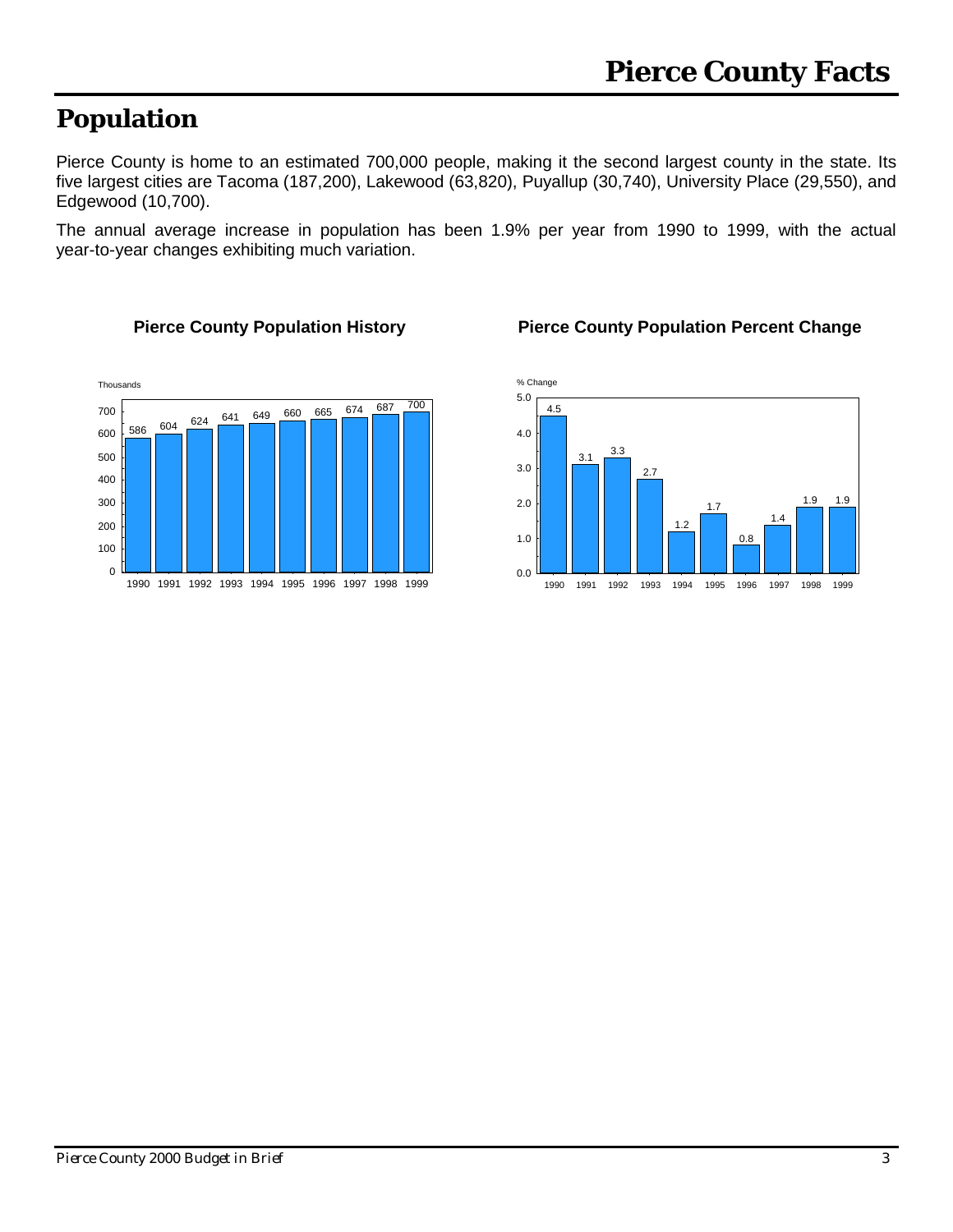# Pierce County Facts

## Population

Pierce County is home to an estimated 700,000 people, making it the second largest county in the state. Its five largest cities are Tacoma (187,200), Lakewood (63,820), Puyallup (30,740), University Place (29,550), and Edgewood (10,700).

The annual average increase in population has been 1.9% per year from 1990 to 1999, with the actual year-to-year changes exhibiting much variation.

**Pierce County Population History**

| Year | Thousands |
|---|---|
| 1990 | 586 |
| 1991 | 604 |
| 1992 | 624 |
| 1993 | 641 |
| 1994 | 649 |
| 1995 | 660 |
| 1996 | 665 |
| 1997 | 674 |
| 1998 | 687 |
| 1999 | 700 |

**Pierce County Population Percent Change**

| Year | % Change |
|---|---|
| 1990 | 4.5 |
| 1991 | 3.1 |
| 1992 | 3.3 |
| 1993 | 2.7 |
| 1994 | 1.2 |
| 1995 | 1.7 |
| 1996 | 0.8 |
| 1997 | 1.4 |
| 1998 | 1.9 |
| 1999 | 1.9 |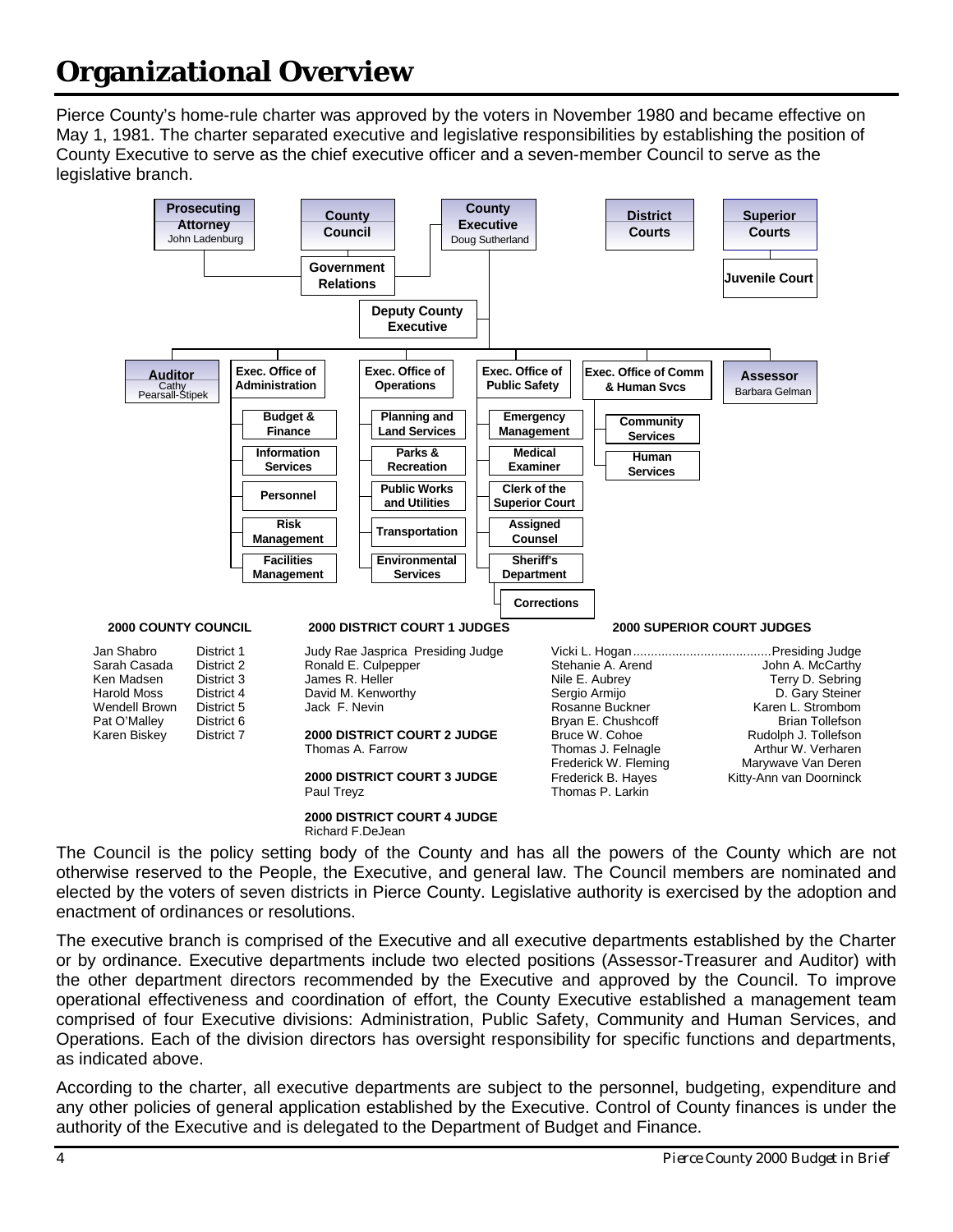# Organizational Overview

Pierce County's home-rule charter was approved by the voters in November 1980 and became effective on May 1, 1981. The charter separated executive and legislative responsibilities by establishing the position of County Executive to serve as the chief executive officer and a seven-member Council to serve as the legislative branch.

- **Prosecuting Attorney** – John Ladenburg
- **County Council**
  - **Government Relations**
- **County Executive** – Doug Sutherland
  - **Deputy County Executive**
  - **Auditor** – Cathy Pearsall-Stipek
  - **Exec. Office of Administration**
    - Budget & Finance
    - Information Services
    - Personnel
    - Risk Management
    - Facilities Management
  - **Exec. Office of Operations**
    - Planning and Land Services
    - Parks & Recreation
    - Public Works and Utilities
    - Transportation
    - Environmental Services
  - **Exec. Office of Public Safety**
    - Emergency Management
    - Medical Examiner
    - Clerk of the Superior Court
    - Assigned Counsel
    - Sheriff's Department
      - Corrections
  - **Exec. Office of Comm & Human Svcs**
    - Community Services
    - Human Services
  - **Assessor** – Barbara Gelman
- **District Courts**
- **Superior Courts**
  - **Juvenile Court**

**2000 COUNTY COUNCIL**

| Name | District |
|---|---|
| Jan Shabro | District 1 |
| Sarah Casada | District 2 |
| Ken Madsen | District 3 |
| Harold Moss | District 4 |
| Wendell Brown | District 5 |
| Pat O'Malley | District 6 |
| Karen Biskey | District 7 |

**2000 DISTRICT COURT 1 JUDGES**

Judy Rae Jasprica Presiding Judge
Ronald E. Culpepper
James R. Heller
David M. Kenworthy
Jack F. Nevin

**2000 DISTRICT COURT 2 JUDGE**
Thomas A. Farrow

**2000 DISTRICT COURT 3 JUDGE**
Paul Treyz

**2000 DISTRICT COURT 4 JUDGE**
Richard F.DeJean

**2000 SUPERIOR COURT JUDGES**

Vicki L. Hogan.......................................Presiding Judge
Stehanie A. Arend
Nile E. Aubrey
Sergio Armijo
Rosanne Buckner
Bryan E. Chushcoff
Bruce W. Cohoe
Thomas J. Felnagle
Frederick W. Fleming
Frederick B. Hayes
Thomas P. Larkin
John A. McCarthy
Terry D. Sebring
D. Gary Steiner
Karen L. Strombom
Brian Tollefson
Rudolph J. Tollefson
Arthur W. Verharen
Marywave Van Deren
Kitty-Ann van Doorninck

The Council is the policy setting body of the County and has all the powers of the County which are not otherwise reserved to the People, the Executive, and general law. The Council members are nominated and elected by the voters of seven districts in Pierce County. Legislative authority is exercised by the adoption and enactment of ordinances or resolutions.

The executive branch is comprised of the Executive and all executive departments established by the Charter or by ordinance. Executive departments include two elected positions (Assessor-Treasurer and Auditor) with the other department directors recommended by the Executive and approved by the Council. To improve operational effectiveness and coordination of effort, the County Executive established a management team comprised of four Executive divisions: Administration, Public Safety, Community and Human Services, and Operations. Each of the division directors has oversight responsibility for specific functions and departments, as indicated above.

According to the charter, all executive departments are subject to the personnel, budgeting, expenditure and any other policies of general application established by the Executive. Control of County finances is under the authority of the Executive and is delegated to the Department of Budget and Finance.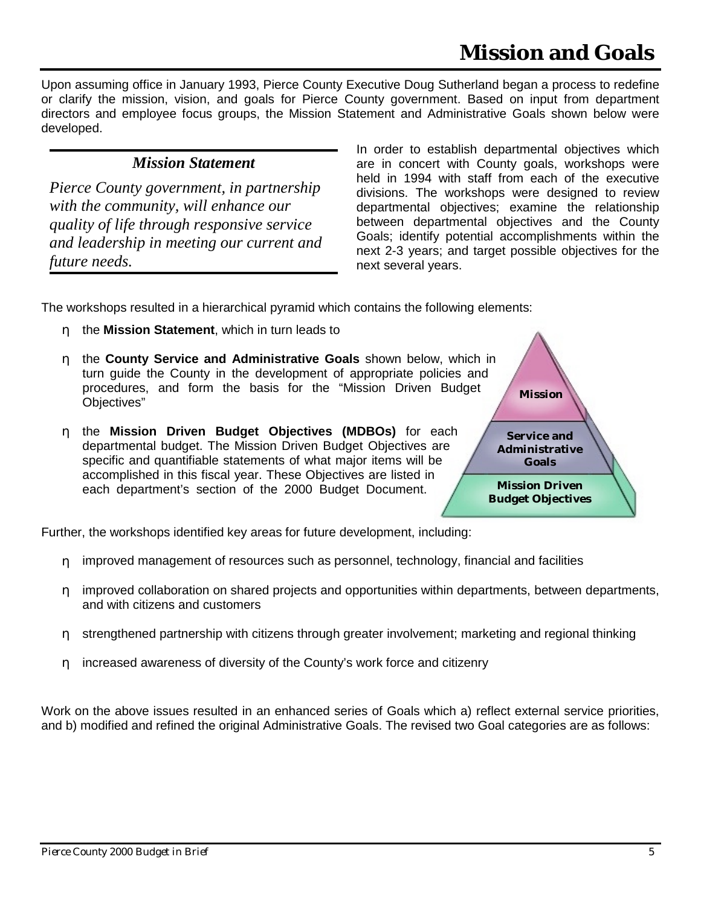# Mission and Goals

Upon assuming office in January 1993, Pierce County Executive Doug Sutherland began a process to redefine or clarify the mission, vision, and goals for Pierce County government. Based on input from department directors and employee focus groups, the Mission Statement and Administrative Goals shown below were developed.

### *Mission Statement*

*Pierce County government, in partnership with the community, will enhance our quality of life through responsive service and leadership in meeting our current and future needs.*

In order to establish departmental objectives which are in concert with County goals, workshops were held in 1994 with staff from each of the executive divisions. The workshops were designed to review departmental objectives; examine the relationship between departmental objectives and the County Goals; identify potential accomplishments within the next 2-3 years; and target possible objectives for the next several years.

The workshops resulted in a hierarchical pyramid which contains the following elements:

- the **Mission Statement**, which in turn leads to
- the **County Service and Administrative Goals** shown below, which in turn guide the County in the development of appropriate policies and procedures, and form the basis for the "Mission Driven Budget Objectives"
- the **Mission Driven Budget Objectives (MDBOs)** for each departmental budget. The Mission Driven Budget Objectives are specific and quantifiable statements of what major items will be accomplished in this fiscal year. These Objectives are listed in each department's section of the 2000 Budget Document.

Mission

Service and Administrative Goals

Mission Driven Budget Objectives

Further, the workshops identified key areas for future development, including:

- improved management of resources such as personnel, technology, financial and facilities
- improved collaboration on shared projects and opportunities within departments, between departments, and with citizens and customers
- strengthened partnership with citizens through greater involvement; marketing and regional thinking
- increased awareness of diversity of the County's work force and citizenry

Work on the above issues resulted in an enhanced series of Goals which a) reflect external service priorities, and b) modified and refined the original Administrative Goals. The revised two Goal categories are as follows: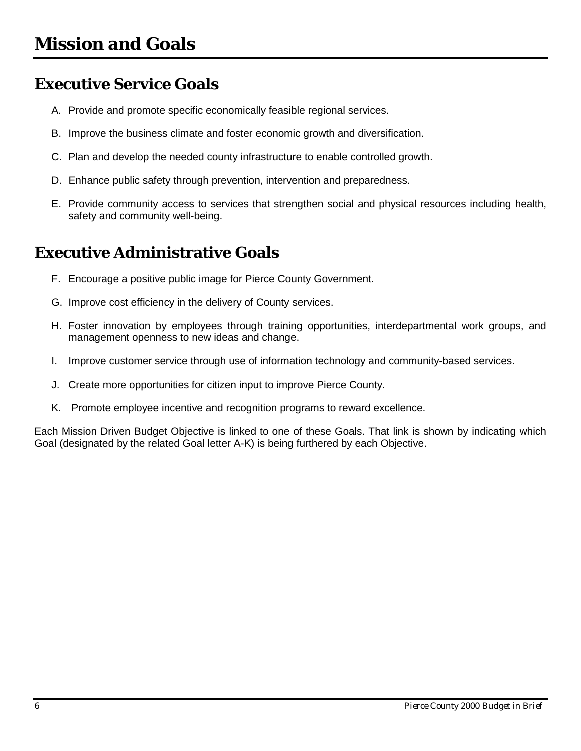# Mission and Goals

## Executive Service Goals

A. Provide and promote specific economically feasible regional services.

B. Improve the business climate and foster economic growth and diversification.

C. Plan and develop the needed county infrastructure to enable controlled growth.

D. Enhance public safety through prevention, intervention and preparedness.

E. Provide community access to services that strengthen social and physical resources including health, safety and community well-being.

## Executive Administrative Goals

F. Encourage a positive public image for Pierce County Government.

G. Improve cost efficiency in the delivery of County services.

H. Foster innovation by employees through training opportunities, interdepartmental work groups, and management openness to new ideas and change.

I. Improve customer service through use of information technology and community-based services.

J. Create more opportunities for citizen input to improve Pierce County.

K. Promote employee incentive and recognition programs to reward excellence.

Each Mission Driven Budget Objective is linked to one of these Goals. That link is shown by indicating which Goal (designated by the related Goal letter A-K) is being furthered by each Objective.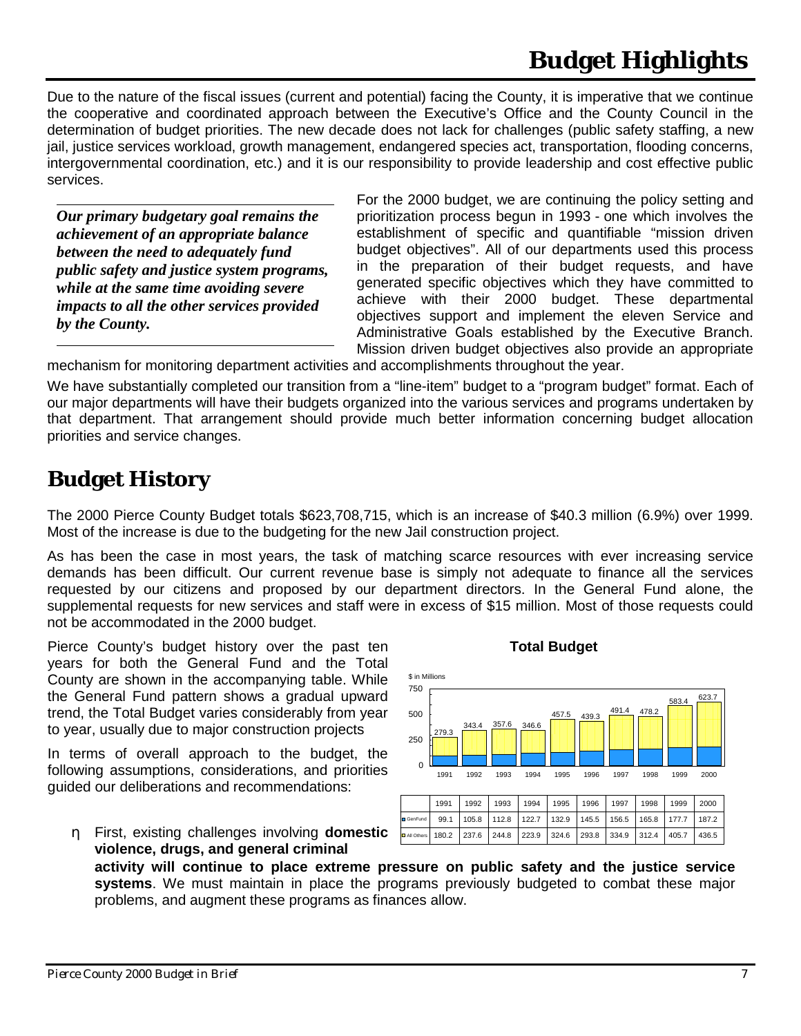# Budget Highlights

Due to the nature of the fiscal issues (current and potential) facing the County, it is imperative that we continue the cooperative and coordinated approach between the Executive's Office and the County Council in the determination of budget priorities. The new decade does not lack for challenges (public safety staffing, a new jail, justice services workload, growth management, endangered species act, transportation, flooding concerns, intergovernmental coordination, etc.) and it is our responsibility to provide leadership and cost effective public services.

***Our primary budgetary goal remains the achievement of an appropriate balance between the need to adequately fund public safety and justice system programs, while at the same time avoiding severe impacts to all the other services provided by the County.***

For the 2000 budget, we are continuing the policy setting and prioritization process begun in 1993 - one which involves the establishment of specific and quantifiable "mission driven budget objectives". All of our departments used this process in the preparation of their budget requests, and have generated specific objectives which they have committed to achieve with their 2000 budget. These departmental objectives support and implement the eleven Service and Administrative Goals established by the Executive Branch. Mission driven budget objectives also provide an appropriate mechanism for monitoring department activities and accomplishments throughout the year.

We have substantially completed our transition from a "line-item" budget to a "program budget" format. Each of our major departments will have their budgets organized into the various services and programs undertaken by that department. That arrangement should provide much better information concerning budget allocation priorities and service changes.

## Budget History

The 2000 Pierce County Budget totals $623,708,715, which is an increase of $40.3 million (6.9%) over 1999. Most of the increase is due to the budgeting for the new Jail construction project.

As has been the case in most years, the task of matching scarce resources with ever increasing service demands has been difficult. Our current revenue base is simply not adequate to finance all the services requested by our citizens and proposed by our department directors. In the General Fund alone, the supplemental requests for new services and staff were in excess of $15 million. Most of those requests could not be accommodated in the 2000 budget.

Pierce County's budget history over the past ten years for both the General Fund and the Total County are shown in the accompanying table. While the General Fund pattern shows a gradual upward trend, the Total Budget varies considerably from year to year, usually due to major construction projects

In terms of overall approach to the budget, the following assumptions, considerations, and priorities guided our deliberations and recommendations:

**Total Budget**

$ in Millions

| | 1991 | 1992 | 1993 | 1994 | 1995 | 1996 | 1997 | 1998 | 1999 | 2000 |
|---|---|---|---|---|---|---|---|---|---|---|
| Total | 279.3 | 343.4 | 357.6 | 346.6 | 457.5 | 439.3 | 491.4 | 478.2 | 583.4 | 623.7 |
| GenFund | 99.1 | 105.8 | 112.8 | 122.7 | 132.9 | 145.5 | 156.5 | 165.8 | 177.7 | 187.2 |
| All Others | 180.2 | 237.6 | 244.8 | 223.9 | 324.6 | 293.8 | 334.9 | 312.4 | 405.7 | 436.5 |

- First, existing challenges involving **domestic violence, drugs, and general criminal activity will continue to place extreme pressure on public safety and the justice service systems**. We must maintain in place the programs previously budgeted to combat these major problems, and augment these programs as finances allow.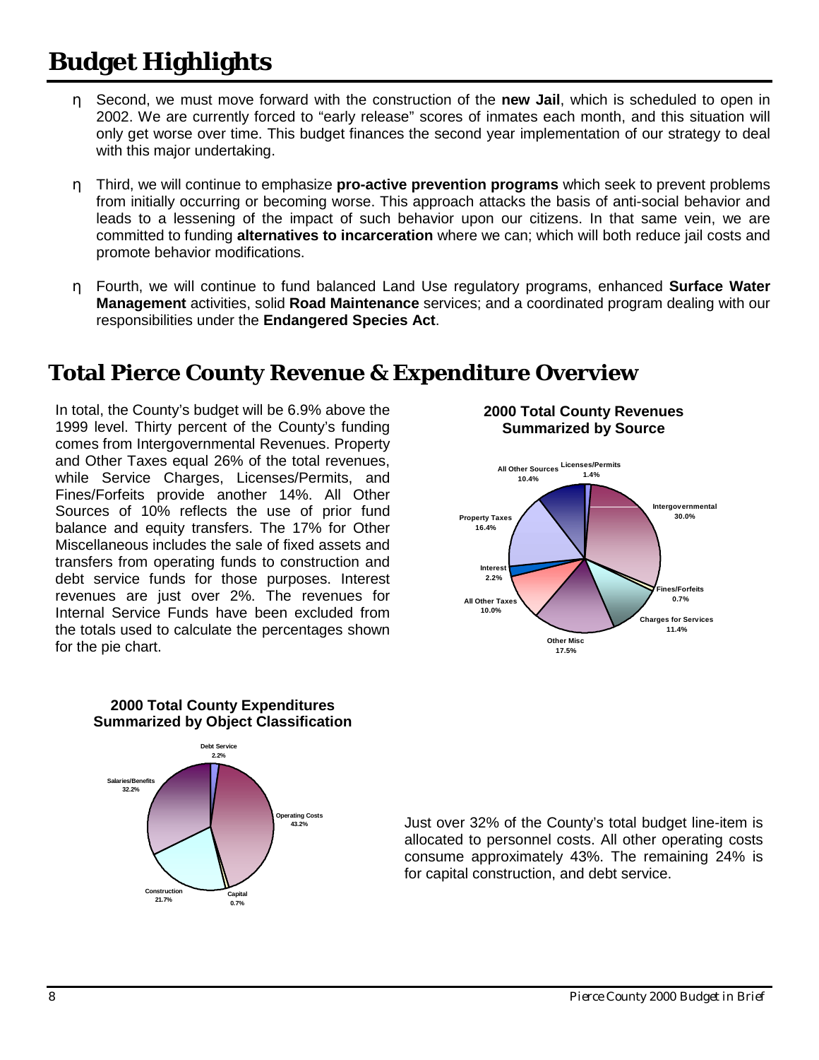# Budget Highlights

- Second, we must move forward with the construction of the **new Jail**, which is scheduled to open in 2002. We are currently forced to "early release" scores of inmates each month, and this situation will only get worse over time. This budget finances the second year implementation of our strategy to deal with this major undertaking.

- Third, we will continue to emphasize **pro-active prevention programs** which seek to prevent problems from initially occurring or becoming worse. This approach attacks the basis of anti-social behavior and leads to a lessening of the impact of such behavior upon our citizens. In that same vein, we are committed to funding **alternatives to incarceration** where we can; which will both reduce jail costs and promote behavior modifications.

- Fourth, we will continue to fund balanced Land Use regulatory programs, enhanced **Surface Water Management** activities, solid **Road Maintenance** services; and a coordinated program dealing with our responsibilities under the **Endangered Species Act**.

# Total Pierce County Revenue & Expenditure Overview

In total, the County's budget will be 6.9% above the 1999 level. Thirty percent of the County's funding comes from Intergovernmental Revenues. Property and Other Taxes equal 26% of the total revenues, while Service Charges, Licenses/Permits, and Fines/Forfeits provide another 14%. All Other Sources of 10% reflects the use of prior fund balance and equity transfers. The 17% for Other Miscellaneous includes the sale of fixed assets and transfers from operating funds to construction and debt service funds for those purposes. Interest revenues are just over 2%. The revenues for Internal Service Funds have been excluded from the totals used to calculate the percentages shown for the pie chart.

**2000 Total County Revenues Summarized by Source**

| Source | Percent |
|---|---|
| Licenses/Permits | 1.4% |
| Intergovernmental | 30.0% |
| Fines/Forfeits | 0.7% |
| Charges for Services | 11.4% |
| Other Misc | 17.5% |
| All Other Taxes | 10.0% |
| Interest | 2.2% |
| Property Taxes | 16.4% |
| All Other Sources | 10.4% |

**2000 Total County Expenditures Summarized by Object Classification**

| Classification | Percent |
|---|---|
| Debt Service | 2.2% |
| Operating Costs | 43.2% |
| Capital | 0.7% |
| Construction | 21.7% |
| Salaries/Benefits | 32.2% |

Just over 32% of the County's total budget line-item is allocated to personnel costs. All other operating costs consume approximately 43%. The remaining 24% is for capital construction, and debt service.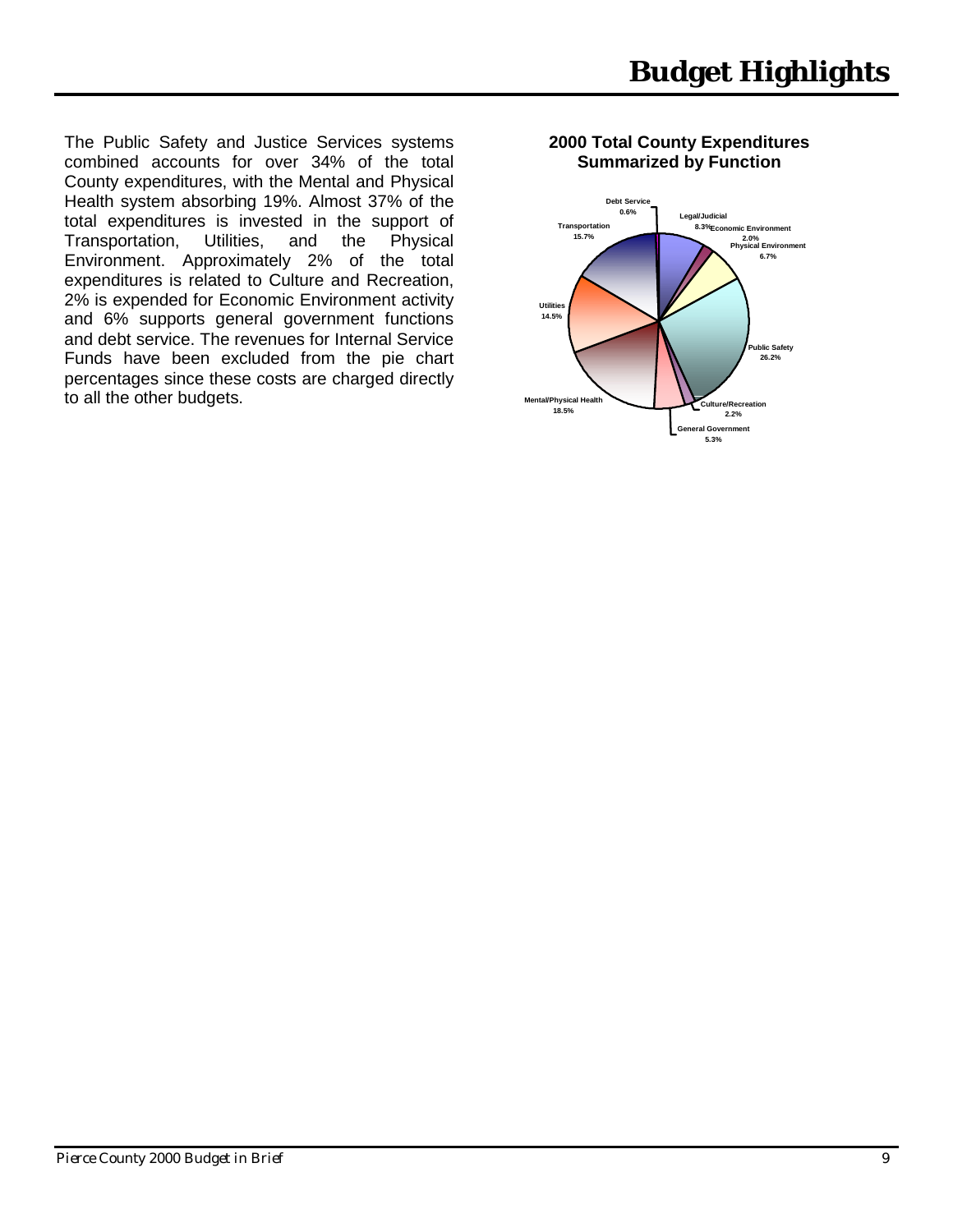# Budget Highlights

The Public Safety and Justice Services systems combined accounts for over 34% of the total County expenditures, with the Mental and Physical Health system absorbing 19%. Almost 37% of the total expenditures is invested in the support of Transportation, Utilities, and the Physical Environment. Approximately 2% of the total expenditures is related to Culture and Recreation, 2% is expended for Economic Environment activity and 6% supports general government functions and debt service. The revenues for Internal Service Funds have been excluded from the pie chart percentages since these costs are charged directly to all the other budgets.

**2000 Total County Expenditures Summarized by Function**

| Function | Percentage |
| --- | --- |
| Debt Service | 0.6% |
| Legal/Judicial | 8.3% |
| Economic Environment | 2.0% |
| Physical Environment | 6.7% |
| Public Safety | 26.2% |
| Culture/Recreation | 2.2% |
| General Government | 5.3% |
| Mental/Physical Health | 18.5% |
| Utilities | 14.5% |
| Transportation | 15.7% |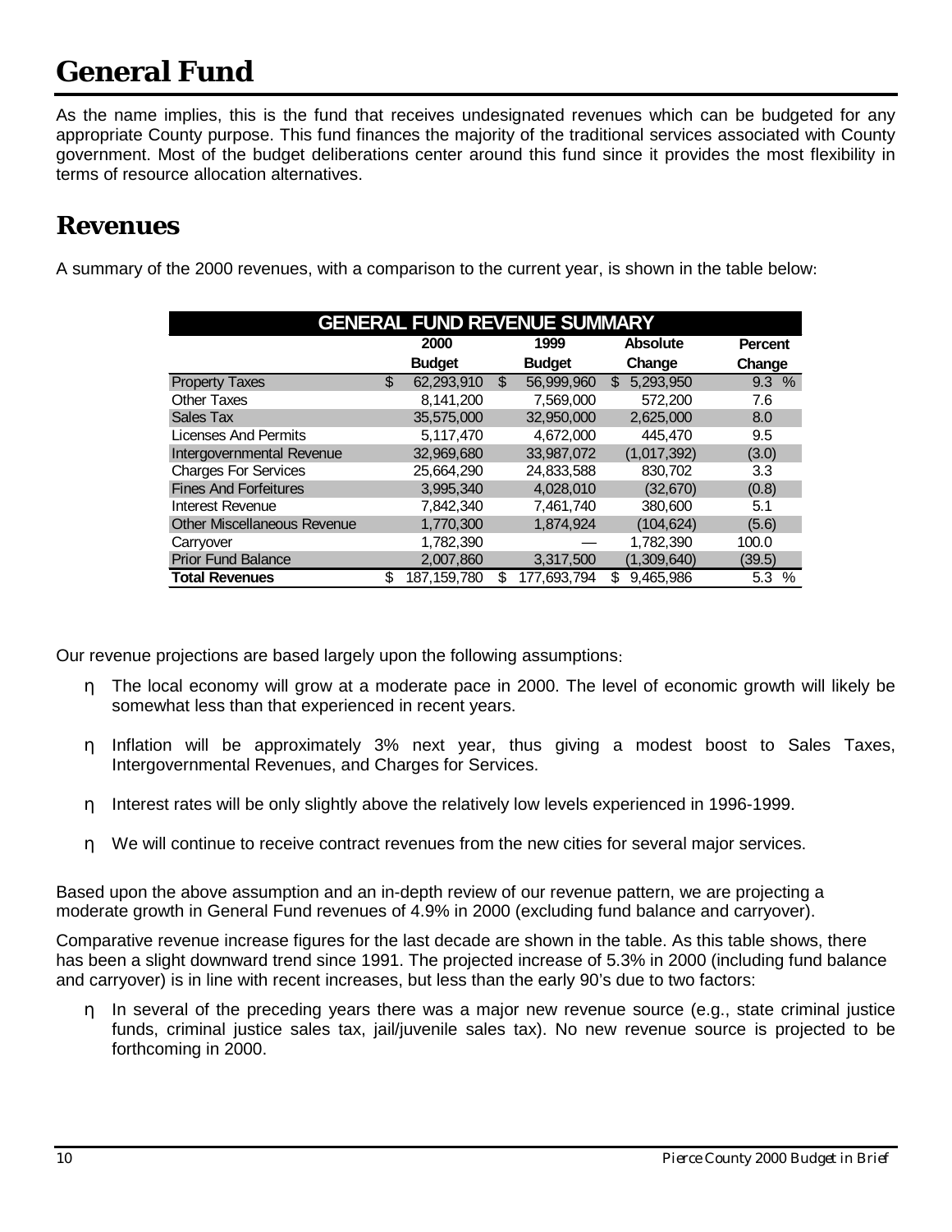# General Fund

As the name implies, this is the fund that receives undesignated revenues which can be budgeted for any appropriate County purpose. This fund finances the majority of the traditional services associated with County government. Most of the budget deliberations center around this fund since it provides the most flexibility in terms of resource allocation alternatives.

## Revenues

A summary of the 2000 revenues, with a comparison to the current year, is shown in the table below:

| GENERAL FUND REVENUE SUMMARY | 2000 Budget | 1999 Budget | Absolute Change | Percent Change |
|---|---|---|---|---|
| Property Taxes | $ 62,293,910 | $ 56,999,960 | $ 5,293,950 | 9.3 % |
| Other Taxes | 8,141,200 | 7,569,000 | 572,200 | 7.6 |
| Sales Tax | 35,575,000 | 32,950,000 | 2,625,000 | 8.0 |
| Licenses And Permits | 5,117,470 | 4,672,000 | 445,470 | 9.5 |
| Intergovernmental Revenue | 32,969,680 | 33,987,072 | (1,017,392) | (3.0) |
| Charges For Services | 25,664,290 | 24,833,588 | 830,702 | 3.3 |
| Fines And Forfeitures | 3,995,340 | 4,028,010 | (32,670) | (0.8) |
| Interest Revenue | 7,842,340 | 7,461,740 | 380,600 | 5.1 |
| Other Miscellaneous Revenue | 1,770,300 | 1,874,924 | (104,624) | (5.6) |
| Carryover | 1,782,390 | — | 1,782,390 | 100.0 |
| Prior Fund Balance | 2,007,860 | 3,317,500 | (1,309,640) | (39.5) |
| **Total Revenues** | $ 187,159,780 | $ 177,693,794 | $ 9,465,986 | 5.3 % |

Our revenue projections are based largely upon the following assumptions:

- The local economy will grow at a moderate pace in 2000. The level of economic growth will likely be somewhat less than that experienced in recent years.
- Inflation will be approximately 3% next year, thus giving a modest boost to Sales Taxes, Intergovernmental Revenues, and Charges for Services.
- Interest rates will be only slightly above the relatively low levels experienced in 1996-1999.
- We will continue to receive contract revenues from the new cities for several major services.

Based upon the above assumption and an in-depth review of our revenue pattern, we are projecting a moderate growth in General Fund revenues of 4.9% in 2000 (excluding fund balance and carryover).

Comparative revenue increase figures for the last decade are shown in the table. As this table shows, there has been a slight downward trend since 1991. The projected increase of 5.3% in 2000 (including fund balance and carryover) is in line with recent increases, but less than the early 90's due to two factors:

- In several of the preceding years there was a major new revenue source (e.g., state criminal justice funds, criminal justice sales tax, jail/juvenile sales tax). No new revenue source is projected to be forthcoming in 2000.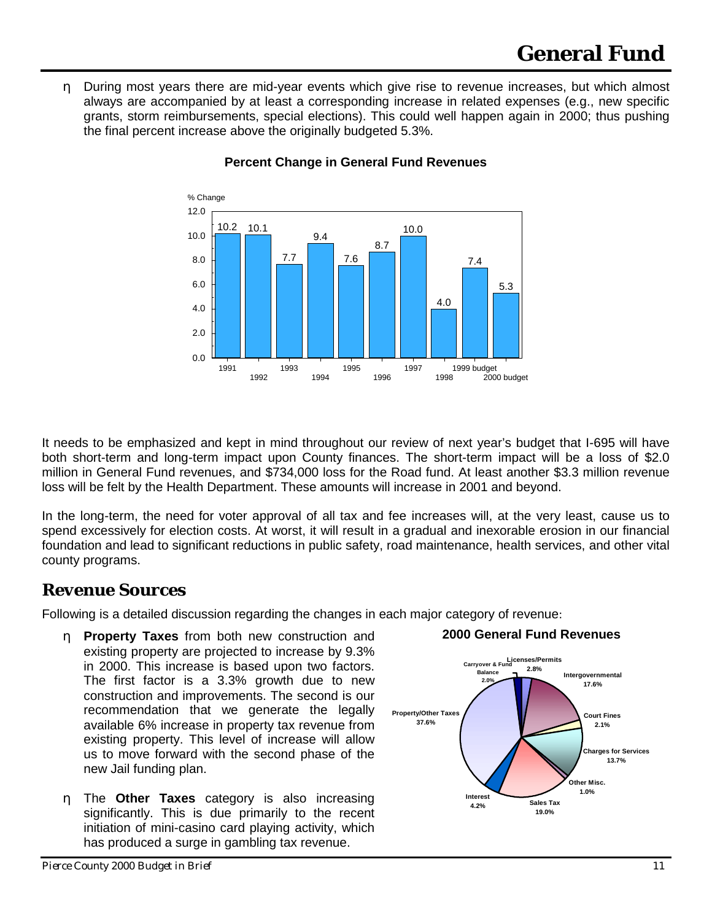# General Fund

- During most years there are mid-year events which give rise to revenue increases, but which almost always are accompanied by at least a corresponding increase in related expenses (e.g., new specific grants, storm reimbursements, special elections). This could well happen again in 2000; thus pushing the final percent increase above the originally budgeted 5.3%.

**Percent Change in General Fund Revenues**

| Year | % Change |
|---|---|
| 1991 | 10.2 |
| 1992 | 10.1 |
| 1993 | 7.7 |
| 1994 | 9.4 |
| 1995 | 7.6 |
| 1996 | 8.7 |
| 1997 | 10.0 |
| 1998 | 4.0 |
| 1999 budget | 7.4 |
| 2000 budget | 5.3 |

It needs to be emphasized and kept in mind throughout our review of next year's budget that I-695 will have both short-term and long-term impact upon County finances. The short-term impact will be a loss of $2.0 million in General Fund revenues, and $734,000 loss for the Road fund. At least another $3.3 million revenue loss will be felt by the Health Department. These amounts will increase in 2001 and beyond.

In the long-term, the need for voter approval of all tax and fee increases will, at the very least, cause us to spend excessively for election costs. At worst, it will result in a gradual and inexorable erosion in our financial foundation and lead to significant reductions in public safety, road maintenance, health services, and other vital county programs.

## Revenue Sources

Following is a detailed discussion regarding the changes in each major category of revenue:

- **Property Taxes** from both new construction and existing property are projected to increase by 9.3% in 2000. This increase is based upon two factors. The first factor is a 3.3% growth due to new construction and improvements. The second is our recommendation that we generate the legally available 6% increase in property tax revenue from existing property. This level of increase will allow us to move forward with the second phase of the new Jail funding plan.

- The **Other Taxes** category is also increasing significantly. This is due primarily to the recent initiation of mini-casino card playing activity, which has produced a surge in gambling tax revenue.

**2000 General Fund Revenues**

| Category | Percent |
|---|---|
| Licenses/Permits | 2.8% |
| Intergovernmental | 17.6% |
| Court Fines | 2.1% |
| Charges for Services | 13.7% |
| Other Misc. | 1.0% |
| Sales Tax | 19.0% |
| Interest | 4.2% |
| Property/Other Taxes | 37.6% |
| Carryover & Fund Balance | 2.0% |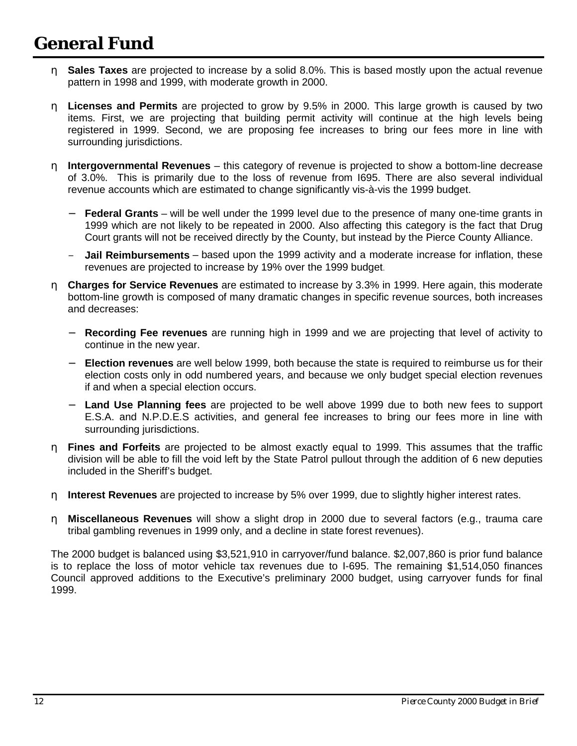# General Fund

- **Sales Taxes** are projected to increase by a solid 8.0%. This is based mostly upon the actual revenue pattern in 1998 and 1999, with moderate growth in 2000.

- **Licenses and Permits** are projected to grow by 9.5% in 2000. This large growth is caused by two items. First, we are projecting that building permit activity will continue at the high levels being registered in 1999. Second, we are proposing fee increases to bring our fees more in line with surrounding jurisdictions.

- **Intergovernmental Revenues** – this category of revenue is projected to show a bottom-line decrease of 3.0%. This is primarily due to the loss of revenue from I695. There are also several individual revenue accounts which are estimated to change significantly vis-à-vis the 1999 budget.

  - **Federal Grants** – will be well under the 1999 level due to the presence of many one-time grants in 1999 which are not likely to be repeated in 2000. Also affecting this category is the fact that Drug Court grants will not be received directly by the County, but instead by the Pierce County Alliance.

  - **Jail Reimbursements** – based upon the 1999 activity and a moderate increase for inflation, these revenues are projected to increase by 19% over the 1999 budget.

- **Charges for Service Revenues** are estimated to increase by 3.3% in 1999. Here again, this moderate bottom-line growth is composed of many dramatic changes in specific revenue sources, both increases and decreases:

  - **Recording Fee revenues** are running high in 1999 and we are projecting that level of activity to continue in the new year.

  - **Election revenues** are well below 1999, both because the state is required to reimburse us for their election costs only in odd numbered years, and because we only budget special election revenues if and when a special election occurs.

  - **Land Use Planning fees** are projected to be well above 1999 due to both new fees to support E.S.A. and N.P.D.E.S activities, and general fee increases to bring our fees more in line with surrounding jurisdictions.

- **Fines and Forfeits** are projected to be almost exactly equal to 1999. This assumes that the traffic division will be able to fill the void left by the State Patrol pullout through the addition of 6 new deputies included in the Sheriff's budget.

- **Interest Revenues** are projected to increase by 5% over 1999, due to slightly higher interest rates.

- **Miscellaneous Revenues** will show a slight drop in 2000 due to several factors (e.g., trauma care tribal gambling revenues in 1999 only, and a decline in state forest revenues).

The 2000 budget is balanced using $3,521,910 in carryover/fund balance. $2,007,860 is prior fund balance is to replace the loss of motor vehicle tax revenues due to I-695. The remaining $1,514,050 finances Council approved additions to the Executive's preliminary 2000 budget, using carryover funds for final 1999.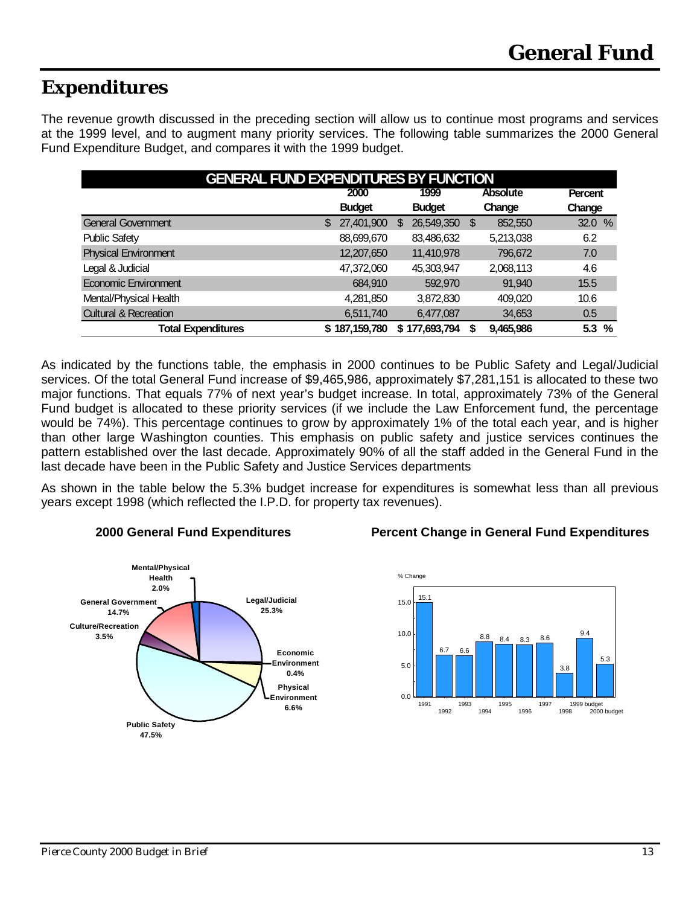# General Fund

## Expenditures

The revenue growth discussed in the preceding section will allow us to continue most programs and services at the 1999 level, and to augment many priority services. The following table summarizes the 2000 General Fund Expenditure Budget, and compares it with the 1999 budget.

**GENERAL FUND EXPENDITURES BY FUNCTION**

| | 2000 Budget | 1999 Budget | Absolute Change | Percent Change |
|---|---|---|---|---|
| General Government | $ 27,401,900 | $ 26,549,350 | $ 852,550 | 32.0 % |
| Public Safety | 88,699,670 | 83,486,632 | 5,213,038 | 6.2 |
| Physical Environment | 12,207,650 | 11,410,978 | 796,672 | 7.0 |
| Legal & Judicial | 47,372,060 | 45,303,947 | 2,068,113 | 4.6 |
| Economic Environment | 684,910 | 592,970 | 91,940 | 15.5 |
| Mental/Physical Health | 4,281,850 | 3,872,830 | 409,020 | 10.6 |
| Cultural & Recreation | 6,511,740 | 6,477,087 | 34,653 | 0.5 |
| **Total Expenditures** | **$ 187,159,780** | **$ 177,693,794** | **$ 9,465,986** | **5.3 %** |

As indicated by the functions table, the emphasis in 2000 continues to be Public Safety and Legal/Judicial services. Of the total General Fund increase of $9,465,986, approximately $7,281,151 is allocated to these two major functions. That equals 77% of next year's budget increase. In total, approximately 73% of the General Fund budget is allocated to these priority services (if we include the Law Enforcement fund, the percentage would be 74%). This percentage continues to grow by approximately 1% of the total each year, and is higher than other large Washington counties. This emphasis on public safety and justice services continues the pattern established over the last decade. Approximately 90% of all the staff added in the General Fund in the last decade have been in the Public Safety and Justice Services departments

As shown in the table below the 5.3% budget increase for expenditures is somewhat less than all previous years except 1998 (which reflected the I.P.D. for property tax revenues).

**2000 General Fund Expenditures**

| Function | Percent |
|---|---|
| Public Safety | 47.5% |
| Legal/Judicial | 25.3% |
| General Government | 14.7% |
| Physical Environment | 6.6% |
| Culture/Recreation | 3.5% |
| Mental/Physical Health | 2.0% |
| Economic Environment | 0.4% |

**Percent Change in General Fund Expenditures**

| Year | % Change |
|---|---|
| 1991 | 15.1 |
| 1992 | 6.7 |
| 1993 | 6.6 |
| 1994 | 8.8 |
| 1995 | 8.4 |
| 1996 | 8.3 |
| 1997 | 8.6 |
| 1998 | 3.8 |
| 1999 budget | 9.4 |
| 2000 budget | 5.3 |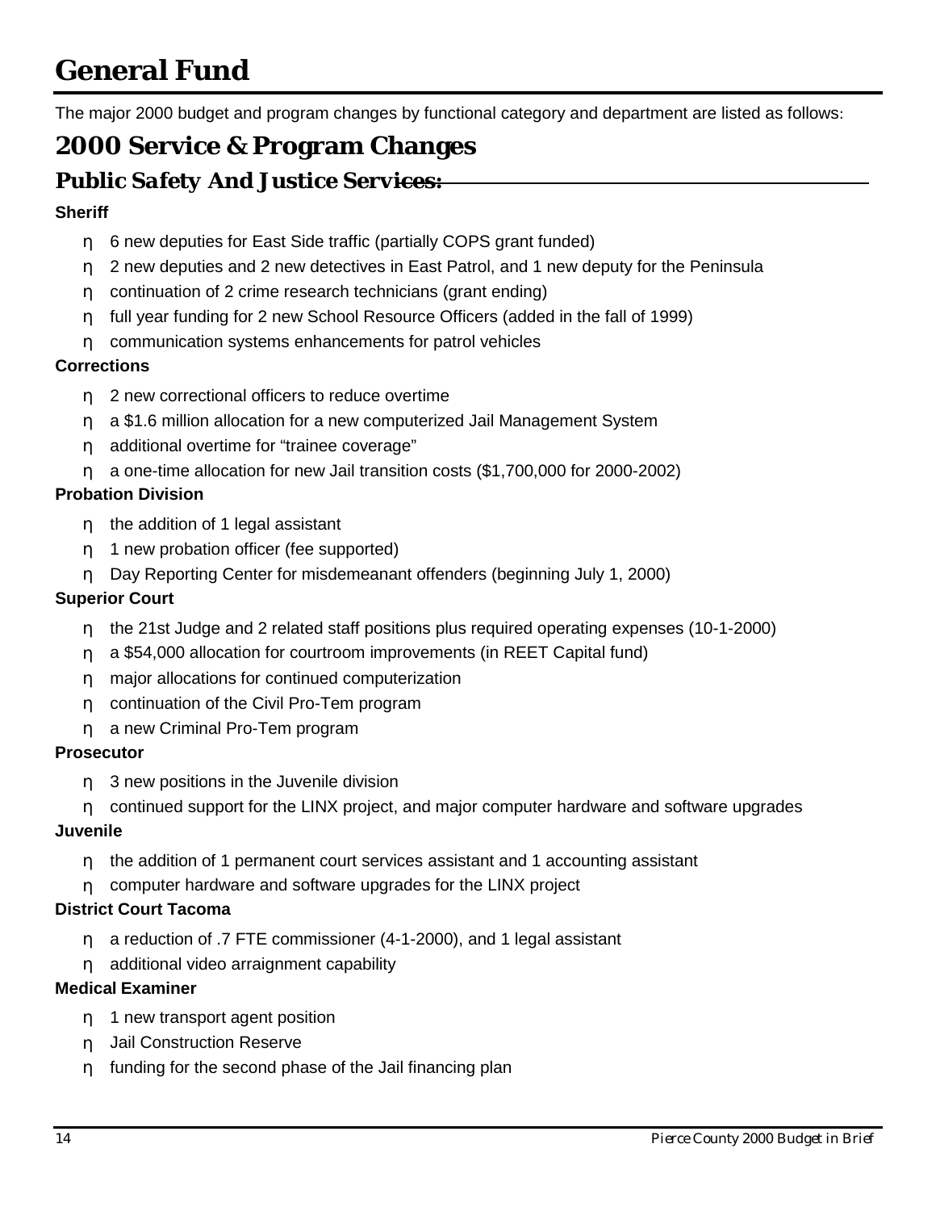# General Fund

The major 2000 budget and program changes by functional category and department are listed as follows:

## 2000 Service & Program Changes

### Public Safety And Justice Services:

**Sheriff**

- 6 new deputies for East Side traffic (partially COPS grant funded)
- 2 new deputies and 2 new detectives in East Patrol, and 1 new deputy for the Peninsula
- continuation of 2 crime research technicians (grant ending)
- full year funding for 2 new School Resource Officers (added in the fall of 1999)
- communication systems enhancements for patrol vehicles

**Corrections**

- 2 new correctional officers to reduce overtime
- a $1.6 million allocation for a new computerized Jail Management System
- additional overtime for "trainee coverage"
- a one-time allocation for new Jail transition costs ($1,700,000 for 2000-2002)

**Probation Division**

- the addition of 1 legal assistant
- 1 new probation officer (fee supported)
- Day Reporting Center for misdemeanant offenders (beginning July 1, 2000)

**Superior Court**

- the 21st Judge and 2 related staff positions plus required operating expenses (10-1-2000)
- a $54,000 allocation for courtroom improvements (in REET Capital fund)
- major allocations for continued computerization
- continuation of the Civil Pro-Tem program
- a new Criminal Pro-Tem program

**Prosecutor**

- 3 new positions in the Juvenile division
- continued support for the LINX project, and major computer hardware and software upgrades

**Juvenile**

- the addition of 1 permanent court services assistant and 1 accounting assistant
- computer hardware and software upgrades for the LINX project

**District Court Tacoma**

- a reduction of .7 FTE commissioner (4-1-2000), and 1 legal assistant
- additional video arraignment capability

**Medical Examiner**

- 1 new transport agent position
- Jail Construction Reserve
- funding for the second phase of the Jail financing plan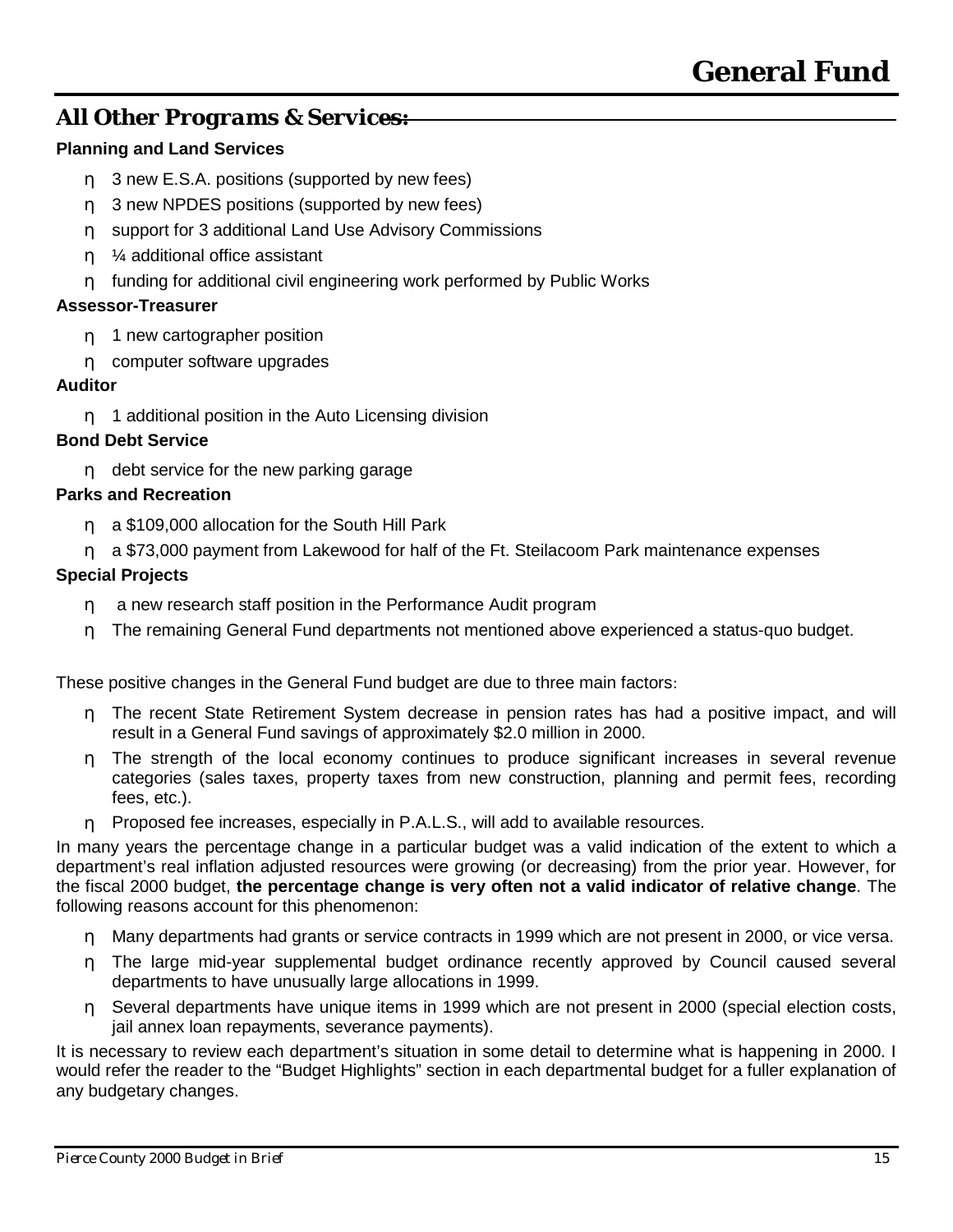# General Fund

## All Other Programs & Services:

**Planning and Land Services**

- 3 new E.S.A. positions (supported by new fees)
- 3 new NPDES positions (supported by new fees)
- support for 3 additional Land Use Advisory Commissions
- ¼ additional office assistant
- funding for additional civil engineering work performed by Public Works

**Assessor-Treasurer**

- 1 new cartographer position
- computer software upgrades

**Auditor**

- 1 additional position in the Auto Licensing division

**Bond Debt Service**

- debt service for the new parking garage

**Parks and Recreation**

- a $109,000 allocation for the South Hill Park
- a $73,000 payment from Lakewood for half of the Ft. Steilacoom Park maintenance expenses

**Special Projects**

- a new research staff position in the Performance Audit program
- The remaining General Fund departments not mentioned above experienced a status-quo budget.

These positive changes in the General Fund budget are due to three main factors:

- The recent State Retirement System decrease in pension rates has had a positive impact, and will result in a General Fund savings of approximately $2.0 million in 2000.
- The strength of the local economy continues to produce significant increases in several revenue categories (sales taxes, property taxes from new construction, planning and permit fees, recording fees, etc.).
- Proposed fee increases, especially in P.A.L.S., will add to available resources.

In many years the percentage change in a particular budget was a valid indication of the extent to which a department's real inflation adjusted resources were growing (or decreasing) from the prior year. However, for the fiscal 2000 budget, **the percentage change is very often not a valid indicator of relative change**. The following reasons account for this phenomenon:

- Many departments had grants or service contracts in 1999 which are not present in 2000, or vice versa.
- The large mid-year supplemental budget ordinance recently approved by Council caused several departments to have unusually large allocations in 1999.
- Several departments have unique items in 1999 which are not present in 2000 (special election costs, jail annex loan repayments, severance payments).

It is necessary to review each department's situation in some detail to determine what is happening in 2000. I would refer the reader to the "Budget Highlights" section in each departmental budget for a fuller explanation of any budgetary changes.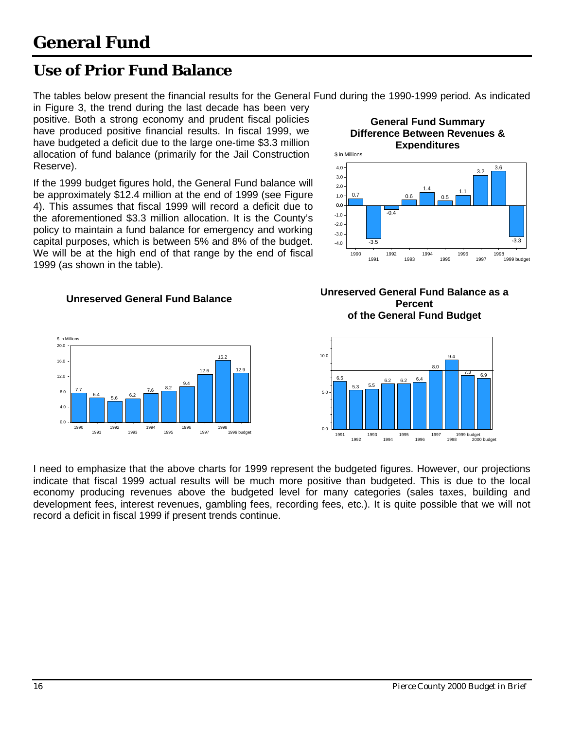# General Fund

## Use of Prior Fund Balance

The tables below present the financial results for the General Fund during the 1990-1999 period. As indicated in Figure 3, the trend during the last decade has been very positive. Both a strong economy and prudent fiscal policies have produced positive financial results. In fiscal 1999, we have budgeted a deficit due to the large one-time $3.3 million allocation of fund balance (primarily for the Jail Construction Reserve).

If the 1999 budget figures hold, the General Fund balance will be approximately $12.4 million at the end of 1999 (see Figure 4). This assumes that fiscal 1999 will record a deficit due to the aforementioned $3.3 million allocation. It is the County's policy to maintain a fund balance for emergency and working capital purposes, which is between 5% and 8% of the budget. We will be at the high end of that range by the end of fiscal 1999 (as shown in the table).

**General Fund Summary Difference Between Revenues & Expenditures**

$ in Millions

| Year | Value |
|---|---|
| 1990 | 0.7 |
| 1991 | -3.5 |
| 1992 | -0.4 |
| 1993 | 0.6 |
| 1994 | 1.4 |
| 1995 | 0.5 |
| 1996 | 1.1 |
| 1997 | 3.2 |
| 1998 | 3.6 |
| 1999 budget | -3.3 |

**Unreserved General Fund Balance**

$ in Millions

| Year | Value |
|---|---|
| 1990 | 7.7 |
| 1991 | 6.4 |
| 1992 | 5.6 |
| 1993 | 6.2 |
| 1994 | 7.6 |
| 1995 | 8.2 |
| 1996 | 9.4 |
| 1997 | 12.6 |
| 1998 | 16.2 |
| 1999 budget | 12.9 |

**Unreserved General Fund Balance as a Percent of the General Fund Budget**

| Year | Value |
|---|---|
| 1991 | 6.5 |
| 1992 | 5.3 |
| 1993 | 5.5 |
| 1994 | 6.2 |
| 1995 | 6.2 |
| 1996 | 6.4 |
| 1997 | 8.0 |
| 1998 | 9.4 |
| 1999 budget | 7.3 |
| 2000 budget | 6.9 |

I need to emphasize that the above charts for 1999 represent the budgeted figures. However, our projections indicate that fiscal 1999 actual results will be much more positive than budgeted. This is due to the local economy producing revenues above the budgeted level for many categories (sales taxes, building and development fees, interest revenues, gambling fees, recording fees, etc.). It is quite possible that we will not record a deficit in fiscal 1999 if present trends continue.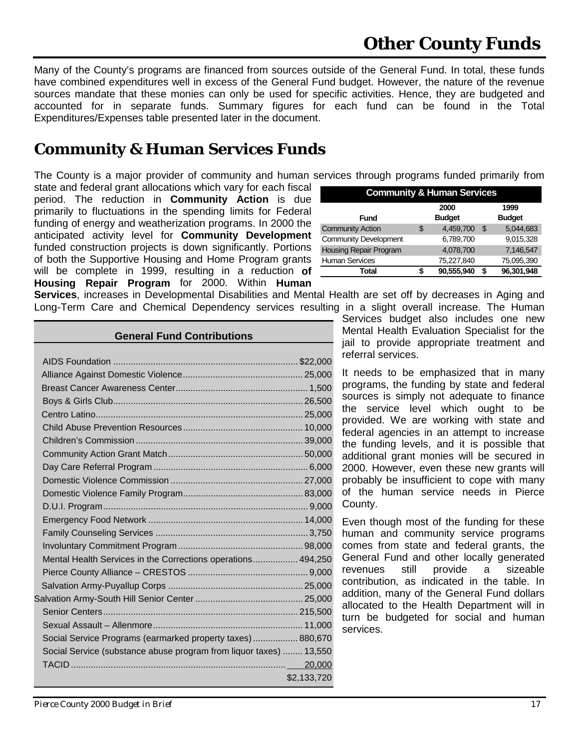# Other County Funds

Many of the County's programs are financed from sources outside of the General Fund. In total, these funds have combined expenditures well in excess of the General Fund budget. However, the nature of the revenue sources mandate that these monies can only be used for specific activities. Hence, they are budgeted and accounted for in separate funds. Summary figures for each fund can be found in the Total Expenditures/Expenses table presented later in the document.

## Community & Human Services Funds

The County is a major provider of community and human services through programs funded primarily from state and federal grant allocations which vary for each fiscal period. The reduction in **Community Action** is due primarily to fluctuations in the spending limits for Federal funding of energy and weatherization programs. In 2000 the anticipated activity level for **Community Development** funded construction projects is down significantly. Portions of both the Supportive Housing and Home Program grants will be complete in 1999, resulting in a reduction **of Housing Repair Program** for 2000. Within **Human Services**, increases in Developmental Disabilities and Mental Health are set off by decreases in Aging and Long-Term Care and Chemical Dependency services resulting in a slight overall increase. The Human Services budget also includes one new Mental Health Evaluation Specialist for the jail to provide appropriate treatment and referral services.

**Community & Human Services**

| Fund | 2000 Budget | 1999 Budget |
|---|---|---|
| Community Action | $ 4,459,700 | $ 5,044,683 |
| Community Development | 6,789,700 | 9,015,328 |
| Housing Repair Program | 4,078,700 | 7,146,547 |
| Human Services | 75,227,840 | 75,095,390 |
| **Total** | **$ 90,555,940** | **$ 96,301,948** |

It needs to be emphasized that in many programs, the funding by state and federal sources is simply not adequate to finance the service level which ought to be provided. We are working with state and federal agencies in an attempt to increase the funding levels, and it is possible that additional grant monies will be secured in 2000. However, even these new grants will probably be insufficient to cope with many of the human service needs in Pierce County.

Even though most of the funding for these human and community service programs comes from state and federal grants, the General Fund and other locally generated revenues still provide a sizeable contribution, as indicated in the table. In addition, many of the General Fund dollars allocated to the Health Department will in turn be budgeted for social and human services.

**General Fund Contributions**

| Program | Amount |
|---|---|
| AIDS Foundation | $22,000 |
| Alliance Against Domestic Violence | 25,000 |
| Breast Cancer Awareness Center | 1,500 |
| Boys & Girls Club | 26,500 |
| Centro Latino | 25,000 |
| Child Abuse Prevention Resources | 10,000 |
| Children's Commission | 39,000 |
| Community Action Grant Match | 50,000 |
| Day Care Referral Program | 6,000 |
| Domestic Violence Commission | 27,000 |
| Domestic Violence Family Program | 83,000 |
| D.U.I. Program | 9,000 |
| Emergency Food Network | 14,000 |
| Family Counseling Services | 3,750 |
| Involuntary Commitment Program | 98,000 |
| Mental Health Services in the Corrections operations | 494,250 |
| Pierce County Alliance – CRESTOS | 9,000 |
| Salvation Army-Puyallup Corps | 25,000 |
| Salvation Army-South Hill Senior Center | 25,000 |
| Senior Centers | 215,500 |
| Sexual Assault – Allenmore | 11,000 |
| Social Service Programs (earmarked property taxes) | 880,670 |
| Social Service (substance abuse program from liquor taxes) | 13,550 |
| TACID | 20,000 |
| | $2,133,720 |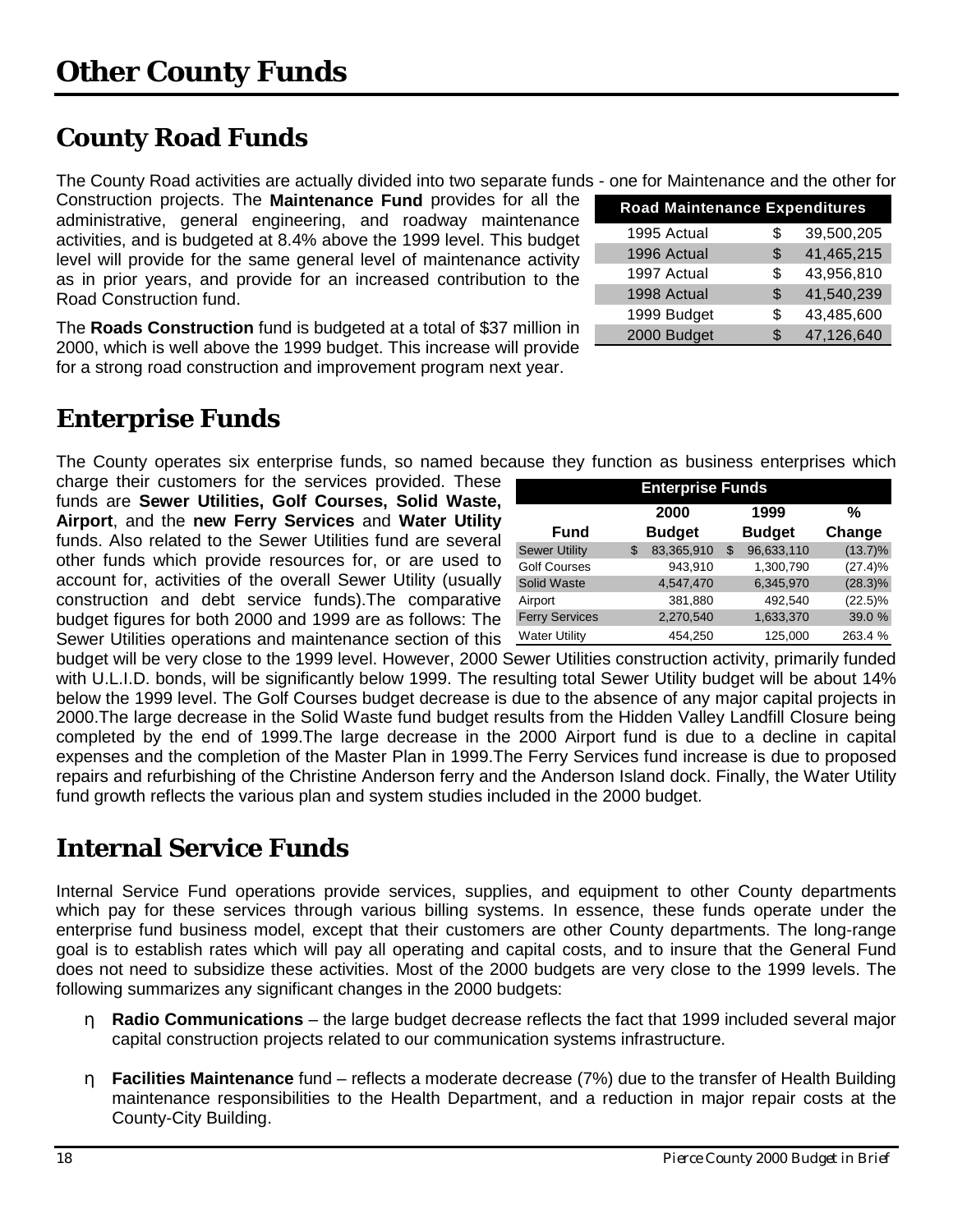# Other County Funds

## County Road Funds

The County Road activities are actually divided into two separate funds - one for Maintenance and the other for Construction projects. The **Maintenance Fund** provides for all the administrative, general engineering, and roadway maintenance activities, and is budgeted at 8.4% above the 1999 level. This budget level will provide for the same general level of maintenance activity as in prior years, and provide for an increased contribution to the Road Construction fund.

| Road Maintenance Expenditures | | |
|---|---|---|
| 1995 Actual | $ | 39,500,205 |
| 1996 Actual | $ | 41,465,215 |
| 1997 Actual | $ | 43,956,810 |
| 1998 Actual | $ | 41,540,239 |
| 1999 Budget | $ | 43,485,600 |
| 2000 Budget | $ | 47,126,640 |

The **Roads Construction** fund is budgeted at a total of $37 million in 2000, which is well above the 1999 budget. This increase will provide for a strong road construction and improvement program next year.

## Enterprise Funds

The County operates six enterprise funds, so named because they function as business enterprises which charge their customers for the services provided. These funds are **Sewer Utilities, Golf Courses, Solid Waste, Airport**, and the **new Ferry Services** and **Water Utility** funds. Also related to the Sewer Utilities fund are several other funds which provide resources for, or are used to account for, activities of the overall Sewer Utility (usually construction and debt service funds).The comparative budget figures for both 2000 and 1999 are as follows: The Sewer Utilities operations and maintenance section of this budget will be very close to the 1999 level. However, 2000 Sewer Utilities construction activity, primarily funded with U.L.I.D. bonds, will be significantly below 1999. The resulting total Sewer Utility budget will be about 14% below the 1999 level. The Golf Courses budget decrease is due to the absence of any major capital projects in 2000.The large decrease in the Solid Waste fund budget results from the Hidden Valley Landfill Closure being completed by the end of 1999.The large decrease in the 2000 Airport fund is due to a decline in capital expenses and the completion of the Master Plan in 1999.The Ferry Services fund increase is due to proposed repairs and refurbishing of the Christine Anderson ferry and the Anderson Island dock. Finally, the Water Utility fund growth reflects the various plan and system studies included in the 2000 budget.

| Fund | 2000 Budget | 1999 Budget | % Change |
|---|---|---|---|
| Sewer Utility | $ 83,365,910 | $ 96,633,110 | (13.7)% |
| Golf Courses | 943,910 | 1,300,790 | (27.4)% |
| Solid Waste | 4,547,470 | 6,345,970 | (28.3)% |
| Airport | 381,880 | 492,540 | (22.5)% |
| Ferry Services | 2,270,540 | 1,633,370 | 39.0 % |
| Water Utility | 454,250 | 125,000 | 263.4 % |

## Internal Service Funds

Internal Service Fund operations provide services, supplies, and equipment to other County departments which pay for these services through various billing systems. In essence, these funds operate under the enterprise fund business model, except that their customers are other County departments. The long-range goal is to establish rates which will pay all operating and capital costs, and to insure that the General Fund does not need to subsidize these activities. Most of the 2000 budgets are very close to the 1999 levels. The following summarizes any significant changes in the 2000 budgets:

- **Radio Communications** – the large budget decrease reflects the fact that 1999 included several major capital construction projects related to our communication systems infrastructure.
- **Facilities Maintenance** fund – reflects a moderate decrease (7%) due to the transfer of Health Building maintenance responsibilities to the Health Department, and a reduction in major repair costs at the County-City Building.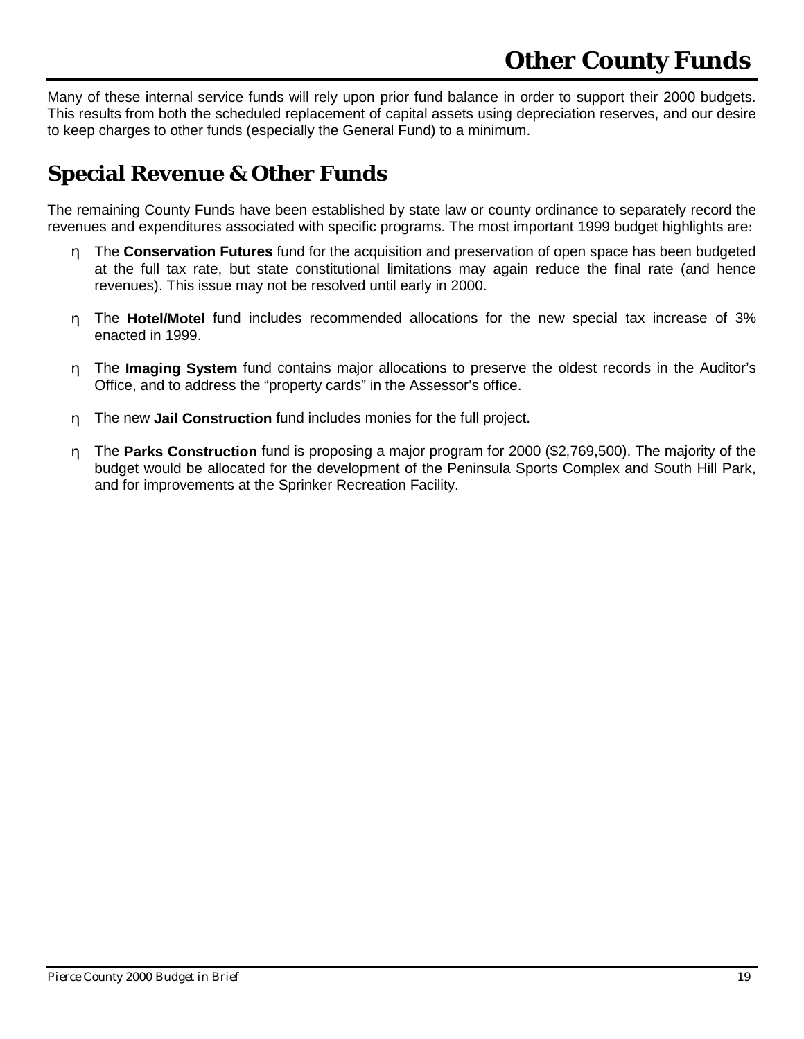# Other County Funds

Many of these internal service funds will rely upon prior fund balance in order to support their 2000 budgets. This results from both the scheduled replacement of capital assets using depreciation reserves, and our desire to keep charges to other funds (especially the General Fund) to a minimum.

## Special Revenue & Other Funds

The remaining County Funds have been established by state law or county ordinance to separately record the revenues and expenditures associated with specific programs. The most important 1999 budget highlights are:

- The **Conservation Futures** fund for the acquisition and preservation of open space has been budgeted at the full tax rate, but state constitutional limitations may again reduce the final rate (and hence revenues). This issue may not be resolved until early in 2000.
- The **Hotel/Motel** fund includes recommended allocations for the new special tax increase of 3% enacted in 1999.
- The **Imaging System** fund contains major allocations to preserve the oldest records in the Auditor's Office, and to address the "property cards" in the Assessor's office.
- The new **Jail Construction** fund includes monies for the full project.
- The **Parks Construction** fund is proposing a major program for 2000 ($2,769,500). The majority of the budget would be allocated for the development of the Peninsula Sports Complex and South Hill Park, and for improvements at the Sprinker Recreation Facility.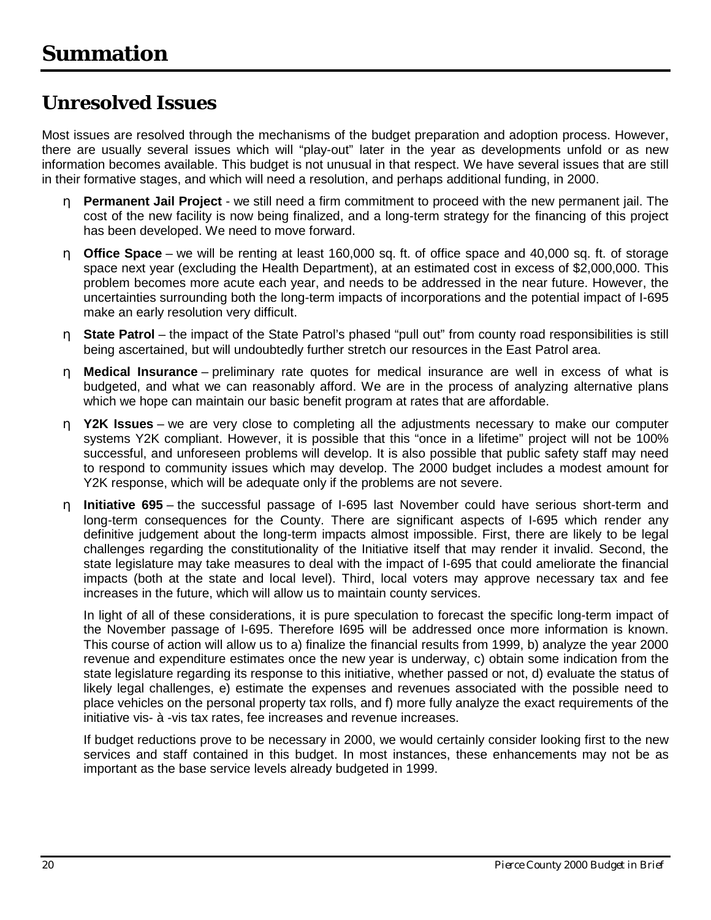# Summation

## Unresolved Issues

Most issues are resolved through the mechanisms of the budget preparation and adoption process. However, there are usually several issues which will "play-out" later in the year as developments unfold or as new information becomes available. This budget is not unusual in that respect. We have several issues that are still in their formative stages, and which will need a resolution, and perhaps additional funding, in 2000.

- **Permanent Jail Project** - we still need a firm commitment to proceed with the new permanent jail. The cost of the new facility is now being finalized, and a long-term strategy for the financing of this project has been developed. We need to move forward.
- **Office Space** – we will be renting at least 160,000 sq. ft. of office space and 40,000 sq. ft. of storage space next year (excluding the Health Department), at an estimated cost in excess of $2,000,000. This problem becomes more acute each year, and needs to be addressed in the near future. However, the uncertainties surrounding both the long-term impacts of incorporations and the potential impact of I-695 make an early resolution very difficult.
- **State Patrol** – the impact of the State Patrol's phased "pull out" from county road responsibilities is still being ascertained, but will undoubtedly further stretch our resources in the East Patrol area.
- **Medical Insurance** – preliminary rate quotes for medical insurance are well in excess of what is budgeted, and what we can reasonably afford. We are in the process of analyzing alternative plans which we hope can maintain our basic benefit program at rates that are affordable.
- **Y2K Issues** – we are very close to completing all the adjustments necessary to make our computer systems Y2K compliant. However, it is possible that this "once in a lifetime" project will not be 100% successful, and unforeseen problems will develop. It is also possible that public safety staff may need to respond to community issues which may develop. The 2000 budget includes a modest amount for Y2K response, which will be adequate only if the problems are not severe.
- **Initiative 695** – the successful passage of I-695 last November could have serious short-term and long-term consequences for the County. There are significant aspects of I-695 which render any definitive judgement about the long-term impacts almost impossible. First, there are likely to be legal challenges regarding the constitutionality of the Initiative itself that may render it invalid. Second, the state legislature may take measures to deal with the impact of I-695 that could ameliorate the financial impacts (both at the state and local level). Third, local voters may approve necessary tax and fee increases in the future, which will allow us to maintain county services.

  In light of all of these considerations, it is pure speculation to forecast the specific long-term impact of the November passage of I-695. Therefore I695 will be addressed once more information is known. This course of action will allow us to a) finalize the financial results from 1999, b) analyze the year 2000 revenue and expenditure estimates once the new year is underway, c) obtain some indication from the state legislature regarding its response to this initiative, whether passed or not, d) evaluate the status of likely legal challenges, e) estimate the expenses and revenues associated with the possible need to place vehicles on the personal property tax rolls, and f) more fully analyze the exact requirements of the initiative vis- à -vis tax rates, fee increases and revenue increases.

  If budget reductions prove to be necessary in 2000, we would certainly consider looking first to the new services and staff contained in this budget. In most instances, these enhancements may not be as important as the base service levels already budgeted in 1999.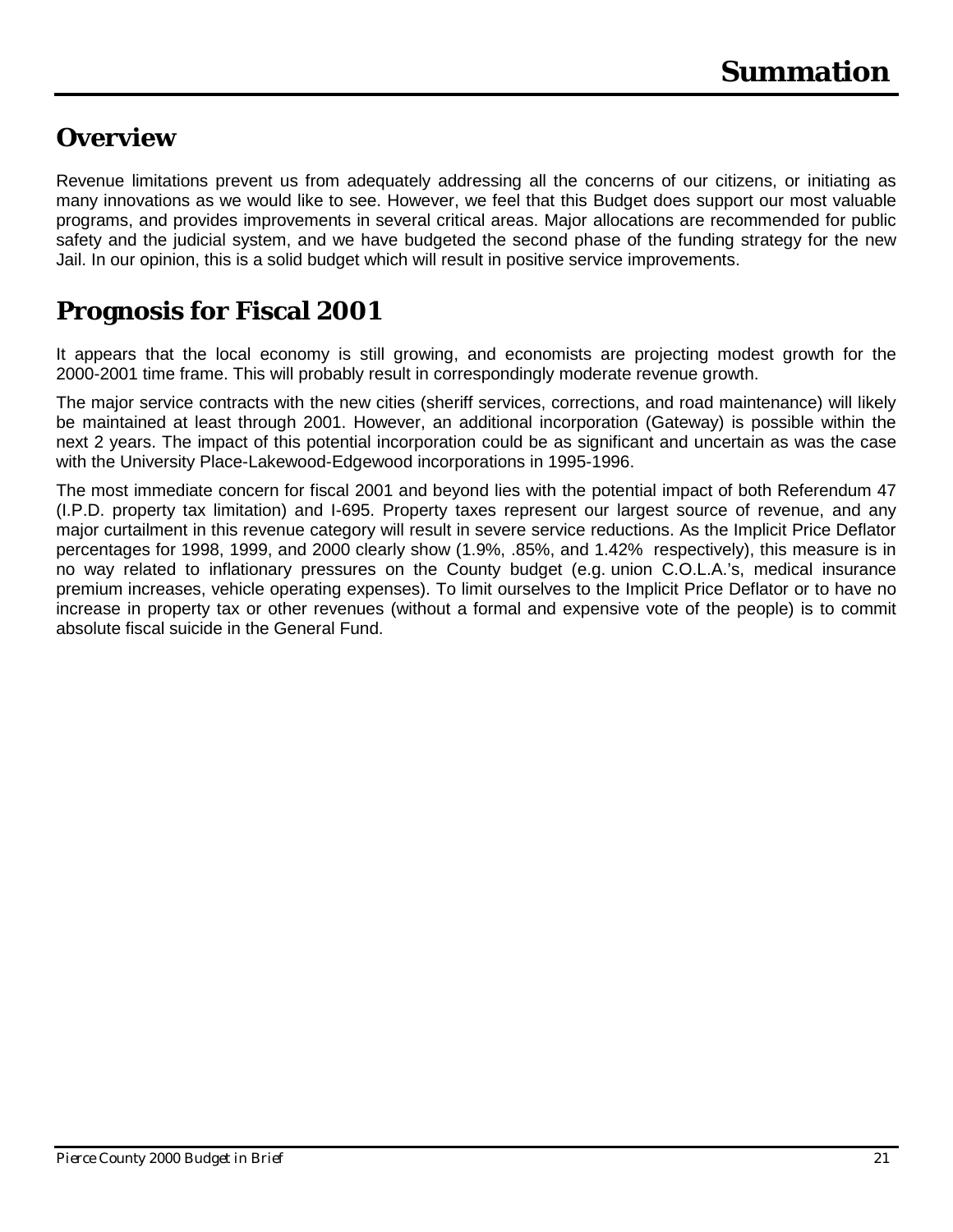# Summation

## Overview

Revenue limitations prevent us from adequately addressing all the concerns of our citizens, or initiating as many innovations as we would like to see. However, we feel that this Budget does support our most valuable programs, and provides improvements in several critical areas. Major allocations are recommended for public safety and the judicial system, and we have budgeted the second phase of the funding strategy for the new Jail. In our opinion, this is a solid budget which will result in positive service improvements.

## Prognosis for Fiscal 2001

It appears that the local economy is still growing, and economists are projecting modest growth for the 2000-2001 time frame. This will probably result in correspondingly moderate revenue growth.

The major service contracts with the new cities (sheriff services, corrections, and road maintenance) will likely be maintained at least through 2001. However, an additional incorporation (Gateway) is possible within the next 2 years. The impact of this potential incorporation could be as significant and uncertain as was the case with the University Place-Lakewood-Edgewood incorporations in 1995-1996.

The most immediate concern for fiscal 2001 and beyond lies with the potential impact of both Referendum 47 (I.P.D. property tax limitation) and I-695. Property taxes represent our largest source of revenue, and any major curtailment in this revenue category will result in severe service reductions. As the Implicit Price Deflator percentages for 1998, 1999, and 2000 clearly show (1.9%, .85%, and 1.42% respectively), this measure is in no way related to inflationary pressures on the County budget (e.g. union C.O.L.A.'s, medical insurance premium increases, vehicle operating expenses). To limit ourselves to the Implicit Price Deflator or to have no increase in property tax or other revenues (without a formal and expensive vote of the people) is to commit absolute fiscal suicide in the General Fund.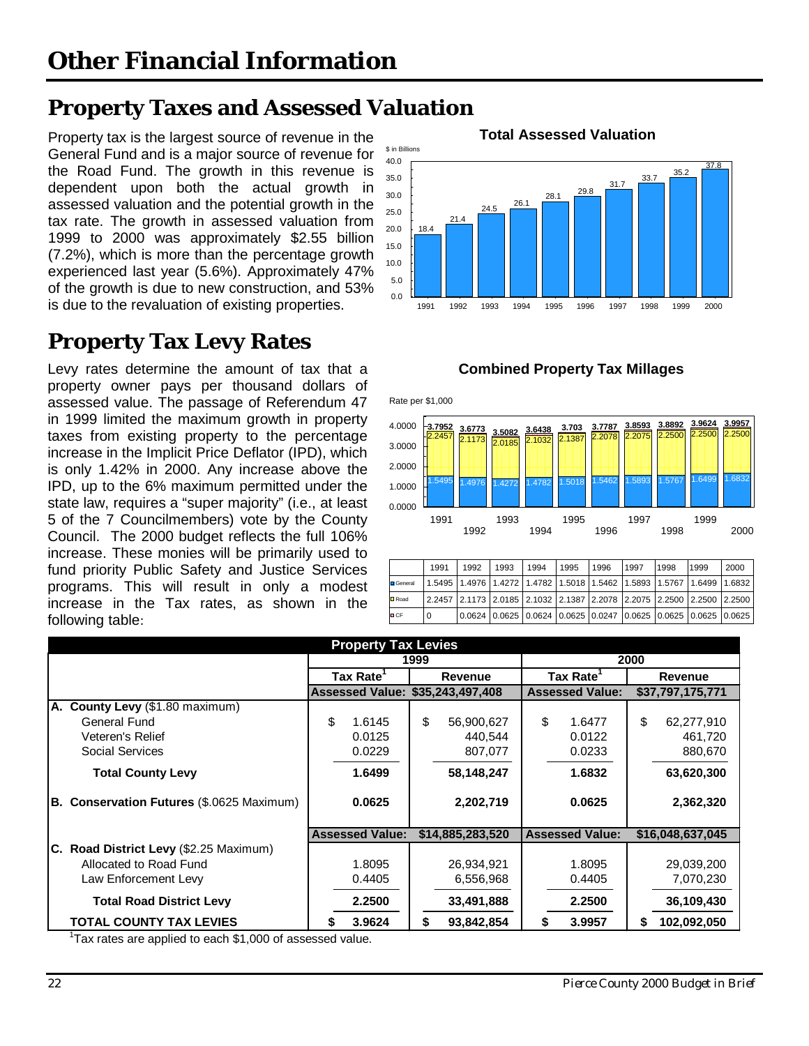# Other Financial Information

## Property Taxes and Assessed Valuation

Property tax is the largest source of revenue in the General Fund and is a major source of revenue for the Road Fund. The growth in this revenue is dependent upon both the actual growth in assessed valuation and the potential growth in the tax rate. The growth in assessed valuation from 1999 to 2000 was approximately $2.55 billion (7.2%), which is more than the percentage growth experienced last year (5.6%). Approximately 47% of the growth is due to new construction, and 53% is due to the revaluation of existing properties.

**Total Assessed Valuation**

$ in Billions

| 1991 | 1992 | 1993 | 1994 | 1995 | 1996 | 1997 | 1998 | 1999 | 2000 |
|---|---|---|---|---|---|---|---|---|---|
| 18.4 | 21.4 | 24.5 | 26.1 | 28.1 | 29.8 | 31.7 | 33.7 | 35.2 | 37.8 |

## Property Tax Levy Rates

Levy rates determine the amount of tax that a property owner pays per thousand dollars of assessed value. The passage of Referendum 47 in 1999 limited the maximum growth in property taxes from existing property to the percentage increase in the Implicit Price Deflator (IPD), which is only 1.42% in 2000. Any increase above the IPD, up to the 6% maximum permitted under the state law, requires a "super majority" (i.e., at least 5 of the 7 Councilmembers) vote by the County Council. The 2000 budget reflects the full 106% increase. These monies will be primarily used to fund priority Public Safety and Justice Services programs. This will result in only a modest increase in the Tax rates, as shown in the following table:

**Combined Property Tax Millages**

Rate per $1,000

| | 1991 | 1992 | 1993 | 1994 | 1995 | 1996 | 1997 | 1998 | 1999 | 2000 |
|---|---|---|---|---|---|---|---|---|---|---|
| Total | 3.7952 | 3.6773 | 3.5082 | 3.6438 | 3.703 | 3.7787 | 3.8593 | 3.8892 | 3.9624 | 3.9957 |
| General | 1.5495 | 1.4976 | 1.4272 | 1.4782 | 1.5018 | 1.5462 | 1.5893 | 1.5767 | 1.6499 | 1.6832 |
| Road | 2.2457 | 2.1173 | 2.0185 | 2.1032 | 2.1387 | 2.2078 | 2.2075 | 2.2500 | 2.2500 | 2.2500 |
| CF | 0 | 0.0624 | 0.0625 | 0.0624 | 0.0625 | 0.0247 | 0.0625 | 0.0625 | 0.0625 | 0.0625 |

**Property Tax Levies**

| | 1999 Tax Rate[1] | 1999 Revenue | 2000 Tax Rate[1] | 2000 Revenue |
|---|---|---|---|---|
| | Assessed Value: | $35,243,497,408 | Assessed Value: | $37,797,175,771 |
| **A. County Levy** ($1.80 maximum) | | | | |
| General Fund | $ 1.6145 | $ 56,900,627 | $ 1.6477 | $ 62,277,910 |
| Veteren's Relief | 0.0125 | 440,544 | 0.0122 | 461,720 |
| Social Services | 0.0229 | 807,077 | 0.0233 | 880,670 |
| **Total County Levy** | **1.6499** | **58,148,247** | **1.6832** | **63,620,300** |
| **B. Conservation Futures** ($.0625 Maximum) | **0.0625** | **2,202,719** | **0.0625** | **2,362,320** |
| | Assessed Value: | $14,885,283,520 | Assessed Value: | $16,048,637,045 |
| **C. Road District Levy** ($2.25 Maximum) | | | | |
| Allocated to Road Fund | 1.8095 | 26,934,921 | 1.8095 | 29,039,200 |
| Law Enforcement Levy | 0.4405 | 6,556,968 | 0.4405 | 7,070,230 |
| **Total Road District Levy** | **2.2500** | **33,491,888** | **2.2500** | **36,109,430** |
| **TOTAL COUNTY TAX LEVIES** | **$ 3.9624** | **$ 93,842,854** | **$ 3.9957** | **$ 102,092,050** |

[1]Tax rates are applied to each $1,000 of assessed value.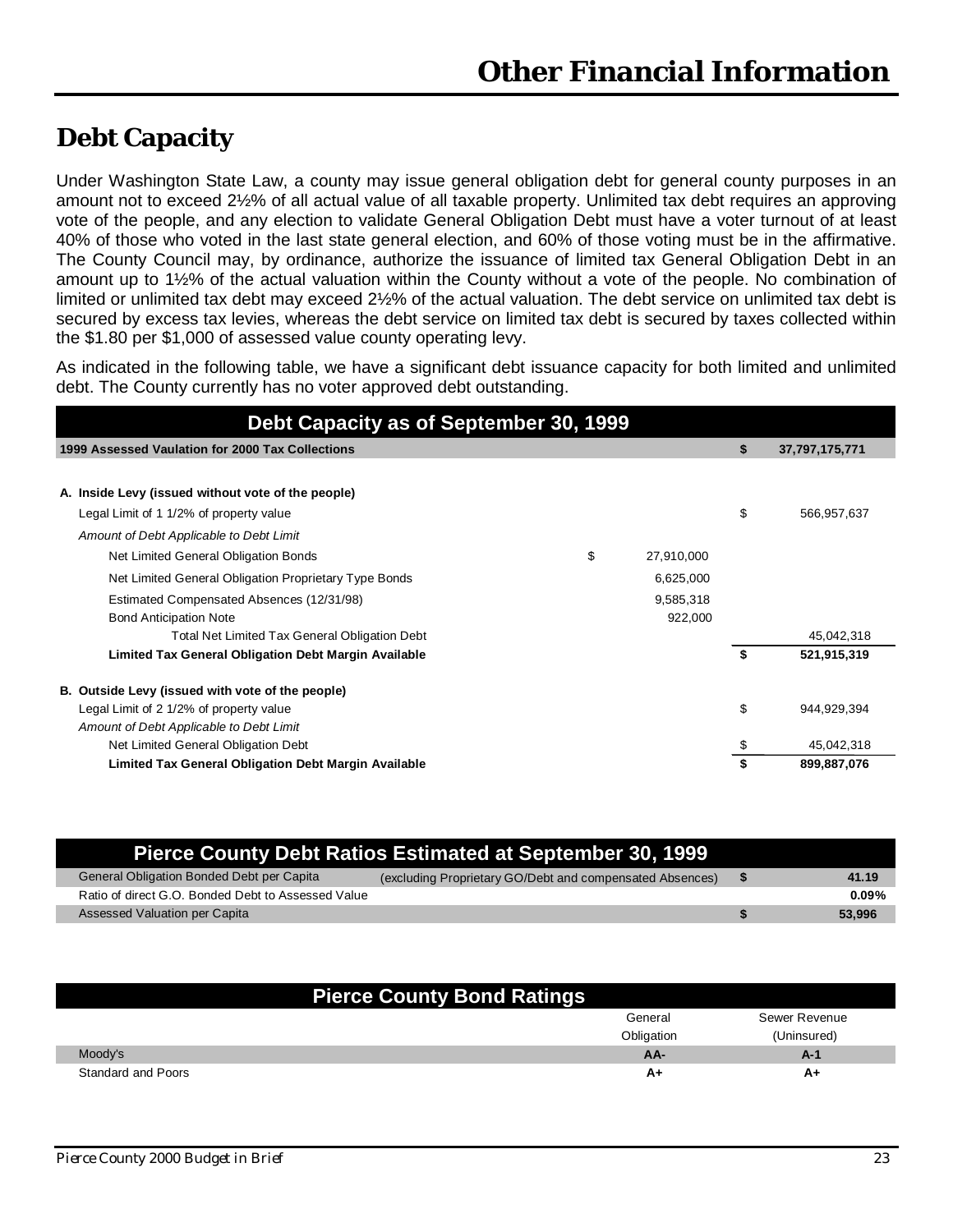# Other Financial Information

## Debt Capacity

Under Washington State Law, a county may issue general obligation debt for general county purposes in an amount not to exceed 2½% of all actual value of all taxable property. Unlimited tax debt requires an approving vote of the people, and any election to validate General Obligation Debt must have a voter turnout of at least 40% of those who voted in the last state general election, and 60% of those voting must be in the affirmative. The County Council may, by ordinance, authorize the issuance of limited tax General Obligation Debt in an amount up to 1½% of the actual valuation within the County without a vote of the people. No combination of limited or unlimited tax debt may exceed 2½% of the actual valuation. The debt service on unlimited tax debt is secured by excess tax levies, whereas the debt service on limited tax debt is secured by taxes collected within the $1.80 per $1,000 of assessed value county operating levy.

As indicated in the following table, we have a significant debt issuance capacity for both limited and unlimited debt. The County currently has no voter approved debt outstanding.

**Debt Capacity as of September 30, 1999**

| | | | | |
|---|---|---|---|---|
| **1999 Assessed Vaulation for 2000 Tax Collections** | | | **$** | **37,797,175,771** |
| | | | | |
| **A. Inside Levy (issued without vote of the people)** | | | | |
| Legal Limit of 1 1/2% of property value | | | $ | 566,957,637 |
| *Amount of Debt Applicable to Debt Limit* | | | | |
| Net Limited General Obligation Bonds | $ | 27,910,000 | | |
| Net Limited General Obligation Proprietary Type Bonds | | 6,625,000 | | |
| Estimated Compensated Absences (12/31/98) | | 9,585,318 | | |
| Bond Anticipation Note | | 922,000 | | |
| Total Net Limited Tax General Obligation Debt | | | | 45,042,318 |
| **Limited Tax General Obligation Debt Margin Available** | | | **$** | **521,915,319** |
| | | | | |
| **B. Outside Levy (issued with vote of the people)** | | | | |
| Legal Limit of 2 1/2% of property value | | | $ | 944,929,394 |
| *Amount of Debt Applicable to Debt Limit* | | | | |
| Net Limited General Obligation Debt | | | $ | 45,042,318 |
| **Limited Tax General Obligation Debt Margin Available** | | | **$** | **899,887,076** |

**Pierce County Debt Ratios Estimated at September 30, 1999**

| | | | |
|---|---|---|---|
| General Obligation Bonded Debt per Capita | (excluding Proprietary GO/Debt and compensated Absences) | **$** | **41.19** |
| Ratio of direct G.O. Bonded Debt to Assessed Value | | | **0.09%** |
| Assessed Valuation per Capita | | **$** | **53,996** |

**Pierce County Bond Ratings**

| | General Obligation | Sewer Revenue (Uninsured) |
|---|---|---|
| Moody's | **AA-** | **A-1** |
| Standard and Poors | **A+** | **A+** |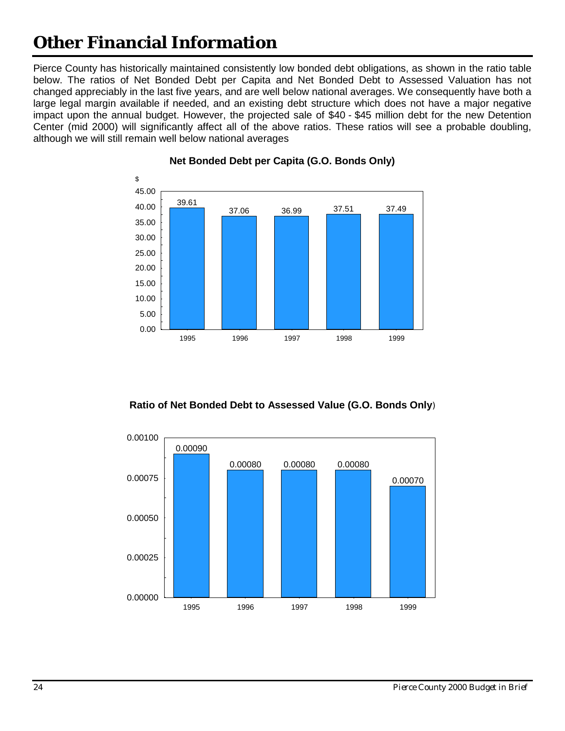# Other Financial Information

Pierce County has historically maintained consistently low bonded debt obligations, as shown in the ratio table below. The ratios of Net Bonded Debt per Capita and Net Bonded Debt to Assessed Valuation has not changed appreciably in the last five years, and are well below national averages. We consequently have both a large legal margin available if needed, and an existing debt structure which does not have a major negative impact upon the annual budget. However, the projected sale of $40 - $45 million debt for the new Detention Center (mid 2000) will significantly affect all of the above ratios. These ratios will see a probable doubling, although we will still remain well below national averages

**Net Bonded Debt per Capita (G.O. Bonds Only)**

| Year | $ |
|---|---|
| 1995 | 39.61 |
| 1996 | 37.06 |
| 1997 | 36.99 |
| 1998 | 37.51 |
| 1999 | 37.49 |

**Ratio of Net Bonded Debt to Assessed Value (G.O. Bonds Only)**

| Year | Ratio |
|---|---|
| 1995 | 0.00090 |
| 1996 | 0.00080 |
| 1997 | 0.00080 |
| 1998 | 0.00080 |
| 1999 | 0.00070 |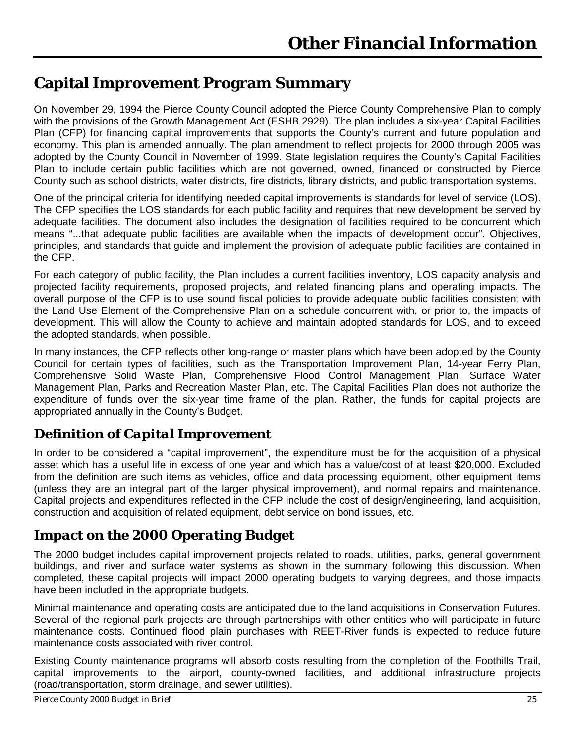# Other Financial Information

## Capital Improvement Program Summary

On November 29, 1994 the Pierce County Council adopted the Pierce County Comprehensive Plan to comply with the provisions of the Growth Management Act (ESHB 2929). The plan includes a six-year Capital Facilities Plan (CFP) for financing capital improvements that supports the County's current and future population and economy. This plan is amended annually. The plan amendment to reflect projects for 2000 through 2005 was adopted by the County Council in November of 1999. State legislation requires the County's Capital Facilities Plan to include certain public facilities which are not governed, owned, financed or constructed by Pierce County such as school districts, water districts, fire districts, library districts, and public transportation systems.

One of the principal criteria for identifying needed capital improvements is standards for level of service (LOS). The CFP specifies the LOS standards for each public facility and requires that new development be served by adequate facilities. The document also includes the designation of facilities required to be concurrent which means "...that adequate public facilities are available when the impacts of development occur". Objectives, principles, and standards that guide and implement the provision of adequate public facilities are contained in the CFP.

For each category of public facility, the Plan includes a current facilities inventory, LOS capacity analysis and projected facility requirements, proposed projects, and related financing plans and operating impacts. The overall purpose of the CFP is to use sound fiscal policies to provide adequate public facilities consistent with the Land Use Element of the Comprehensive Plan on a schedule concurrent with, or prior to, the impacts of development. This will allow the County to achieve and maintain adopted standards for LOS, and to exceed the adopted standards, when possible.

In many instances, the CFP reflects other long-range or master plans which have been adopted by the County Council for certain types of facilities, such as the Transportation Improvement Plan, 14-year Ferry Plan, Comprehensive Solid Waste Plan, Comprehensive Flood Control Management Plan, Surface Water Management Plan, Parks and Recreation Master Plan, etc. The Capital Facilities Plan does not authorize the expenditure of funds over the six-year time frame of the plan. Rather, the funds for capital projects are appropriated annually in the County's Budget.

### *Definition of Capital Improvement*

In order to be considered a "capital improvement", the expenditure must be for the acquisition of a physical asset which has a useful life in excess of one year and which has a value/cost of at least $20,000. Excluded from the definition are such items as vehicles, office and data processing equipment, other equipment items (unless they are an integral part of the larger physical improvement), and normal repairs and maintenance. Capital projects and expenditures reflected in the CFP include the cost of design/engineering, land acquisition, construction and acquisition of related equipment, debt service on bond issues, etc.

### *Impact on the 2000 Operating Budget*

The 2000 budget includes capital improvement projects related to roads, utilities, parks, general government buildings, and river and surface water systems as shown in the summary following this discussion. When completed, these capital projects will impact 2000 operating budgets to varying degrees, and those impacts have been included in the appropriate budgets.

Minimal maintenance and operating costs are anticipated due to the land acquisitions in Conservation Futures. Several of the regional park projects are through partnerships with other entities who will participate in future maintenance costs. Continued flood plain purchases with REET-River funds is expected to reduce future maintenance costs associated with river control.

Existing County maintenance programs will absorb costs resulting from the completion of the Foothills Trail, capital improvements to the airport, county-owned facilities, and additional infrastructure projects (road/transportation, storm drainage, and sewer utilities).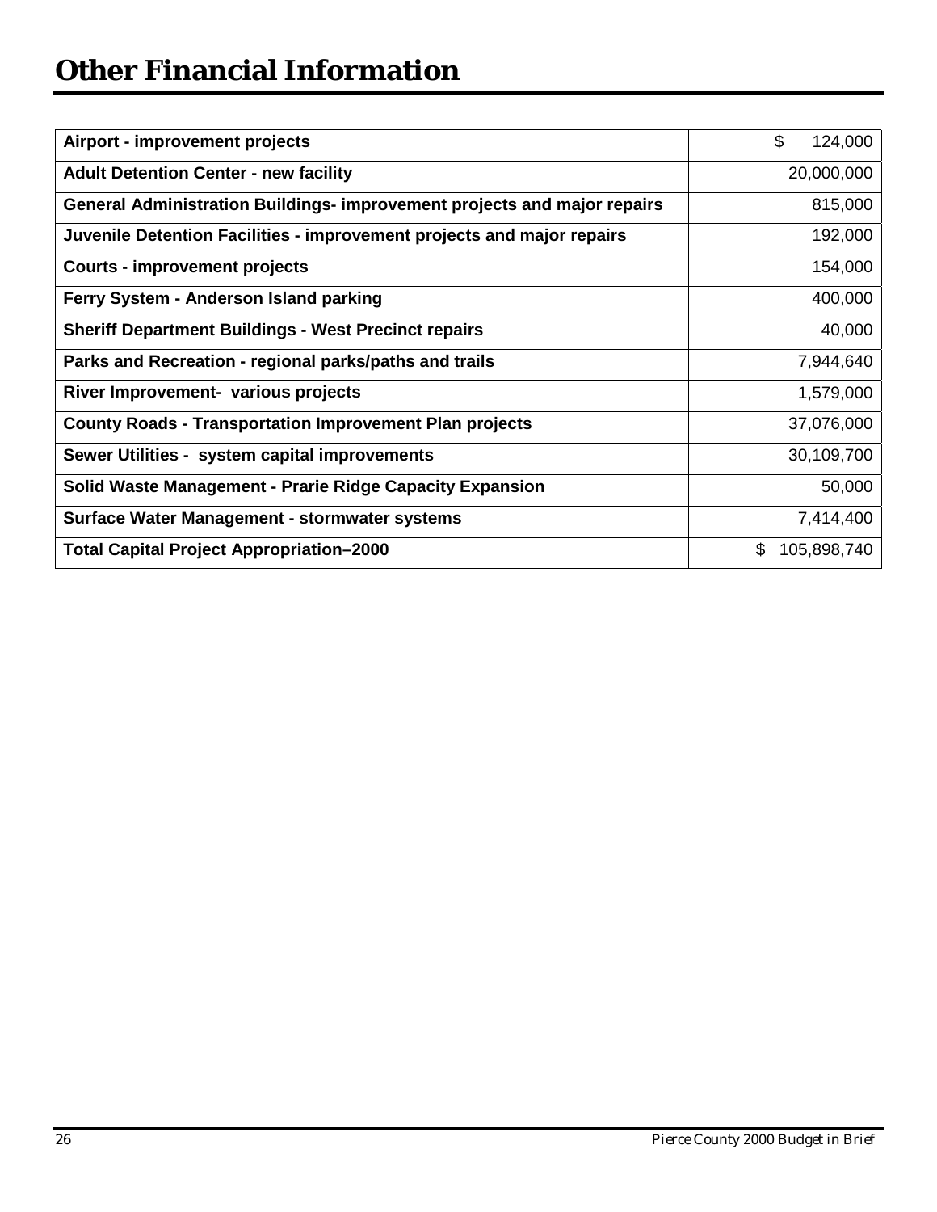# Other Financial Information

| Airport - improvement projects | $ 124,000 |
|---|---|
| Adult Detention Center - new facility | 20,000,000 |
| General Administration Buildings- improvement projects and major repairs | 815,000 |
| Juvenile Detention Facilities - improvement projects and major repairs | 192,000 |
| Courts - improvement projects | 154,000 |
| Ferry System - Anderson Island parking | 400,000 |
| Sheriff Department Buildings - West Precinct repairs | 40,000 |
| Parks and Recreation - regional parks/paths and trails | 7,944,640 |
| River Improvement- various projects | 1,579,000 |
| County Roads - Transportation Improvement Plan projects | 37,076,000 |
| Sewer Utilities - system capital improvements | 30,109,700 |
| Solid Waste Management - Prarie Ridge Capacity Expansion | 50,000 |
| Surface Water Management - stormwater systems | 7,414,400 |
| Total Capital Project Appropriation–2000 | $ 105,898,740 |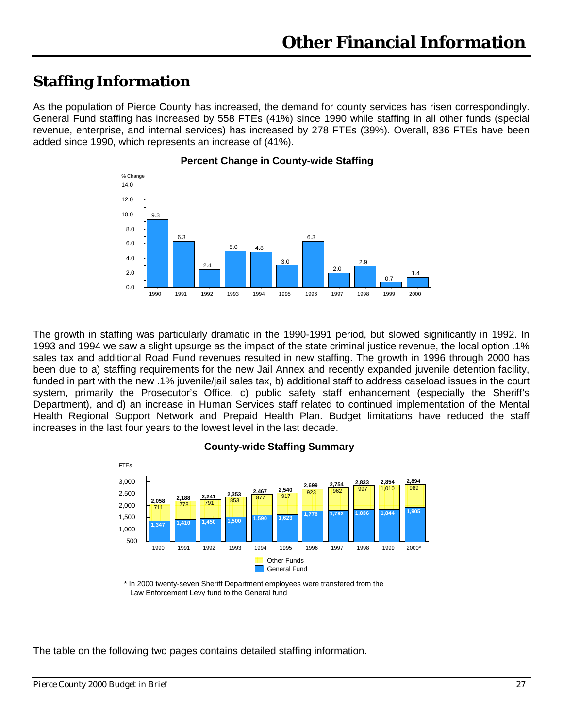# Staffing Information

As the population of Pierce County has increased, the demand for county services has risen correspondingly. General Fund staffing has increased by 558 FTEs (41%) since 1990 while staffing in all other funds (special revenue, enterprise, and internal services) has increased by 278 FTEs (39%). Overall, 836 FTEs have been added since 1990, which represents an increase of (41%).

**Percent Change in County-wide Staffing**

| Year | % Change |
|---|---|
| 1990 | 9.3 |
| 1991 | 6.3 |
| 1992 | 2.4 |
| 1993 | 5.0 |
| 1994 | 4.8 |
| 1995 | 3.0 |
| 1996 | 6.3 |
| 1997 | 2.0 |
| 1998 | 2.9 |
| 1999 | 0.7 |
| 2000 | 1.4 |

The growth in staffing was particularly dramatic in the 1990-1991 period, but slowed significantly in 1992. In 1993 and 1994 we saw a slight upsurge as the impact of the state criminal justice revenue, the local option .1% sales tax and additional Road Fund revenues resulted in new staffing. The growth in 1996 through 2000 has been due to a) staffing requirements for the new Jail Annex and recently expanded juvenile detention facility, funded in part with the new .1% juvenile/jail sales tax, b) additional staff to address caseload issues in the court system, primarily the Prosecutor's Office, c) public safety staff enhancement (especially the Sheriff's Department), and d) an increase in Human Services staff related to continued implementation of the Mental Health Regional Support Network and Prepaid Health Plan. Budget limitations have reduced the staff increases in the last four years to the lowest level in the last decade.

**County-wide Staffing Summary**

| Year | General Fund (FTEs) | Other Funds (FTEs) | Total (FTEs) |
|---|---|---|---|
| 1990 | 1,347 | 711 | 2,058 |
| 1991 | 1,410 | 778 | 2,188 |
| 1992 | 1,450 | 791 | 2,241 |
| 1993 | 1,500 | 853 | 2,353 |
| 1994 | 1,590 | 877 | 2,467 |
| 1995 | 1,623 | 917 | 2,540 |
| 1996 | 1,776 | 923 | 2,699 |
| 1997 | 1,792 | 962 | 2,754 |
| 1998 | 1,836 | 997 | 2,833 |
| 1999 | 1,844 | 1,010 | 2,854 |
| 2000* | 1,905 | 989 | 2,894 |

\* In 2000 twenty-seven Sheriff Department employees were transfered from the Law Enforcement Levy fund to the General fund

The table on the following two pages contains detailed staffing information.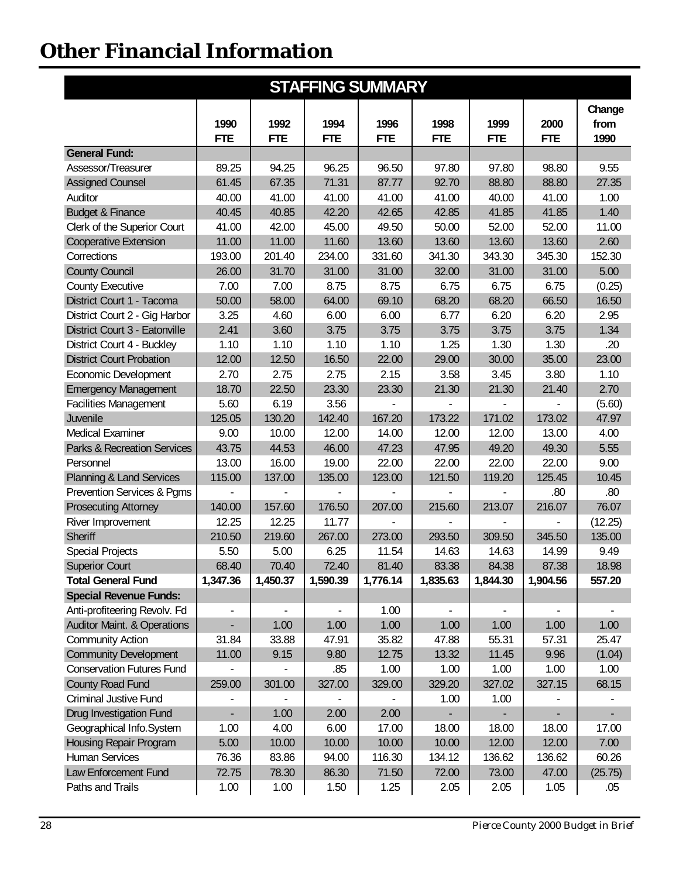# Other Financial Information

## STAFFING SUMMARY

| | 1990 FTE | 1992 FTE | 1994 FTE | 1996 FTE | 1998 FTE | 1999 FTE | 2000 FTE | Change from 1990 |
|---|---|---|---|---|---|---|---|---|
| **General Fund:** | | | | | | | | |
| Assessor/Treasurer | 89.25 | 94.25 | 96.25 | 96.50 | 97.80 | 97.80 | 98.80 | 9.55 |
| Assigned Counsel | 61.45 | 67.35 | 71.31 | 87.77 | 92.70 | 88.80 | 88.80 | 27.35 |
| Auditor | 40.00 | 41.00 | 41.00 | 41.00 | 41.00 | 40.00 | 41.00 | 1.00 |
| Budget & Finance | 40.45 | 40.85 | 42.20 | 42.65 | 42.85 | 41.85 | 41.85 | 1.40 |
| Clerk of the Superior Court | 41.00 | 42.00 | 45.00 | 49.50 | 50.00 | 52.00 | 52.00 | 11.00 |
| Cooperative Extension | 11.00 | 11.00 | 11.60 | 13.60 | 13.60 | 13.60 | 13.60 | 2.60 |
| Corrections | 193.00 | 201.40 | 234.00 | 331.60 | 341.30 | 343.30 | 345.30 | 152.30 |
| County Council | 26.00 | 31.70 | 31.00 | 31.00 | 32.00 | 31.00 | 31.00 | 5.00 |
| County Executive | 7.00 | 7.00 | 8.75 | 8.75 | 6.75 | 6.75 | 6.75 | (0.25) |
| District Court 1 - Tacoma | 50.00 | 58.00 | 64.00 | 69.10 | 68.20 | 68.20 | 66.50 | 16.50 |
| District Court 2 - Gig Harbor | 3.25 | 4.60 | 6.00 | 6.00 | 6.77 | 6.20 | 6.20 | 2.95 |
| District Court 3 - Eatonville | 2.41 | 3.60 | 3.75 | 3.75 | 3.75 | 3.75 | 3.75 | 1.34 |
| District Court 4 - Buckley | 1.10 | 1.10 | 1.10 | 1.10 | 1.25 | 1.30 | 1.30 | .20 |
| District Court Probation | 12.00 | 12.50 | 16.50 | 22.00 | 29.00 | 30.00 | 35.00 | 23.00 |
| Economic Development | 2.70 | 2.75 | 2.75 | 2.15 | 3.58 | 3.45 | 3.80 | 1.10 |
| Emergency Management | 18.70 | 22.50 | 23.30 | 23.30 | 21.30 | 21.30 | 21.40 | 2.70 |
| Facilities Management | 5.60 | 6.19 | 3.56 | - | - | - | - | (5.60) |
| Juvenile | 125.05 | 130.20 | 142.40 | 167.20 | 173.22 | 171.02 | 173.02 | 47.97 |
| Medical Examiner | 9.00 | 10.00 | 12.00 | 14.00 | 12.00 | 12.00 | 13.00 | 4.00 |
| Parks & Recreation Services | 43.75 | 44.53 | 46.00 | 47.23 | 47.95 | 49.20 | 49.30 | 5.55 |
| Personnel | 13.00 | 16.00 | 19.00 | 22.00 | 22.00 | 22.00 | 22.00 | 9.00 |
| Planning & Land Services | 115.00 | 137.00 | 135.00 | 123.00 | 121.50 | 119.20 | 125.45 | 10.45 |
| Prevention Services & Pgms | - | - | - | - | - | - | .80 | .80 |
| Prosecuting Attorney | 140.00 | 157.60 | 176.50 | 207.00 | 215.60 | 213.07 | 216.07 | 76.07 |
| River Improvement | 12.25 | 12.25 | 11.77 | - | - | - | - | (12.25) |
| Sheriff | 210.50 | 219.60 | 267.00 | 273.00 | 293.50 | 309.50 | 345.50 | 135.00 |
| Special Projects | 5.50 | 5.00 | 6.25 | 11.54 | 14.63 | 14.63 | 14.99 | 9.49 |
| Superior Court | 68.40 | 70.40 | 72.40 | 81.40 | 83.38 | 84.38 | 87.38 | 18.98 |
| **Total General Fund** | **1,347.36** | **1,450.37** | **1,590.39** | **1,776.14** | **1,835.63** | **1,844.30** | **1,904.56** | **557.20** |
| **Special Revenue Funds:** | | | | | | | | |
| Anti-profiteering Revolv. Fd | - | - | - | 1.00 | - | - | - | - |
| Auditor Maint. & Operations | - | 1.00 | 1.00 | 1.00 | 1.00 | 1.00 | 1.00 | 1.00 |
| Community Action | 31.84 | 33.88 | 47.91 | 35.82 | 47.88 | 55.31 | 57.31 | 25.47 |
| Community Development | 11.00 | 9.15 | 9.80 | 12.75 | 13.32 | 11.45 | 9.96 | (1.04) |
| Conservation Futures Fund | - | - | .85 | 1.00 | 1.00 | 1.00 | 1.00 | 1.00 |
| County Road Fund | 259.00 | 301.00 | 327.00 | 329.00 | 329.20 | 327.02 | 327.15 | 68.15 |
| Criminal Justive Fund | - | - | - | - | 1.00 | 1.00 | - | - |
| Drug Investigation Fund | - | 1.00 | 2.00 | 2.00 | - | - | - | - |
| Geographical Info.System | 1.00 | 4.00 | 6.00 | 17.00 | 18.00 | 18.00 | 18.00 | 17.00 |
| Housing Repair Program | 5.00 | 10.00 | 10.00 | 10.00 | 10.00 | 12.00 | 12.00 | 7.00 |
| Human Services | 76.36 | 83.86 | 94.00 | 116.30 | 134.12 | 136.62 | 136.62 | 60.26 |
| Law Enforcement Fund | 72.75 | 78.30 | 86.30 | 71.50 | 72.00 | 73.00 | 47.00 | (25.75) |
| Paths and Trails | 1.00 | 1.00 | 1.50 | 1.25 | 2.05 | 2.05 | 1.05 | .05 |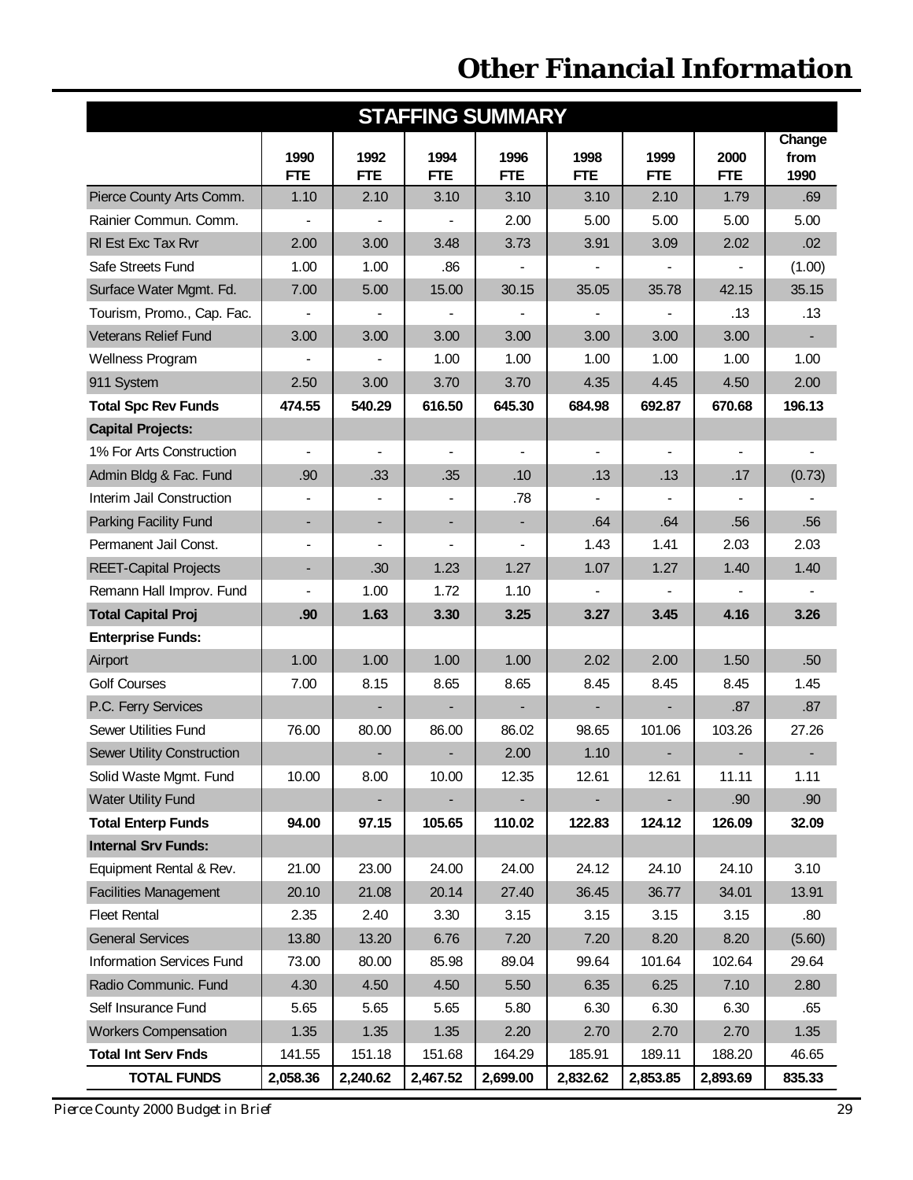# Other Financial Information

## STAFFING SUMMARY

| | 1990 FTE | 1992 FTE | 1994 FTE | 1996 FTE | 1998 FTE | 1999 FTE | 2000 FTE | Change from 1990 |
|---|---|---|---|---|---|---|---|---|
| Pierce County Arts Comm. | 1.10 | 2.10 | 3.10 | 3.10 | 3.10 | 2.10 | 1.79 | .69 |
| Rainier Commun. Comm. | - | - | - | 2.00 | 5.00 | 5.00 | 5.00 | 5.00 |
| RI Est Exc Tax Rvr | 2.00 | 3.00 | 3.48 | 3.73 | 3.91 | 3.09 | 2.02 | .02 |
| Safe Streets Fund | 1.00 | 1.00 | .86 | - | - | - | - | (1.00) |
| Surface Water Mgmt. Fd. | 7.00 | 5.00 | 15.00 | 30.15 | 35.05 | 35.78 | 42.15 | 35.15 |
| Tourism, Promo., Cap. Fac. | - | - | - | - | - | - | .13 | .13 |
| Veterans Relief Fund | 3.00 | 3.00 | 3.00 | 3.00 | 3.00 | 3.00 | 3.00 | - |
| Wellness Program | - | - | 1.00 | 1.00 | 1.00 | 1.00 | 1.00 | 1.00 |
| 911 System | 2.50 | 3.00 | 3.70 | 3.70 | 4.35 | 4.45 | 4.50 | 2.00 |
| **Total Spc Rev Funds** | **474.55** | **540.29** | **616.50** | **645.30** | **684.98** | **692.87** | **670.68** | **196.13** |
| **Capital Projects:** | | | | | | | | |
| 1% For Arts Construction | - | - | - | - | - | - | - | - |
| Admin Bldg & Fac. Fund | .90 | .33 | .35 | .10 | .13 | .13 | .17 | (0.73) |
| Interim Jail Construction | - | - | - | .78 | - | - | - | - |
| Parking Facility Fund | - | - | - | - | .64 | .64 | .56 | .56 |
| Permanent Jail Const. | - | - | - | - | 1.43 | 1.41 | 2.03 | 2.03 |
| REET-Capital Projects | - | .30 | 1.23 | 1.27 | 1.07 | 1.27 | 1.40 | 1.40 |
| Remann Hall Improv. Fund | - | 1.00 | 1.72 | 1.10 | - | - | - | - |
| **Total Capital Proj** | **.90** | **1.63** | **3.30** | **3.25** | **3.27** | **3.45** | **4.16** | **3.26** |
| **Enterprise Funds:** | | | | | | | | |
| Airport | 1.00 | 1.00 | 1.00 | 1.00 | 2.02 | 2.00 | 1.50 | .50 |
| Golf Courses | 7.00 | 8.15 | 8.65 | 8.65 | 8.45 | 8.45 | 8.45 | 1.45 |
| P.C. Ferry Services | | - | - | - | - | - | .87 | .87 |
| Sewer Utilities Fund | 76.00 | 80.00 | 86.00 | 86.02 | 98.65 | 101.06 | 103.26 | 27.26 |
| Sewer Utility Construction | | - | - | 2.00 | 1.10 | - | - | - |
| Solid Waste Mgmt. Fund | 10.00 | 8.00 | 10.00 | 12.35 | 12.61 | 12.61 | 11.11 | 1.11 |
| Water Utility Fund | | - | - | - | - | - | .90 | .90 |
| **Total Enterp Funds** | **94.00** | **97.15** | **105.65** | **110.02** | **122.83** | **124.12** | **126.09** | **32.09** |
| **Internal Srv Funds:** | | | | | | | | |
| Equipment Rental & Rev. | 21.00 | 23.00 | 24.00 | 24.00 | 24.12 | 24.10 | 24.10 | 3.10 |
| Facilities Management | 20.10 | 21.08 | 20.14 | 27.40 | 36.45 | 36.77 | 34.01 | 13.91 |
| Fleet Rental | 2.35 | 2.40 | 3.30 | 3.15 | 3.15 | 3.15 | 3.15 | .80 |
| General Services | 13.80 | 13.20 | 6.76 | 7.20 | 7.20 | 8.20 | 8.20 | (5.60) |
| Information Services Fund | 73.00 | 80.00 | 85.98 | 89.04 | 99.64 | 101.64 | 102.64 | 29.64 |
| Radio Communic. Fund | 4.30 | 4.50 | 4.50 | 5.50 | 6.35 | 6.25 | 7.10 | 2.80 |
| Self Insurance Fund | 5.65 | 5.65 | 5.65 | 5.80 | 6.30 | 6.30 | 6.30 | .65 |
| Workers Compensation | 1.35 | 1.35 | 1.35 | 2.20 | 2.70 | 2.70 | 2.70 | 1.35 |
| **Total Int Serv Fnds** | 141.55 | 151.18 | 151.68 | 164.29 | 185.91 | 189.11 | 188.20 | 46.65 |
| **TOTAL FUNDS** | **2,058.36** | **2,240.62** | **2,467.52** | **2,699.00** | **2,832.62** | **2,853.85** | **2,893.69** | **835.33** |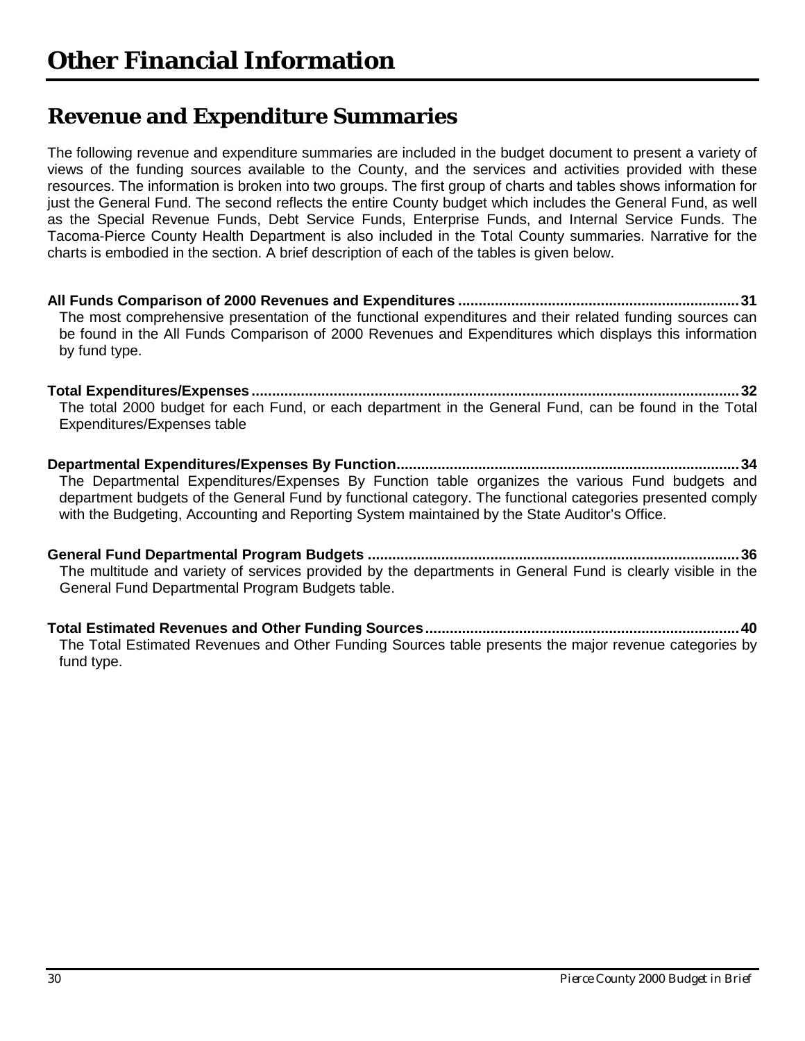# Other Financial Information

## Revenue and Expenditure Summaries

The following revenue and expenditure summaries are included in the budget document to present a variety of views of the funding sources available to the County, and the services and activities provided with these resources. The information is broken into two groups. The first group of charts and tables shows information for just the General Fund. The second reflects the entire County budget which includes the General Fund, as well as the Special Revenue Funds, Debt Service Funds, Enterprise Funds, and Internal Service Funds. The Tacoma-Pierce County Health Department is also included in the Total County summaries. Narrative for the charts is embodied in the section. A brief description of each of the tables is given below.

**All Funds Comparison of 2000 Revenues and Expenditures .................................................................... 31**

The most comprehensive presentation of the functional expenditures and their related funding sources can be found in the All Funds Comparison of 2000 Revenues and Expenditures which displays this information by fund type.

**Total Expenditures/Expenses ...................................................................................................................... 32**

The total 2000 budget for each Fund, or each department in the General Fund, can be found in the Total Expenditures/Expenses table

**Departmental Expenditures/Expenses By Function.................................................................................... 34**

The Departmental Expenditures/Expenses By Function table organizes the various Fund budgets and department budgets of the General Fund by functional category. The functional categories presented comply with the Budgeting, Accounting and Reporting System maintained by the State Auditor's Office.

**General Fund Departmental Program Budgets .......................................................................................... 36**

The multitude and variety of services provided by the departments in General Fund is clearly visible in the General Fund Departmental Program Budgets table.

**Total Estimated Revenues and Other Funding Sources............................................................................. 40**

The Total Estimated Revenues and Other Funding Sources table presents the major revenue categories by fund type.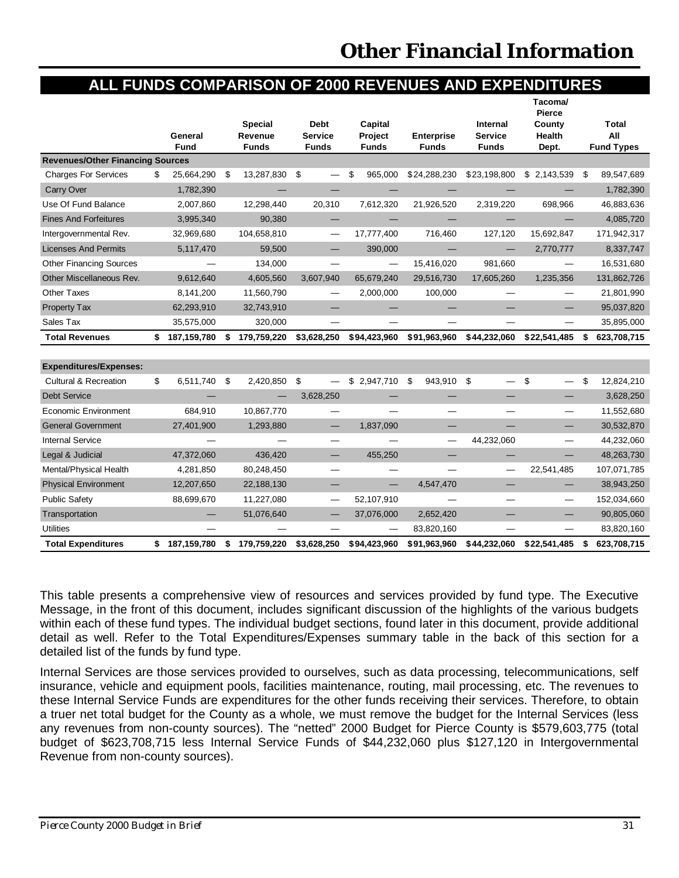# Other Financial Information

## ALL FUNDS COMPARISON OF 2000 REVENUES AND EXPENDITURES

| | General Fund | Special Revenue Funds | Debt Service Funds | Capital Project Funds | Enterprise Funds | Internal Service Funds | Tacoma/ Pierce County Health Dept. | Total All Fund Types |
|---|---|---|---|---|---|---|---|---|
| **Revenues/Other Financing Sources** | | | | | | | | |
| Charges For Services | $ 25,664,290 | $ 13,287,830 | $ — | $ 965,000 | $24,288,230 | $23,198,800 | $ 2,143,539 | $ 89,547,689 |
| Carry Over | 1,782,390 | — | — | — | — | — | — | 1,782,390 |
| Use Of Fund Balance | 2,007,860 | 12,298,440 | 20,310 | 7,612,320 | 21,926,520 | 2,319,220 | 698,966 | 46,883,636 |
| Fines And Forfeitures | 3,995,340 | 90,380 | — | — | — | — | — | 4,085,720 |
| Intergovernmental Rev. | 32,969,680 | 104,658,810 | — | 17,777,400 | 716,460 | 127,120 | 15,692,847 | 171,942,317 |
| Licenses And Permits | 5,117,470 | 59,500 | — | 390,000 | — | — | 2,770,777 | 8,337,747 |
| Other Financing Sources | — | 134,000 | — | — | 15,416,020 | 981,660 | — | 16,531,680 |
| Other Miscellaneous Rev. | 9,612,640 | 4,605,560 | 3,607,940 | 65,679,240 | 29,516,730 | 17,605,260 | 1,235,356 | 131,862,726 |
| Other Taxes | 8,141,200 | 11,560,790 | — | 2,000,000 | 100,000 | — | — | 21,801,990 |
| Property Tax | 62,293,910 | 32,743,910 | — | — | — | — | — | 95,037,820 |
| Sales Tax | 35,575,000 | 320,000 | — | — | — | — | — | 35,895,000 |
| **Total Revenues** | **$ 187,159,780** | **$ 179,759,220** | **$3,628,250** | **$94,423,960** | **$91,963,960** | **$44,232,060** | **$22,541,485** | **$ 623,708,715** |
| **Expenditures/Expenses:** | | | | | | | | |
| Cultural & Recreation | $ 6,511,740 | $ 2,420,850 | $ — | $ 2,947,710 | $ 943,910 | $ — | $ — | $ 12,824,210 |
| Debt Service | — | — | 3,628,250 | — | — | — | — | 3,628,250 |
| Economic Environment | 684,910 | 10,867,770 | — | — | — | — | — | 11,552,680 |
| General Government | 27,401,900 | 1,293,880 | — | 1,837,090 | — | — | — | 30,532,870 |
| Internal Service | — | — | — | — | — | 44,232,060 | — | 44,232,060 |
| Legal & Judicial | 47,372,060 | 436,420 | — | 455,250 | — | — | — | 48,263,730 |
| Mental/Physical Health | 4,281,850 | 80,248,450 | — | — | — | — | 22,541,485 | 107,071,785 |
| Physical Environment | 12,207,650 | 22,188,130 | — | — | 4,547,470 | — | — | 38,943,250 |
| Public Safety | 88,699,670 | 11,227,080 | — | 52,107,910 | — | — | — | 152,034,660 |
| Transportation | — | 51,076,640 | — | 37,076,000 | 2,652,420 | — | — | 90,805,060 |
| Utilities | — | — | — | — | 83,820,160 | — | — | 83,820,160 |
| **Total Expenditures** | **$ 187,159,780** | **$ 179,759,220** | **$3,628,250** | **$94,423,960** | **$91,963,960** | **$44,232,060** | **$22,541,485** | **$ 623,708,715** |

This table presents a comprehensive view of resources and services provided by fund type. The Executive Message, in the front of this document, includes significant discussion of the highlights of the various budgets within each of these fund types. The individual budget sections, found later in this document, provide additional detail as well. Refer to the Total Expenditures/Expenses summary table in the back of this section for a detailed list of the funds by fund type.

Internal Services are those services provided to ourselves, such as data processing, telecommunications, self insurance, vehicle and equipment pools, facilities maintenance, routing, mail processing, etc. The revenues to these Internal Service Funds are expenditures for the other funds receiving their services. Therefore, to obtain a truer net total budget for the County as a whole, we must remove the budget for the Internal Services (less any revenues from non-county sources). The "netted" 2000 Budget for Pierce County is $579,603,775 (total budget of $623,708,715 less Internal Service Funds of $44,232,060 plus $127,120 in Intergovernmental Revenue from non-county sources).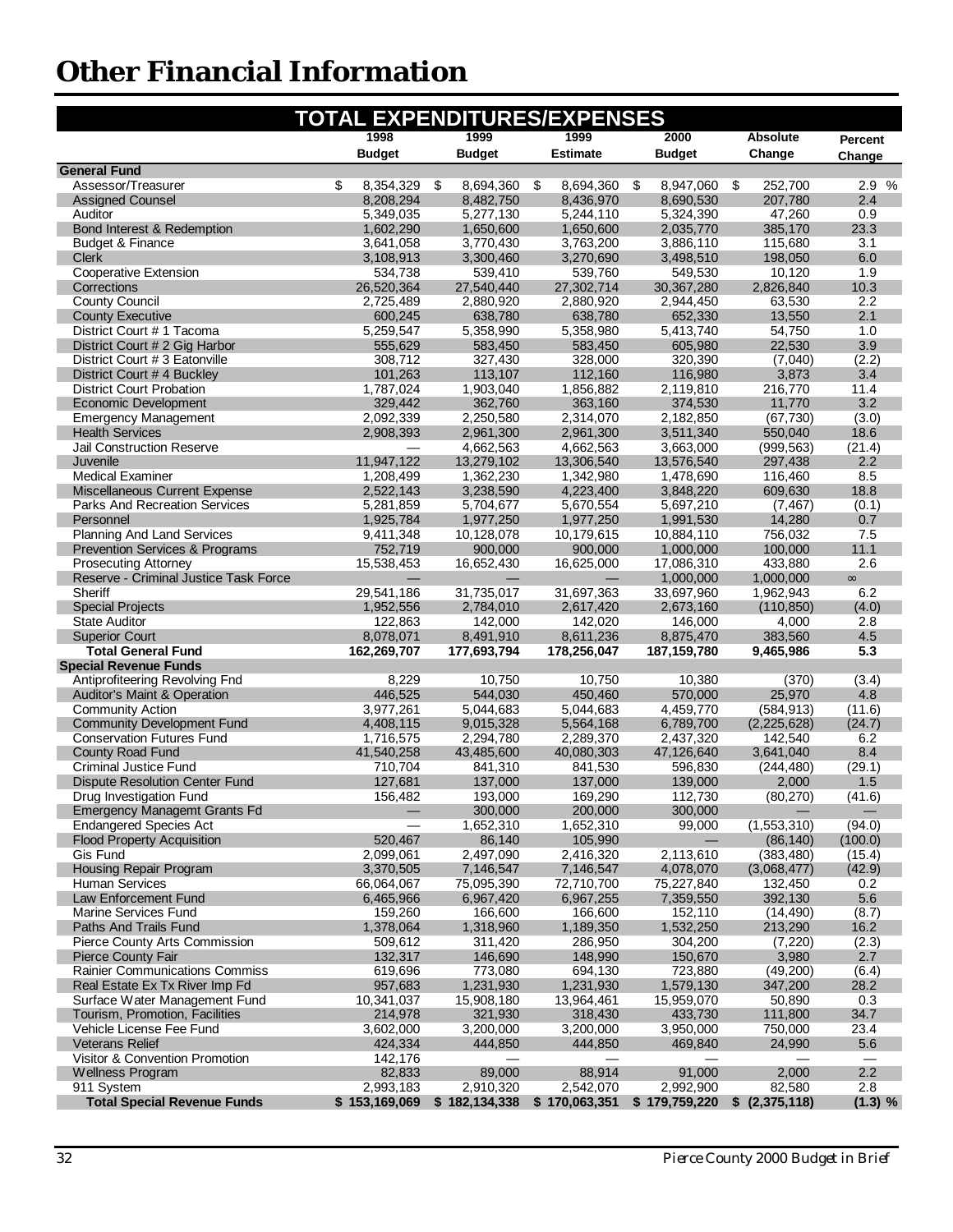# Other Financial Information

## TOTAL EXPENDITURES/EXPENSES

| | 1998 Budget | 1999 Budget | 1999 Estimate | 2000 Budget | Absolute Change | Percent Change |
|---|---|---|---|---|---|---|
| **General Fund** | | | | | | |
| Assessor/Treasurer | $ 8,354,329 | $ 8,694,360 | $ 8,694,360 | $ 8,947,060 | $ 252,700 | 2.9 % |
| Assigned Counsel | 8,208,294 | 8,482,750 | 8,436,970 | 8,690,530 | 207,780 | 2.4 |
| Auditor | 5,349,035 | 5,277,130 | 5,244,110 | 5,324,390 | 47,260 | 0.9 |
| Bond Interest & Redemption | 1,602,290 | 1,650,600 | 1,650,600 | 2,035,770 | 385,170 | 23.3 |
| Budget & Finance | 3,641,058 | 3,770,430 | 3,763,200 | 3,886,110 | 115,680 | 3.1 |
| Clerk | 3,108,913 | 3,300,460 | 3,270,690 | 3,498,510 | 198,050 | 6.0 |
| Cooperative Extension | 534,738 | 539,410 | 539,760 | 549,530 | 10,120 | 1.9 |
| Corrections | 26,520,364 | 27,540,440 | 27,302,714 | 30,367,280 | 2,826,840 | 10.3 |
| County Council | 2,725,489 | 2,880,920 | 2,880,920 | 2,944,450 | 63,530 | 2.2 |
| County Executive | 600,245 | 638,780 | 638,780 | 652,330 | 13,550 | 2.1 |
| District Court # 1 Tacoma | 5,259,547 | 5,358,990 | 5,358,980 | 5,413,740 | 54,750 | 1.0 |
| District Court # 2 Gig Harbor | 555,629 | 583,450 | 583,450 | 605,980 | 22,530 | 3.9 |
| District Court # 3 Eatonville | 308,712 | 327,430 | 328,000 | 320,390 | (7,040) | (2.2) |
| District Court # 4 Buckley | 101,263 | 113,107 | 112,160 | 116,980 | 3,873 | 3.4 |
| District Court Probation | 1,787,024 | 1,903,040 | 1,856,882 | 2,119,810 | 216,770 | 11.4 |
| Economic Development | 329,442 | 362,760 | 363,160 | 374,530 | 11,770 | 3.2 |
| Emergency Management | 2,092,339 | 2,250,580 | 2,314,070 | 2,182,850 | (67,730) | (3.0) |
| Health Services | 2,908,393 | 2,961,300 | 2,961,300 | 3,511,340 | 550,040 | 18.6 |
| Jail Construction Reserve | — | 4,662,563 | 4,662,563 | 3,663,000 | (999,563) | (21.4) |
| Juvenile | 11,947,122 | 13,279,102 | 13,306,540 | 13,576,540 | 297,438 | 2.2 |
| Medical Examiner | 1,208,499 | 1,362,230 | 1,342,980 | 1,478,690 | 116,460 | 8.5 |
| Miscellaneous Current Expense | 2,522,143 | 3,238,590 | 4,223,400 | 3,848,220 | 609,630 | 18.8 |
| Parks And Recreation Services | 5,281,859 | 5,704,677 | 5,670,554 | 5,697,210 | (7,467) | (0.1) |
| Personnel | 1,925,784 | 1,977,250 | 1,977,250 | 1,991,530 | 14,280 | 0.7 |
| Planning And Land Services | 9,411,348 | 10,128,078 | 10,179,615 | 10,884,110 | 756,032 | 7.5 |
| Prevention Services & Programs | 752,719 | 900,000 | 900,000 | 1,000,000 | 100,000 | 11.1 |
| Prosecuting Attorney | 15,538,453 | 16,652,430 | 16,625,000 | 17,086,310 | 433,880 | 2.6 |
| Reserve - Criminal Justice Task Force | — | — | — | 1,000,000 | 1,000,000 | ∞ |
| Sheriff | 29,541,186 | 31,735,017 | 31,697,363 | 33,697,960 | 1,962,943 | 6.2 |
| Special Projects | 1,952,556 | 2,784,010 | 2,617,420 | 2,673,160 | (110,850) | (4.0) |
| State Auditor | 122,863 | 142,000 | 142,020 | 146,000 | 4,000 | 2.8 |
| Superior Court | 8,078,071 | 8,491,910 | 8,611,236 | 8,875,470 | 383,560 | 4.5 |
| **Total General Fund** | **162,269,707** | **177,693,794** | **178,256,047** | **187,159,780** | **9,465,986** | **5.3** |
| **Special Revenue Funds** | | | | | | |
| Antiprofiteering Revolving Fnd | 8,229 | 10,750 | 10,750 | 10,380 | (370) | (3.4) |
| Auditor's Maint & Operation | 446,525 | 544,030 | 450,460 | 570,000 | 25,970 | 4.8 |
| Community Action | 3,977,261 | 5,044,683 | 5,044,683 | 4,459,770 | (584,913) | (11.6) |
| Community Development Fund | 4,408,115 | 9,015,328 | 5,564,168 | 6,789,700 | (2,225,628) | (24.7) |
| Conservation Futures Fund | 1,716,575 | 2,294,780 | 2,289,370 | 2,437,320 | 142,540 | 6.2 |
| County Road Fund | 41,540,258 | 43,485,600 | 40,080,303 | 47,126,640 | 3,641,040 | 8.4 |
| Criminal Justice Fund | 710,704 | 841,310 | 841,530 | 596,830 | (244,480) | (29.1) |
| Dispute Resolution Center Fund | 127,681 | 137,000 | 137,000 | 139,000 | 2,000 | 1.5 |
| Drug Investigation Fund | 156,482 | 193,000 | 169,290 | 112,730 | (80,270) | (41.6) |
| Emergency Managemt Grants Fd | — | 300,000 | 200,000 | 300,000 | — | — |
| Endangered Species Act | — | 1,652,310 | 1,652,310 | 99,000 | (1,553,310) | (94.0) |
| Flood Property Acquisition | 520,467 | 86,140 | 105,990 | — | (86,140) | (100.0) |
| Gis Fund | 2,099,061 | 2,497,090 | 2,416,320 | 2,113,610 | (383,480) | (15.4) |
| Housing Repair Program | 3,370,505 | 7,146,547 | 7,146,547 | 4,078,070 | (3,068,477) | (42.9) |
| Human Services | 66,064,067 | 75,095,390 | 72,710,700 | 75,227,840 | 132,450 | 0.2 |
| Law Enforcement Fund | 6,465,966 | 6,967,420 | 6,967,255 | 7,359,550 | 392,130 | 5.6 |
| Marine Services Fund | 159,260 | 166,600 | 166,600 | 152,110 | (14,490) | (8.7) |
| Paths And Trails Fund | 1,378,064 | 1,318,960 | 1,189,350 | 1,532,250 | 213,290 | 16.2 |
| Pierce County Arts Commission | 509,612 | 311,420 | 286,950 | 304,200 | (7,220) | (2.3) |
| Pierce County Fair | 132,317 | 146,690 | 148,990 | 150,670 | 3,980 | 2.7 |
| Rainier Communications Commiss | 619,696 | 773,080 | 694,130 | 723,880 | (49,200) | (6.4) |
| Real Estate Ex Tx River Imp Fd | 957,683 | 1,231,930 | 1,231,930 | 1,579,130 | 347,200 | 28.2 |
| Surface Water Management Fund | 10,341,037 | 15,908,180 | 13,964,461 | 15,959,070 | 50,890 | 0.3 |
| Tourism, Promotion, Facilities | 214,978 | 321,930 | 318,430 | 433,730 | 111,800 | 34.7 |
| Vehicle License Fee Fund | 3,602,000 | 3,200,000 | 3,200,000 | 3,950,000 | 750,000 | 23.4 |
| Veterans Relief | 424,334 | 444,850 | 444,850 | 469,840 | 24,990 | 5.6 |
| Visitor & Convention Promotion | 142,176 | — | — | — | — | — |
| Wellness Program | 82,833 | 89,000 | 88,914 | 91,000 | 2,000 | 2.2 |
| 911 System | 2,993,183 | 2,910,320 | 2,542,070 | 2,992,900 | 82,580 | 2.8 |
| **Total Special Revenue Funds** | **$ 153,169,069** | **$ 182,134,338** | **$ 170,063,351** | **$ 179,759,220** | **$ (2,375,118)** | **(1.3) %** |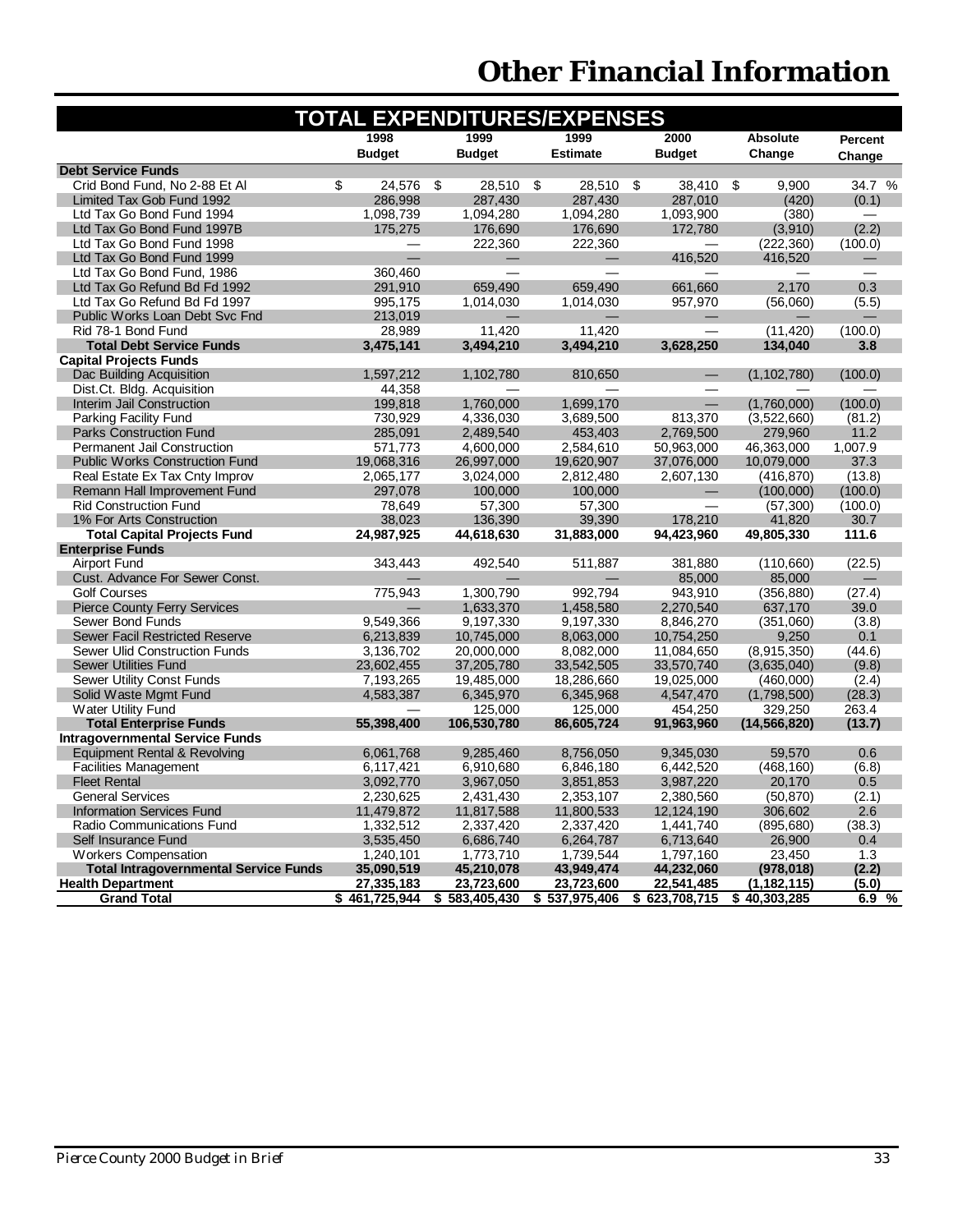# Other Financial Information

## TOTAL EXPENDITURES/EXPENSES

| | 1998 Budget | 1999 Budget | 1999 Estimate | 2000 Budget | Absolute Change | Percent Change |
|---|---|---|---|---|---|---|
| **Debt Service Funds** | | | | | | |
| Crid Bond Fund, No 2-88 Et Al | $ 24,576 | $ 28,510 | $ 28,510 | $ 38,410 | $ 9,900 | 34.7 % |
| Limited Tax Gob Fund 1992 | 286,998 | 287,430 | 287,430 | 287,010 | (420) | (0.1) |
| Ltd Tax Go Bond Fund 1994 | 1,098,739 | 1,094,280 | 1,094,280 | 1,093,900 | (380) | — |
| Ltd Tax Go Bond Fund 1997B | 175,275 | 176,690 | 176,690 | 172,780 | (3,910) | (2.2) |
| Ltd Tax Go Bond Fund 1998 | — | 222,360 | 222,360 | — | (222,360) | (100.0) |
| Ltd Tax Go Bond Fund 1999 | — | — | — | 416,520 | 416,520 | — |
| Ltd Tax Go Bond Fund, 1986 | 360,460 | — | — | — | — | — |
| Ltd Tax Go Refund Bd Fd 1992 | 291,910 | 659,490 | 659,490 | 661,660 | 2,170 | 0.3 |
| Ltd Tax Go Refund Bd Fd 1997 | 995,175 | 1,014,030 | 1,014,030 | 957,970 | (56,060) | (5.5) |
| Public Works Loan Debt Svc Fnd | 213,019 | — | — | — | — | — |
| Rid 78-1 Bond Fund | 28,989 | 11,420 | 11,420 | — | (11,420) | (100.0) |
| **Total Debt Service Funds** | **3,475,141** | **3,494,210** | **3,494,210** | **3,628,250** | **134,040** | **3.8** |
| **Capital Projects Funds** | | | | | | |
| Dac Building Acquisition | 1,597,212 | 1,102,780 | 810,650 | — | (1,102,780) | (100.0) |
| Dist.Ct. Bldg. Acquisition | 44,358 | — | — | — | — | — |
| Interim Jail Construction | 199,818 | 1,760,000 | 1,699,170 | — | (1,760,000) | (100.0) |
| Parking Facility Fund | 730,929 | 4,336,030 | 3,689,500 | 813,370 | (3,522,660) | (81.2) |
| Parks Construction Fund | 285,091 | 2,489,540 | 453,403 | 2,769,500 | 279,960 | 11.2 |
| Permanent Jail Construction | 571,773 | 4,600,000 | 2,584,610 | 50,963,000 | 46,363,000 | 1,007.9 |
| Public Works Construction Fund | 19,068,316 | 26,997,000 | 19,620,907 | 37,076,000 | 10,079,000 | 37.3 |
| Real Estate Ex Tax Cnty Improv | 2,065,177 | 3,024,000 | 2,812,480 | 2,607,130 | (416,870) | (13.8) |
| Remann Hall Improvement Fund | 297,078 | 100,000 | 100,000 | — | (100,000) | (100.0) |
| Rid Construction Fund | 78,649 | 57,300 | 57,300 | — | (57,300) | (100.0) |
| 1% For Arts Construction | 38,023 | 136,390 | 39,390 | 178,210 | 41,820 | 30.7 |
| **Total Capital Projects Fund** | **24,987,925** | **44,618,630** | **31,883,000** | **94,423,960** | **49,805,330** | **111.6** |
| **Enterprise Funds** | | | | | | |
| Airport Fund | 343,443 | 492,540 | 511,887 | 381,880 | (110,660) | (22.5) |
| Cust. Advance For Sewer Const. | — | — | — | 85,000 | 85,000 | — |
| Golf Courses | 775,943 | 1,300,790 | 992,794 | 943,910 | (356,880) | (27.4) |
| Pierce County Ferry Services | — | 1,633,370 | 1,458,580 | 2,270,540 | 637,170 | 39.0 |
| Sewer Bond Funds | 9,549,366 | 9,197,330 | 9,197,330 | 8,846,270 | (351,060) | (3.8) |
| Sewer Facil Restricted Reserve | 6,213,839 | 10,745,000 | 8,063,000 | 10,754,250 | 9,250 | 0.1 |
| Sewer Ulid Construction Funds | 3,136,702 | 20,000,000 | 8,082,000 | 11,084,650 | (8,915,350) | (44.6) |
| Sewer Utilities Fund | 23,602,455 | 37,205,780 | 33,542,505 | 33,570,740 | (3,635,040) | (9.8) |
| Sewer Utility Const Funds | 7,193,265 | 19,485,000 | 18,286,660 | 19,025,000 | (460,000) | (2.4) |
| Solid Waste Mgmt Fund | 4,583,387 | 6,345,970 | 6,345,968 | 4,547,470 | (1,798,500) | (28.3) |
| Water Utility Fund | — | 125,000 | 125,000 | 454,250 | 329,250 | 263.4 |
| **Total Enterprise Funds** | **55,398,400** | **106,530,780** | **86,605,724** | **91,963,960** | **(14,566,820)** | **(13.7)** |
| **Intragovernmental Service Funds** | | | | | | |
| Equipment Rental & Revolving | 6,061,768 | 9,285,460 | 8,756,050 | 9,345,030 | 59,570 | 0.6 |
| Facilities Management | 6,117,421 | 6,910,680 | 6,846,180 | 6,442,520 | (468,160) | (6.8) |
| Fleet Rental | 3,092,770 | 3,967,050 | 3,851,853 | 3,987,220 | 20,170 | 0.5 |
| General Services | 2,230,625 | 2,431,430 | 2,353,107 | 2,380,560 | (50,870) | (2.1) |
| Information Services Fund | 11,479,872 | 11,817,588 | 11,800,533 | 12,124,190 | 306,602 | 2.6 |
| Radio Communications Fund | 1,332,512 | 2,337,420 | 2,337,420 | 1,441,740 | (895,680) | (38.3) |
| Self Insurance Fund | 3,535,450 | 6,686,740 | 6,264,787 | 6,713,640 | 26,900 | 0.4 |
| Workers Compensation | 1,240,101 | 1,773,710 | 1,739,544 | 1,797,160 | 23,450 | 1.3 |
| **Total Intragovernmental Service Funds** | **35,090,519** | **45,210,078** | **43,949,474** | **44,232,060** | **(978,018)** | **(2.2)** |
| **Health Department** | **27,335,183** | **23,723,600** | **23,723,600** | **22,541,485** | **(1,182,115)** | **(5.0)** |
| **Grand Total** | **$ 461,725,944** | **$ 583,405,430** | **$ 537,975,406** | **$ 623,708,715** | **$ 40,303,285** | **6.9 %** |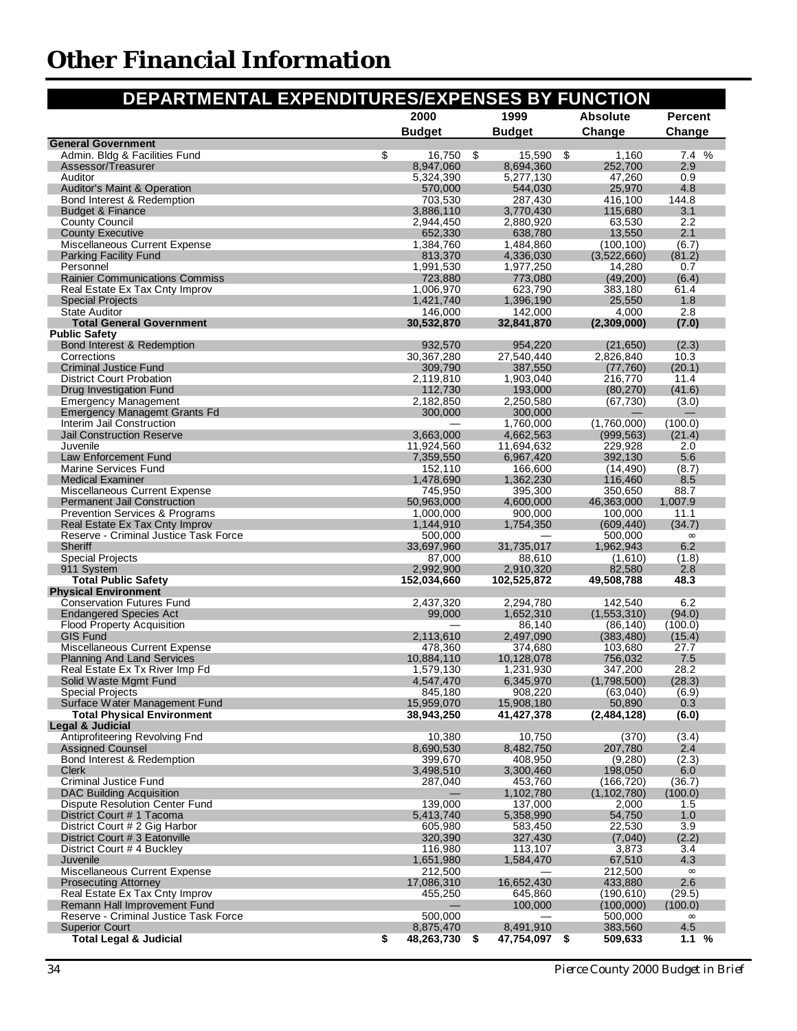# Other Financial Information

## DEPARTMENTAL EXPENDITURES/EXPENSES BY FUNCTION

| | 2000 Budget | 1999 Budget | Absolute Change | Percent Change |
|---|---|---|---|---|
| **General Government** | | | | |
| Admin. Bldg & Facilities Fund | $ 16,750 | $ 15,590 | $ 1,160 | 7.4 % |
| Assessor/Treasurer | 8,947,060 | 8,694,360 | 252,700 | 2.9 |
| Auditor | 5,324,390 | 5,277,130 | 47,260 | 0.9 |
| Auditor's Maint & Operation | 570,000 | 544,030 | 25,970 | 4.8 |
| Bond Interest & Redemption | 703,530 | 287,430 | 416,100 | 144.8 |
| Budget & Finance | 3,886,110 | 3,770,430 | 115,680 | 3.1 |
| County Council | 2,944,450 | 2,880,920 | 63,530 | 2.2 |
| County Executive | 652,330 | 638,780 | 13,550 | 2.1 |
| Miscellaneous Current Expense | 1,384,760 | 1,484,860 | (100,100) | (6.7) |
| Parking Facility Fund | 813,370 | 4,336,030 | (3,522,660) | (81.2) |
| Personnel | 1,991,530 | 1,977,250 | 14,280 | 0.7 |
| Rainier Communications Commiss | 723,880 | 773,080 | (49,200) | (6.4) |
| Real Estate Ex Tax Cnty Improv | 1,006,970 | 623,790 | 383,180 | 61.4 |
| Special Projects | 1,421,740 | 1,396,190 | 25,550 | 1.8 |
| State Auditor | 146,000 | 142,000 | 4,000 | 2.8 |
| **Total General Government** | **30,532,870** | **32,841,870** | **(2,309,000)** | **(7.0)** |
| **Public Safety** | | | | |
| Bond Interest & Redemption | 932,570 | 954,220 | (21,650) | (2.3) |
| Corrections | 30,367,280 | 27,540,440 | 2,826,840 | 10.3 |
| Criminal Justice Fund | 309,790 | 387,550 | (77,760) | (20.1) |
| District Court Probation | 2,119,810 | 1,903,040 | 216,770 | 11.4 |
| Drug Investigation Fund | 112,730 | 193,000 | (80,270) | (41.6) |
| Emergency Management | 2,182,850 | 2,250,580 | (67,730) | (3.0) |
| Emergency Managemt Grants Fd | 300,000 | 300,000 | — | — |
| Interim Jail Construction | — | 1,760,000 | (1,760,000) | (100.0) |
| Jail Construction Reserve | 3,663,000 | 4,662,563 | (999,563) | (21.4) |
| Juvenile | 11,924,560 | 11,694,632 | 229,928 | 2.0 |
| Law Enforcement Fund | 7,359,550 | 6,967,420 | 392,130 | 5.6 |
| Marine Services Fund | 152,110 | 166,600 | (14,490) | (8.7) |
| Medical Examiner | 1,478,690 | 1,362,230 | 116,460 | 8.5 |
| Miscellaneous Current Expense | 745,950 | 395,300 | 350,650 | 88.7 |
| Permanent Jail Construction | 50,963,000 | 4,600,000 | 46,363,000 | 1,007.9 |
| Prevention Services & Programs | 1,000,000 | 900,000 | 100,000 | 11.1 |
| Real Estate Ex Tax Cnty Improv | 1,144,910 | 1,754,350 | (609,440) | (34.7) |
| Reserve - Criminal Justice Task Force | 500,000 | — | 500,000 | ∞ |
| Sheriff | 33,697,960 | 31,735,017 | 1,962,943 | 6.2 |
| Special Projects | 87,000 | 88,610 | (1,610) | (1.8) |
| 911 System | 2,992,900 | 2,910,320 | 82,580 | 2.8 |
| **Total Public Safety** | **152,034,660** | **102,525,872** | **49,508,788** | **48.3** |
| **Physical Environment** | | | | |
| Conservation Futures Fund | 2,437,320 | 2,294,780 | 142,540 | 6.2 |
| Endangered Species Act | 99,000 | 1,652,310 | (1,553,310) | (94.0) |
| Flood Property Acquisition | — | 86,140 | (86,140) | (100.0) |
| GIS Fund | 2,113,610 | 2,497,090 | (383,480) | (15.4) |
| Miscellaneous Current Expense | 478,360 | 374,680 | 103,680 | 27.7 |
| Planning And Land Services | 10,884,110 | 10,128,078 | 756,032 | 7.5 |
| Real Estate Ex Tx River Imp Fd | 1,579,130 | 1,231,930 | 347,200 | 28.2 |
| Solid Waste Mgmt Fund | 4,547,470 | 6,345,970 | (1,798,500) | (28.3) |
| Special Projects | 845,180 | 908,220 | (63,040) | (6.9) |
| Surface Water Management Fund | 15,959,070 | 15,908,180 | 50,890 | 0.3 |
| **Total Physical Environment** | **38,943,250** | **41,427,378** | **(2,484,128)** | **(6.0)** |
| **Legal & Judicial** | | | | |
| Antiprofiteering Revolving Fnd | 10,380 | 10,750 | (370) | (3.4) |
| Assigned Counsel | 8,690,530 | 8,482,750 | 207,780 | 2.4 |
| Bond Interest & Redemption | 399,670 | 408,950 | (9,280) | (2.3) |
| Clerk | 3,498,510 | 3,300,460 | 198,050 | 6.0 |
| Criminal Justice Fund | 287,040 | 453,760 | (166,720) | (36.7) |
| DAC Building Acquisition | — | 1,102,780 | (1,102,780) | (100.0) |
| Dispute Resolution Center Fund | 139,000 | 137,000 | 2,000 | 1.5 |
| District Court # 1 Tacoma | 5,413,740 | 5,358,990 | 54,750 | 1.0 |
| District Court # 2 Gig Harbor | 605,980 | 583,450 | 22,530 | 3.9 |
| District Court # 3 Eatonville | 320,390 | 327,430 | (7,040) | (2.2) |
| District Court # 4 Buckley | 116,980 | 113,107 | 3,873 | 3.4 |
| Juvenile | 1,651,980 | 1,584,470 | 67,510 | 4.3 |
| Miscellaneous Current Expense | 212,500 | — | 212,500 | ∞ |
| Prosecuting Attorney | 17,086,310 | 16,652,430 | 433,880 | 2.6 |
| Real Estate Ex Tax Cnty Improv | 455,250 | 645,860 | (190,610) | (29.5) |
| Remann Hall Improvement Fund | — | 100,000 | (100,000) | (100.0) |
| Reserve - Criminal Justice Task Force | 500,000 | — | 500,000 | ∞ |
| Superior Court | 8,875,470 | 8,491,910 | 383,560 | 4.5 |
| **Total Legal & Judicial** | **$ 48,263,730** | **$ 47,754,097** | **$ 509,633** | **1.1 %** |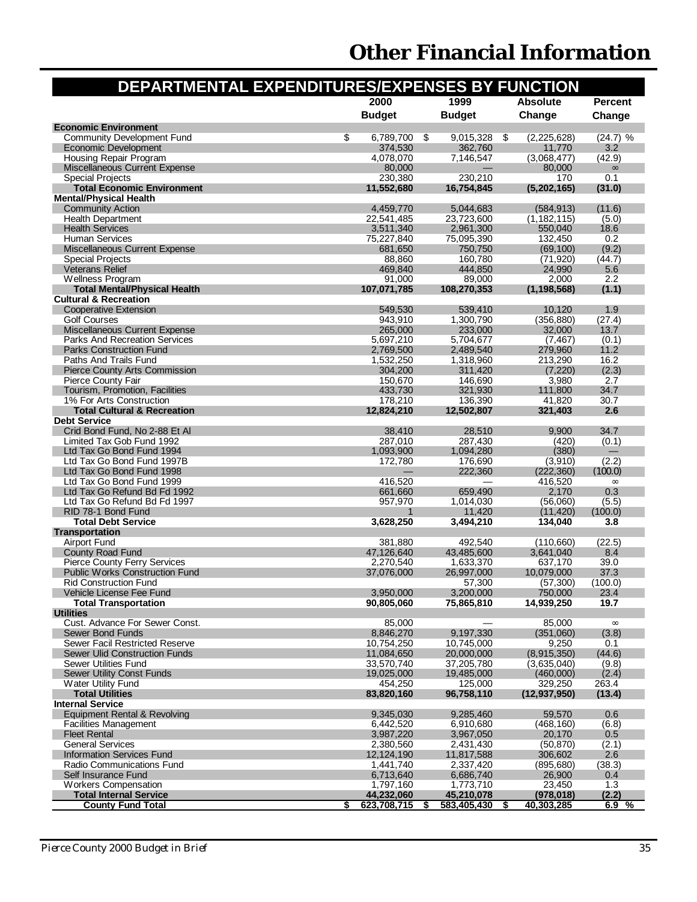# Other Financial Information

## DEPARTMENTAL EXPENDITURES/EXPENSES BY FUNCTION

| | 2000 Budget | 1999 Budget | Absolute Change | Percent Change |
|---|---|---|---|---|
| **Economic Environment** | | | | |
| Community Development Fund | $ 6,789,700 | $ 9,015,328 | $ (2,225,628) | (24.7) % |
| Economic Development | 374,530 | 362,760 | 11,770 | 3.2 |
| Housing Repair Program | 4,078,070 | 7,146,547 | (3,068,477) | (42.9) |
| Miscellaneous Current Expense | 80,000 | — | 80,000 | ∞ |
| Special Projects | 230,380 | 230,210 | 170 | 0.1 |
| **Total Economic Environment** | **11,552,680** | **16,754,845** | **(5,202,165)** | **(31.0)** |
| **Mental/Physical Health** | | | | |
| Community Action | 4,459,770 | 5,044,683 | (584,913) | (11.6) |
| Health Department | 22,541,485 | 23,723,600 | (1,182,115) | (5.0) |
| Health Services | 3,511,340 | 2,961,300 | 550,040 | 18.6 |
| Human Services | 75,227,840 | 75,095,390 | 132,450 | 0.2 |
| Miscellaneous Current Expense | 681,650 | 750,750 | (69,100) | (9.2) |
| Special Projects | 88,860 | 160,780 | (71,920) | (44.7) |
| Veterans Relief | 469,840 | 444,850 | 24,990 | 5.6 |
| Wellness Program | 91,000 | 89,000 | 2,000 | 2.2 |
| **Total Mental/Physical Health** | **107,071,785** | **108,270,353** | **(1,198,568)** | **(1.1)** |
| **Cultural & Recreation** | | | | |
| Cooperative Extension | 549,530 | 539,410 | 10,120 | 1.9 |
| Golf Courses | 943,910 | 1,300,790 | (356,880) | (27.4) |
| Miscellaneous Current Expense | 265,000 | 233,000 | 32,000 | 13.7 |
| Parks And Recreation Services | 5,697,210 | 5,704,677 | (7,467) | (0.1) |
| Parks Construction Fund | 2,769,500 | 2,489,540 | 279,960 | 11.2 |
| Paths And Trails Fund | 1,532,250 | 1,318,960 | 213,290 | 16.2 |
| Pierce County Arts Commission | 304,200 | 311,420 | (7,220) | (2.3) |
| Pierce County Fair | 150,670 | 146,690 | 3,980 | 2.7 |
| Tourism, Promotion, Facilities | 433,730 | 321,930 | 111,800 | 34.7 |
| 1% For Arts Construction | 178,210 | 136,390 | 41,820 | 30.7 |
| **Total Cultural & Recreation** | **12,824,210** | **12,502,807** | **321,403** | **2.6** |
| **Debt Service** | | | | |
| Crid Bond Fund, No 2-88 Et Al | 38,410 | 28,510 | 9,900 | 34.7 |
| Limited Tax Gob Fund 1992 | 287,010 | 287,430 | (420) | (0.1) |
| Ltd Tax Go Bond Fund 1994 | 1,093,900 | 1,094,280 | (380) | — |
| Ltd Tax Go Bond Fund 1997B | 172,780 | 176,690 | (3,910) | (2.2) |
| Ltd Tax Go Bond Fund 1998 | — | 222,360 | (222,360) | (100.0) |
| Ltd Tax Go Bond Fund 1999 | 416,520 | — | 416,520 | ∞ |
| Ltd Tax Go Refund Bd Fd 1992 | 661,660 | 659,490 | 2,170 | 0.3 |
| Ltd Tax Go Refund Bd Fd 1997 | 957,970 | 1,014,030 | (56,060) | (5.5) |
| RID 78-1 Bond Fund | 1 | 11,420 | (11,420) | (100.0) |
| **Total Debt Service** | **3,628,250** | **3,494,210** | **134,040** | **3.8** |
| **Transportation** | | | | |
| Airport Fund | 381,880 | 492,540 | (110,660) | (22.5) |
| County Road Fund | 47,126,640 | 43,485,600 | 3,641,040 | 8.4 |
| Pierce County Ferry Services | 2,270,540 | 1,633,370 | 637,170 | 39.0 |
| Public Works Construction Fund | 37,076,000 | 26,997,000 | 10,079,000 | 37.3 |
| Rid Construction Fund | | 57,300 | (57,300) | (100.0) |
| Vehicle License Fee Fund | 3,950,000 | 3,200,000 | 750,000 | 23.4 |
| **Total Transportation** | **90,805,060** | **75,865,810** | **14,939,250** | **19.7** |
| **Utilities** | | | | |
| Cust. Advance For Sewer Const. | 85,000 | — | 85,000 | ∞ |
| Sewer Bond Funds | 8,846,270 | 9,197,330 | (351,060) | (3.8) |
| Sewer Facil Restricted Reserve | 10,754,250 | 10,745,000 | 9,250 | 0.1 |
| Sewer Ulid Construction Funds | 11,084,650 | 20,000,000 | (8,915,350) | (44.6) |
| Sewer Utilities Fund | 33,570,740 | 37,205,780 | (3,635,040) | (9.8) |
| Sewer Utility Const Funds | 19,025,000 | 19,485,000 | (460,000) | (2.4) |
| Water Utility Fund | 454,250 | 125,000 | 329,250 | 263.4 |
| **Total Utilities** | **83,820,160** | **96,758,110** | **(12,937,950)** | **(13.4)** |
| **Internal Service** | | | | |
| Equipment Rental & Revolving | 9,345,030 | 9,285,460 | 59,570 | 0.6 |
| Facilities Management | 6,442,520 | 6,910,680 | (468,160) | (6.8) |
| Fleet Rental | 3,987,220 | 3,967,050 | 20,170 | 0.5 |
| General Services | 2,380,560 | 2,431,430 | (50,870) | (2.1) |
| Information Services Fund | 12,124,190 | 11,817,588 | 306,602 | 2.6 |
| Radio Communications Fund | 1,441,740 | 2,337,420 | (895,680) | (38.3) |
| Self Insurance Fund | 6,713,640 | 6,686,740 | 26,900 | 0.4 |
| Workers Compensation | 1,797,160 | 1,773,710 | 23,450 | 1.3 |
| **Total Internal Service** | **44,232,060** | **45,210,078** | **(978,018)** | **(2.2)** |
| **County Fund Total** | **$ 623,708,715** | **$ 583,405,430** | **$ 40,303,285** | **6.9 %** |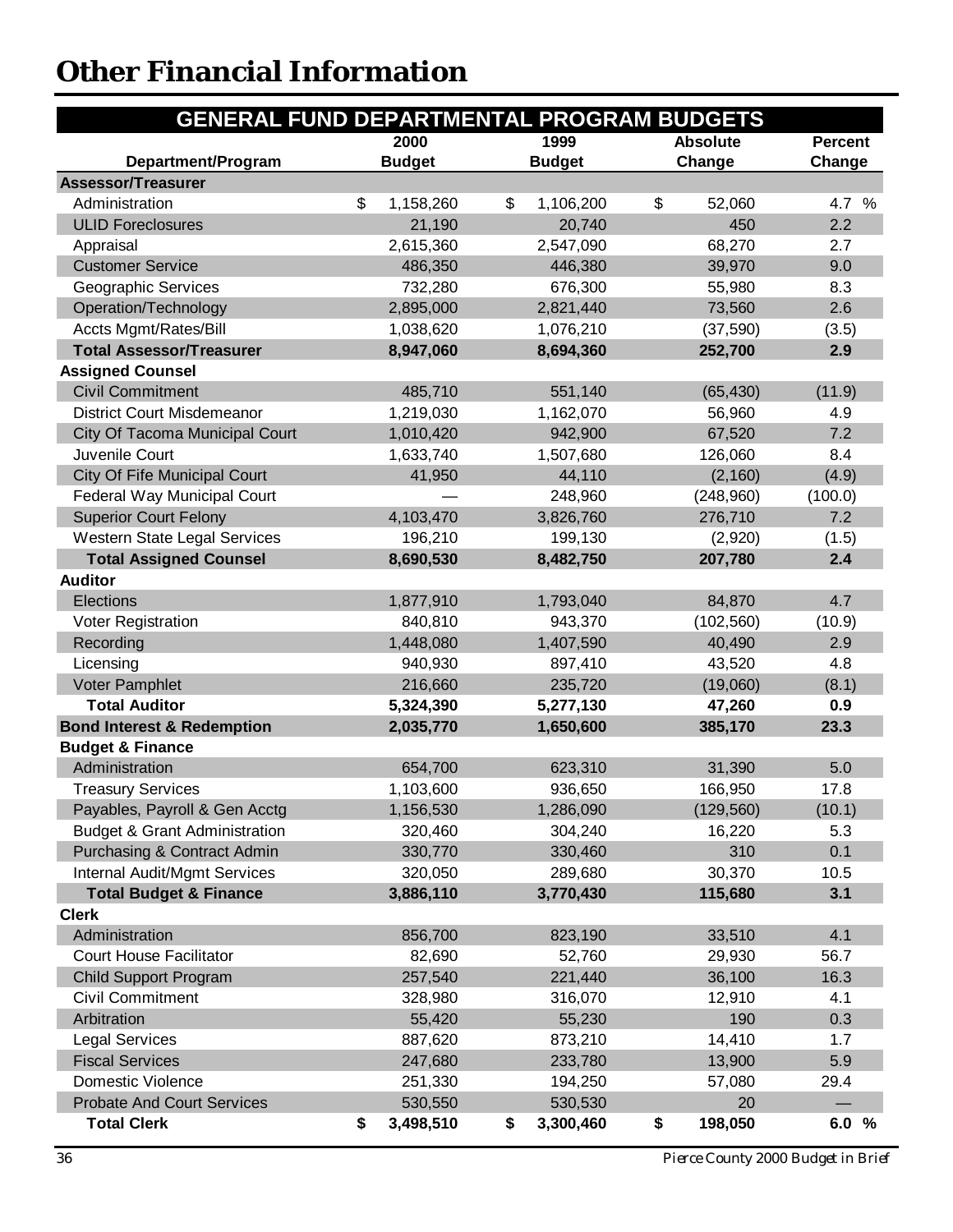# Other Financial Information

| GENERAL FUND DEPARTMENTAL PROGRAM BUDGETS | | | | |
|---|---|---|---|---|
| **Department/Program** | **2000 Budget** | **1999 Budget** | **Absolute Change** | **Percent Change** |
| **Assessor/Treasurer** | | | | |
| Administration | $ 1,158,260 | $ 1,106,200 | $ 52,060 | 4.7 % |
| ULID Foreclosures | 21,190 | 20,740 | 450 | 2.2 |
| Appraisal | 2,615,360 | 2,547,090 | 68,270 | 2.7 |
| Customer Service | 486,350 | 446,380 | 39,970 | 9.0 |
| Geographic Services | 732,280 | 676,300 | 55,980 | 8.3 |
| Operation/Technology | 2,895,000 | 2,821,440 | 73,560 | 2.6 |
| Accts Mgmt/Rates/Bill | 1,038,620 | 1,076,210 | (37,590) | (3.5) |
| **Total Assessor/Treasurer** | **8,947,060** | **8,694,360** | **252,700** | **2.9** |
| **Assigned Counsel** | | | | |
| Civil Commitment | 485,710 | 551,140 | (65,430) | (11.9) |
| District Court Misdemeanor | 1,219,030 | 1,162,070 | 56,960 | 4.9 |
| City Of Tacoma Municipal Court | 1,010,420 | 942,900 | 67,520 | 7.2 |
| Juvenile Court | 1,633,740 | 1,507,680 | 126,060 | 8.4 |
| City Of Fife Municipal Court | 41,950 | 44,110 | (2,160) | (4.9) |
| Federal Way Municipal Court | — | 248,960 | (248,960) | (100.0) |
| Superior Court Felony | 4,103,470 | 3,826,760 | 276,710 | 7.2 |
| Western State Legal Services | 196,210 | 199,130 | (2,920) | (1.5) |
| **Total Assigned Counsel** | **8,690,530** | **8,482,750** | **207,780** | **2.4** |
| **Auditor** | | | | |
| Elections | 1,877,910 | 1,793,040 | 84,870 | 4.7 |
| Voter Registration | 840,810 | 943,370 | (102,560) | (10.9) |
| Recording | 1,448,080 | 1,407,590 | 40,490 | 2.9 |
| Licensing | 940,930 | 897,410 | 43,520 | 4.8 |
| Voter Pamphlet | 216,660 | 235,720 | (19,060) | (8.1) |
| **Total Auditor** | **5,324,390** | **5,277,130** | **47,260** | **0.9** |
| **Bond Interest & Redemption** | **2,035,770** | **1,650,600** | **385,170** | **23.3** |
| **Budget & Finance** | | | | |
| Administration | 654,700 | 623,310 | 31,390 | 5.0 |
| Treasury Services | 1,103,600 | 936,650 | 166,950 | 17.8 |
| Payables, Payroll & Gen Acctg | 1,156,530 | 1,286,090 | (129,560) | (10.1) |
| Budget & Grant Administration | 320,460 | 304,240 | 16,220 | 5.3 |
| Purchasing & Contract Admin | 330,770 | 330,460 | 310 | 0.1 |
| Internal Audit/Mgmt Services | 320,050 | 289,680 | 30,370 | 10.5 |
| **Total Budget & Finance** | **3,886,110** | **3,770,430** | **115,680** | **3.1** |
| **Clerk** | | | | |
| Administration | 856,700 | 823,190 | 33,510 | 4.1 |
| Court House Facilitator | 82,690 | 52,760 | 29,930 | 56.7 |
| Child Support Program | 257,540 | 221,440 | 36,100 | 16.3 |
| Civil Commitment | 328,980 | 316,070 | 12,910 | 4.1 |
| Arbitration | 55,420 | 55,230 | 190 | 0.3 |
| Legal Services | 887,620 | 873,210 | 14,410 | 1.7 |
| Fiscal Services | 247,680 | 233,780 | 13,900 | 5.9 |
| Domestic Violence | 251,330 | 194,250 | 57,080 | 29.4 |
| Probate And Court Services | 530,550 | 530,530 | 20 | — |
| **Total Clerk** | **$ 3,498,510** | **$ 3,300,460** | **$ 198,050** | **6.0 %** |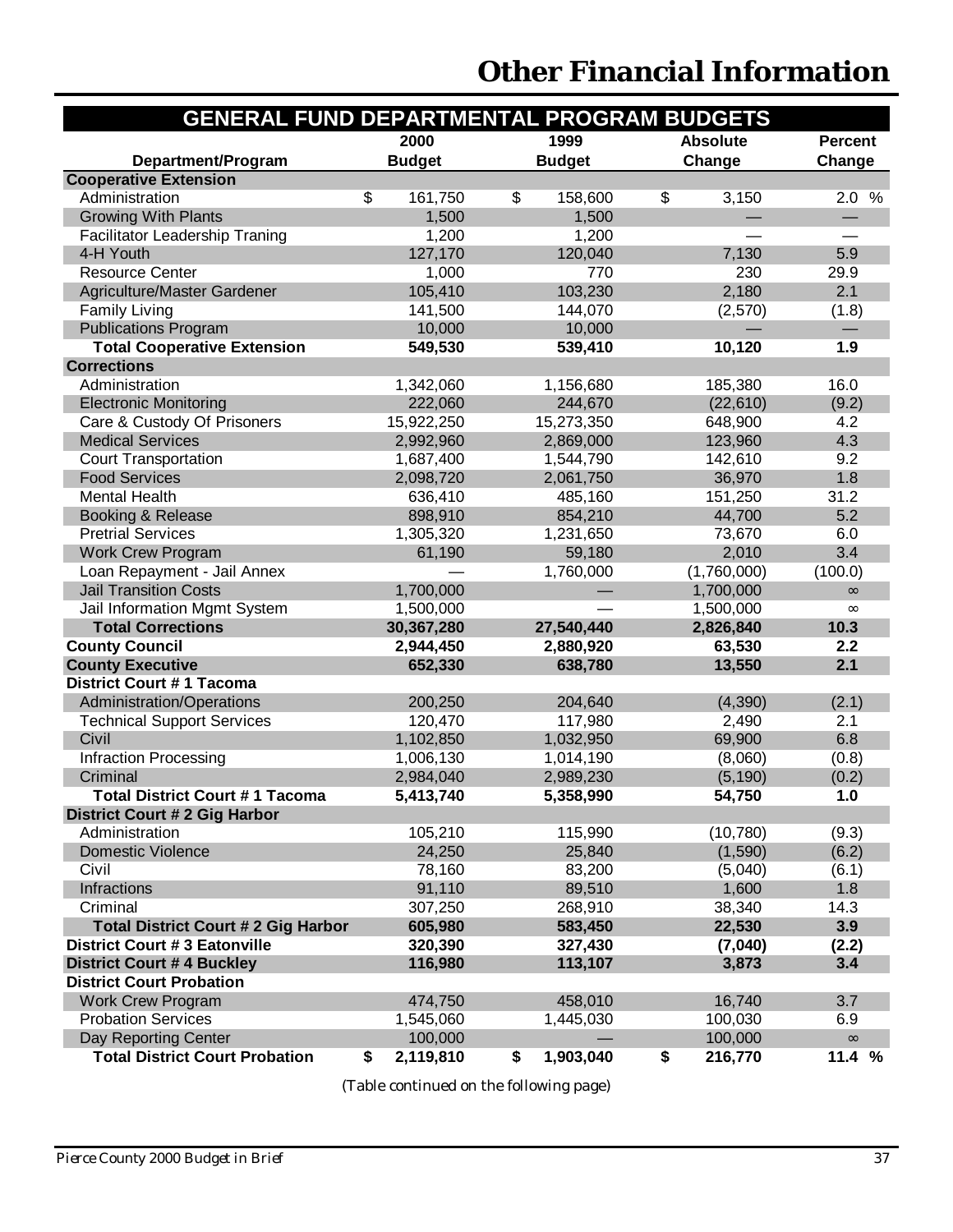# Other Financial Information

| GENERAL FUND DEPARTMENTAL PROGRAM BUDGETS | | | | |
|---|---|---|---|---|
| **Department/Program** | **2000 Budget** | **1999 Budget** | **Absolute Change** | **Percent Change** |
| **Cooperative Extension** | | | | |
| Administration | $ 161,750 | $ 158,600 | $ 3,150 | 2.0 % |
| Growing With Plants | 1,500 | 1,500 | — | — |
| Facilitator Leadership Traning | 1,200 | 1,200 | — | — |
| 4-H Youth | 127,170 | 120,040 | 7,130 | 5.9 |
| Resource Center | 1,000 | 770 | 230 | 29.9 |
| Agriculture/Master Gardener | 105,410 | 103,230 | 2,180 | 2.1 |
| Family Living | 141,500 | 144,070 | (2,570) | (1.8) |
| Publications Program | 10,000 | 10,000 | — | — |
| **Total Cooperative Extension** | **549,530** | **539,410** | **10,120** | **1.9** |
| **Corrections** | | | | |
| Administration | 1,342,060 | 1,156,680 | 185,380 | 16.0 |
| Electronic Monitoring | 222,060 | 244,670 | (22,610) | (9.2) |
| Care & Custody Of Prisoners | 15,922,250 | 15,273,350 | 648,900 | 4.2 |
| Medical Services | 2,992,960 | 2,869,000 | 123,960 | 4.3 |
| Court Transportation | 1,687,400 | 1,544,790 | 142,610 | 9.2 |
| Food Services | 2,098,720 | 2,061,750 | 36,970 | 1.8 |
| Mental Health | 636,410 | 485,160 | 151,250 | 31.2 |
| Booking & Release | 898,910 | 854,210 | 44,700 | 5.2 |
| Pretrial Services | 1,305,320 | 1,231,650 | 73,670 | 6.0 |
| Work Crew Program | 61,190 | 59,180 | 2,010 | 3.4 |
| Loan Repayment - Jail Annex | — | 1,760,000 | (1,760,000) | (100.0) |
| Jail Transition Costs | 1,700,000 | — | 1,700,000 | ∞ |
| Jail Information Mgmt System | 1,500,000 | — | 1,500,000 | ∞ |
| **Total Corrections** | **30,367,280** | **27,540,440** | **2,826,840** | **10.3** |
| **County Council** | **2,944,450** | **2,880,920** | **63,530** | **2.2** |
| **County Executive** | **652,330** | **638,780** | **13,550** | **2.1** |
| **District Court # 1 Tacoma** | | | | |
| Administration/Operations | 200,250 | 204,640 | (4,390) | (2.1) |
| Technical Support Services | 120,470 | 117,980 | 2,490 | 2.1 |
| Civil | 1,102,850 | 1,032,950 | 69,900 | 6.8 |
| Infraction Processing | 1,006,130 | 1,014,190 | (8,060) | (0.8) |
| Criminal | 2,984,040 | 2,989,230 | (5,190) | (0.2) |
| **Total District Court # 1 Tacoma** | **5,413,740** | **5,358,990** | **54,750** | **1.0** |
| **District Court # 2 Gig Harbor** | | | | |
| Administration | 105,210 | 115,990 | (10,780) | (9.3) |
| Domestic Violence | 24,250 | 25,840 | (1,590) | (6.2) |
| Civil | 78,160 | 83,200 | (5,040) | (6.1) |
| Infractions | 91,110 | 89,510 | 1,600 | 1.8 |
| Criminal | 307,250 | 268,910 | 38,340 | 14.3 |
| **Total District Court # 2 Gig Harbor** | **605,980** | **583,450** | **22,530** | **3.9** |
| **District Court # 3 Eatonville** | **320,390** | **327,430** | **(7,040)** | **(2.2)** |
| **District Court # 4 Buckley** | **116,980** | **113,107** | **3,873** | **3.4** |
| **District Court Probation** | | | | |
| Work Crew Program | 474,750 | 458,010 | 16,740 | 3.7 |
| Probation Services | 1,545,060 | 1,445,030 | 100,030 | 6.9 |
| Day Reporting Center | 100,000 | — | 100,000 | ∞ |
| **Total District Court Probation** | **$ 2,119,810** | **$ 1,903,040** | **$ 216,770** | **11.4 %** |

*(Table continued on the following page)*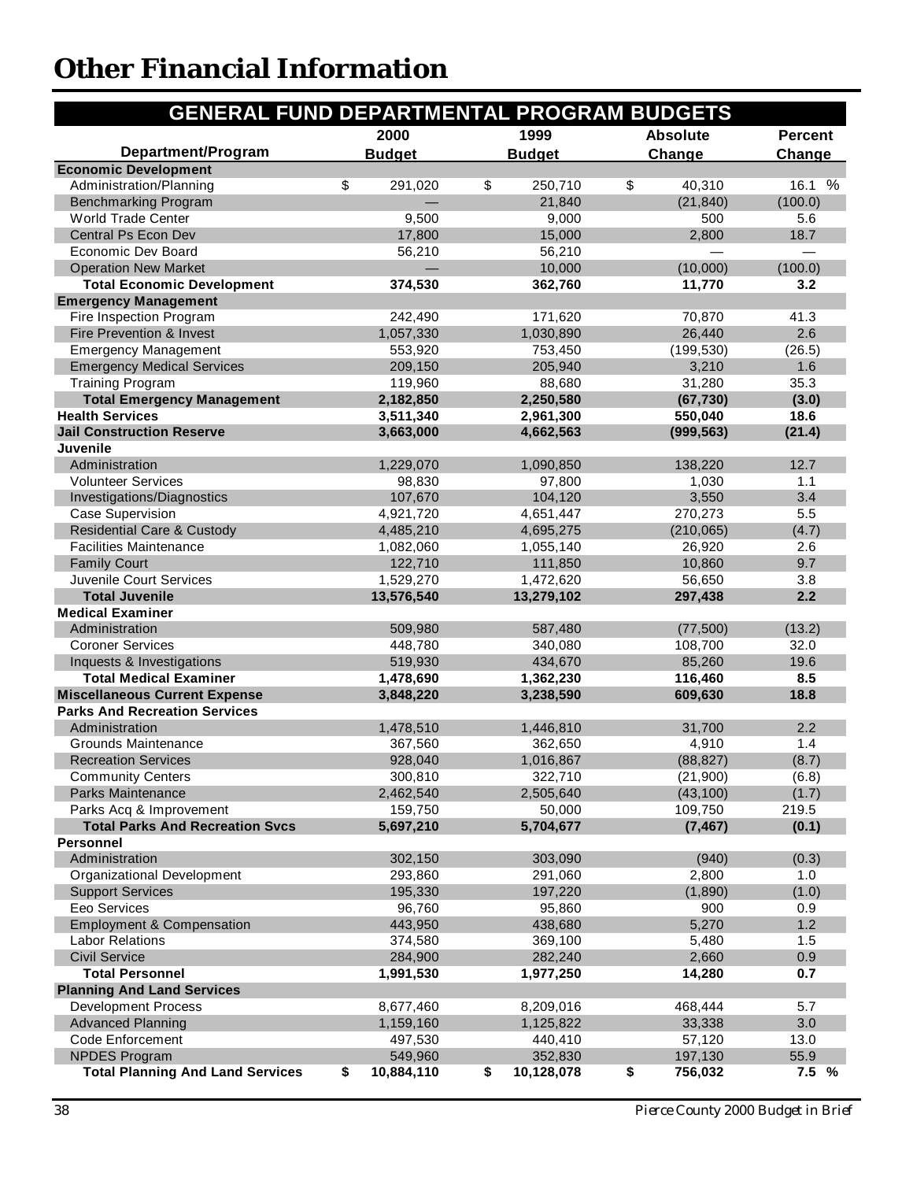# Other Financial Information

| GENERAL FUND DEPARTMENTAL PROGRAM BUDGETS | | | | |
|---|---|---|---|---|
| Department/Program | 2000 Budget | 1999 Budget | Absolute Change | Percent Change |
| **Economic Development** | | | | |
| Administration/Planning | $ 291,020 | $ 250,710 | $ 40,310 | 16.1 % |
| Benchmarking Program | — | 21,840 | (21,840) | (100.0) |
| World Trade Center | 9,500 | 9,000 | 500 | 5.6 |
| Central Ps Econ Dev | 17,800 | 15,000 | 2,800 | 18.7 |
| Economic Dev Board | 56,210 | 56,210 | — | — |
| Operation New Market | — | 10,000 | (10,000) | (100.0) |
| **Total Economic Development** | **374,530** | **362,760** | **11,770** | **3.2** |
| **Emergency Management** | | | | |
| Fire Inspection Program | 242,490 | 171,620 | 70,870 | 41.3 |
| Fire Prevention & Invest | 1,057,330 | 1,030,890 | 26,440 | 2.6 |
| Emergency Management | 553,920 | 753,450 | (199,530) | (26.5) |
| Emergency Medical Services | 209,150 | 205,940 | 3,210 | 1.6 |
| Training Program | 119,960 | 88,680 | 31,280 | 35.3 |
| **Total Emergency Management** | **2,182,850** | **2,250,580** | **(67,730)** | **(3.0)** |
| **Health Services** | **3,511,340** | **2,961,300** | **550,040** | **18.6** |
| **Jail Construction Reserve** | **3,663,000** | **4,662,563** | **(999,563)** | **(21.4)** |
| **Juvenile** | | | | |
| Administration | 1,229,070 | 1,090,850 | 138,220 | 12.7 |
| Volunteer Services | 98,830 | 97,800 | 1,030 | 1.1 |
| Investigations/Diagnostics | 107,670 | 104,120 | 3,550 | 3.4 |
| Case Supervision | 4,921,720 | 4,651,447 | 270,273 | 5.5 |
| Residential Care & Custody | 4,485,210 | 4,695,275 | (210,065) | (4.7) |
| Facilities Maintenance | 1,082,060 | 1,055,140 | 26,920 | 2.6 |
| Family Court | 122,710 | 111,850 | 10,860 | 9.7 |
| Juvenile Court Services | 1,529,270 | 1,472,620 | 56,650 | 3.8 |
| **Total Juvenile** | **13,576,540** | **13,279,102** | **297,438** | **2.2** |
| **Medical Examiner** | | | | |
| Administration | 509,980 | 587,480 | (77,500) | (13.2) |
| Coroner Services | 448,780 | 340,080 | 108,700 | 32.0 |
| Inquests & Investigations | 519,930 | 434,670 | 85,260 | 19.6 |
| **Total Medical Examiner** | **1,478,690** | **1,362,230** | **116,460** | **8.5** |
| **Miscellaneous Current Expense** | **3,848,220** | **3,238,590** | **609,630** | **18.8** |
| **Parks And Recreation Services** | | | | |
| Administration | 1,478,510 | 1,446,810 | 31,700 | 2.2 |
| Grounds Maintenance | 367,560 | 362,650 | 4,910 | 1.4 |
| Recreation Services | 928,040 | 1,016,867 | (88,827) | (8.7) |
| Community Centers | 300,810 | 322,710 | (21,900) | (6.8) |
| Parks Maintenance | 2,462,540 | 2,505,640 | (43,100) | (1.7) |
| Parks Acq & Improvement | 159,750 | 50,000 | 109,750 | 219.5 |
| **Total Parks And Recreation Svcs** | **5,697,210** | **5,704,677** | **(7,467)** | **(0.1)** |
| **Personnel** | | | | |
| Administration | 302,150 | 303,090 | (940) | (0.3) |
| Organizational Development | 293,860 | 291,060 | 2,800 | 1.0 |
| Support Services | 195,330 | 197,220 | (1,890) | (1.0) |
| Eeo Services | 96,760 | 95,860 | 900 | 0.9 |
| Employment & Compensation | 443,950 | 438,680 | 5,270 | 1.2 |
| Labor Relations | 374,580 | 369,100 | 5,480 | 1.5 |
| Civil Service | 284,900 | 282,240 | 2,660 | 0.9 |
| **Total Personnel** | **1,991,530** | **1,977,250** | **14,280** | **0.7** |
| **Planning And Land Services** | | | | |
| Development Process | 8,677,460 | 8,209,016 | 468,444 | 5.7 |
| Advanced Planning | 1,159,160 | 1,125,822 | 33,338 | 3.0 |
| Code Enforcement | 497,530 | 440,410 | 57,120 | 13.0 |
| NPDES Program | 549,960 | 352,830 | 197,130 | 55.9 |
| **Total Planning And Land Services** | **$ 10,884,110** | **$ 10,128,078** | **$ 756,032** | **7.5 %** |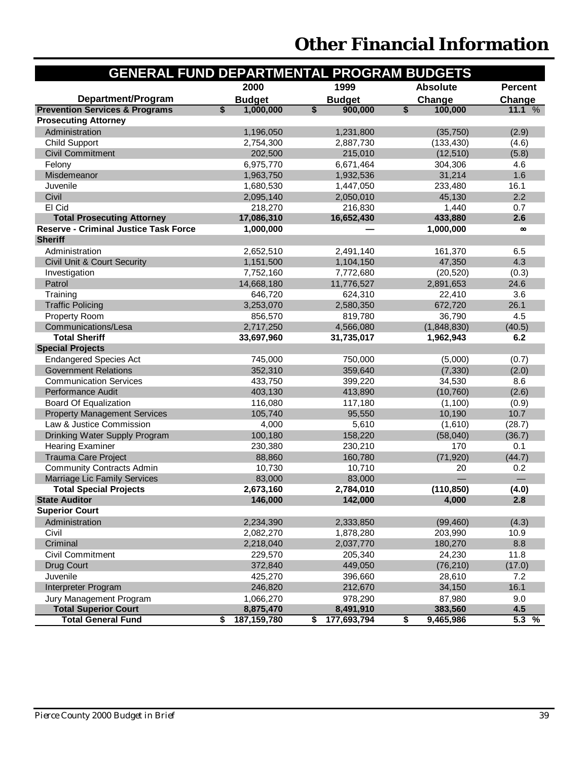# Other Financial Information

## GENERAL FUND DEPARTMENTAL PROGRAM BUDGETS

| Department/Program | 2000 Budget | 1999 Budget | Absolute Change | Percent Change |
|---|---|---|---|---|
| **Prevention Services & Programs** | **$ 1,000,000** | **$ 900,000** | **$ 100,000** | **11.1 %** |
| **Prosecuting Attorney** | | | | |
| Administration | 1,196,050 | 1,231,800 | (35,750) | (2.9) |
| Child Support | 2,754,300 | 2,887,730 | (133,430) | (4.6) |
| Civil Commitment | 202,500 | 215,010 | (12,510) | (5.8) |
| Felony | 6,975,770 | 6,671,464 | 304,306 | 4.6 |
| Misdemeanor | 1,963,750 | 1,932,536 | 31,214 | 1.6 |
| Juvenile | 1,680,530 | 1,447,050 | 233,480 | 16.1 |
| Civil | 2,095,140 | 2,050,010 | 45,130 | 2.2 |
| El Cid | 218,270 | 216,830 | 1,440 | 0.7 |
| **Total Prosecuting Attorney** | **17,086,310** | **16,652,430** | **433,880** | **2.6** |
| **Reserve - Criminal Justice Task Force** | **1,000,000** | **—** | **1,000,000** | **∞** |
| **Sheriff** | | | | |
| Administration | 2,652,510 | 2,491,140 | 161,370 | 6.5 |
| Civil Unit & Court Security | 1,151,500 | 1,104,150 | 47,350 | 4.3 |
| Investigation | 7,752,160 | 7,772,680 | (20,520) | (0.3) |
| Patrol | 14,668,180 | 11,776,527 | 2,891,653 | 24.6 |
| Training | 646,720 | 624,310 | 22,410 | 3.6 |
| Traffic Policing | 3,253,070 | 2,580,350 | 672,720 | 26.1 |
| Property Room | 856,570 | 819,780 | 36,790 | 4.5 |
| Communications/Lesa | 2,717,250 | 4,566,080 | (1,848,830) | (40.5) |
| **Total Sheriff** | **33,697,960** | **31,735,017** | **1,962,943** | **6.2** |
| **Special Projects** | | | | |
| Endangered Species Act | 745,000 | 750,000 | (5,000) | (0.7) |
| Government Relations | 352,310 | 359,640 | (7,330) | (2.0) |
| Communication Services | 433,750 | 399,220 | 34,530 | 8.6 |
| Performance Audit | 403,130 | 413,890 | (10,760) | (2.6) |
| Board Of Equalization | 116,080 | 117,180 | (1,100) | (0.9) |
| Property Management Services | 105,740 | 95,550 | 10,190 | 10.7 |
| Law & Justice Commission | 4,000 | 5,610 | (1,610) | (28.7) |
| Drinking Water Supply Program | 100,180 | 158,220 | (58,040) | (36.7) |
| Hearing Examiner | 230,380 | 230,210 | 170 | 0.1 |
| Trauma Care Project | 88,860 | 160,780 | (71,920) | (44.7) |
| Community Contracts Admin | 10,730 | 10,710 | 20 | 0.2 |
| Marriage Lic Family Services | 83,000 | 83,000 | — | — |
| **Total Special Projects** | **2,673,160** | **2,784,010** | **(110,850)** | **(4.0)** |
| **State Auditor** | **146,000** | **142,000** | **4,000** | **2.8** |
| **Superior Court** | | | | |
| Administration | 2,234,390 | 2,333,850 | (99,460) | (4.3) |
| Civil | 2,082,270 | 1,878,280 | 203,990 | 10.9 |
| Criminal | 2,218,040 | 2,037,770 | 180,270 | 8.8 |
| Civil Commitment | 229,570 | 205,340 | 24,230 | 11.8 |
| Drug Court | 372,840 | 449,050 | (76,210) | (17.0) |
| Juvenile | 425,270 | 396,660 | 28,610 | 7.2 |
| Interpreter Program | 246,820 | 212,670 | 34,150 | 16.1 |
| Jury Management Program | 1,066,270 | 978,290 | 87,980 | 9.0 |
| **Total Superior Court** | **8,875,470** | **8,491,910** | **383,560** | **4.5** |
| **Total General Fund** | **$ 187,159,780** | **$ 177,693,794** | **$ 9,465,986** | **5.3 %** |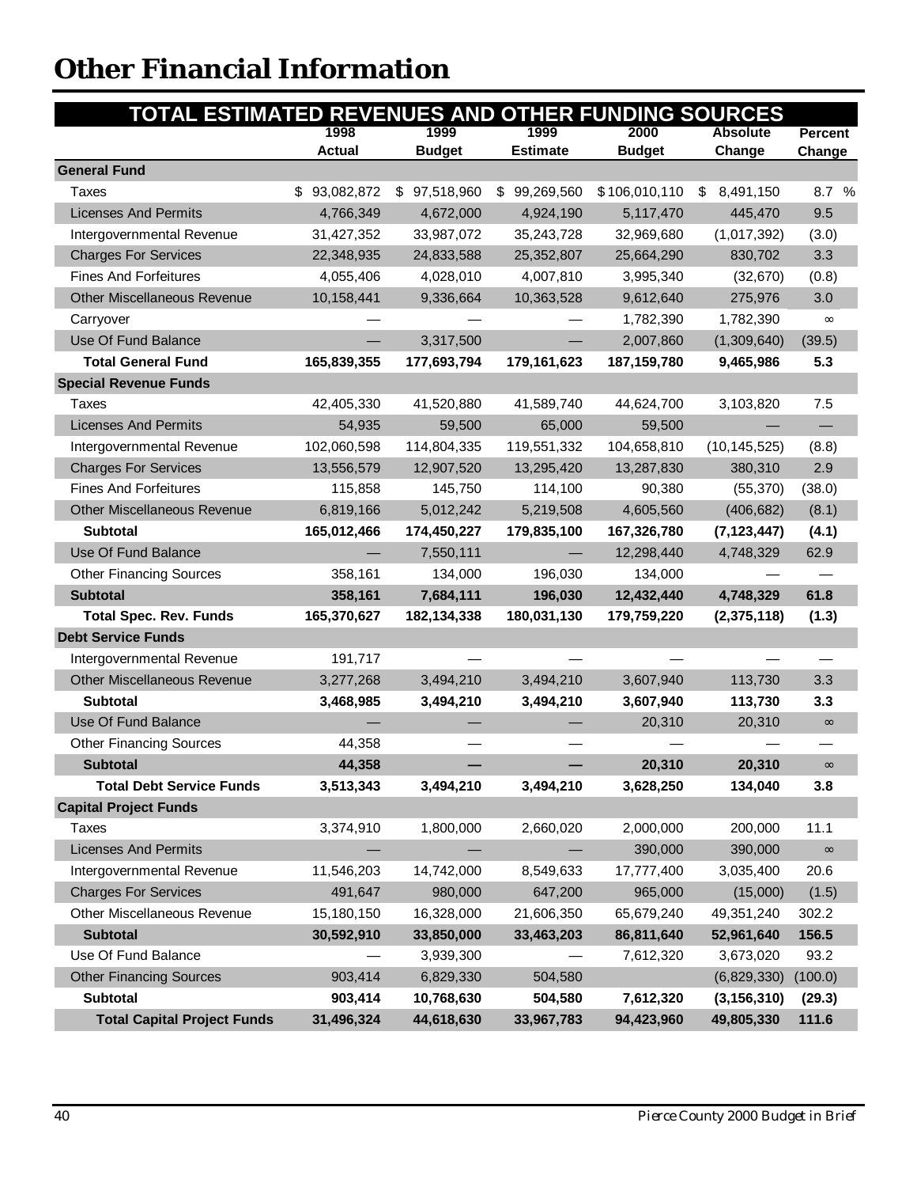# Other Financial Information

## TOTAL ESTIMATED REVENUES AND OTHER FUNDING SOURCES

| | 1998 Actual | 1999 Budget | 1999 Estimate | 2000 Budget | Absolute Change | Percent Change |
|---|---|---|---|---|---|---|
| **General Fund** | | | | | | |
| Taxes | $ 93,082,872 | $ 97,518,960 | $ 99,269,560 | $ 106,010,110 | $ 8,491,150 | 8.7 % |
| Licenses And Permits | 4,766,349 | 4,672,000 | 4,924,190 | 5,117,470 | 445,470 | 9.5 |
| Intergovernmental Revenue | 31,427,352 | 33,987,072 | 35,243,728 | 32,969,680 | (1,017,392) | (3.0) |
| Charges For Services | 22,348,935 | 24,833,588 | 25,352,807 | 25,664,290 | 830,702 | 3.3 |
| Fines And Forfeitures | 4,055,406 | 4,028,010 | 4,007,810 | 3,995,340 | (32,670) | (0.8) |
| Other Miscellaneous Revenue | 10,158,441 | 9,336,664 | 10,363,528 | 9,612,640 | 275,976 | 3.0 |
| Carryover | — | — | — | 1,782,390 | 1,782,390 | ∞ |
| Use Of Fund Balance | — | 3,317,500 | — | 2,007,860 | (1,309,640) | (39.5) |
| **Total General Fund** | **165,839,355** | **177,693,794** | **179,161,623** | **187,159,780** | **9,465,986** | **5.3** |
| **Special Revenue Funds** | | | | | | |
| Taxes | 42,405,330 | 41,520,880 | 41,589,740 | 44,624,700 | 3,103,820 | 7.5 |
| Licenses And Permits | 54,935 | 59,500 | 65,000 | 59,500 | — | — |
| Intergovernmental Revenue | 102,060,598 | 114,804,335 | 119,551,332 | 104,658,810 | (10,145,525) | (8.8) |
| Charges For Services | 13,556,579 | 12,907,520 | 13,295,420 | 13,287,830 | 380,310 | 2.9 |
| Fines And Forfeitures | 115,858 | 145,750 | 114,100 | 90,380 | (55,370) | (38.0) |
| Other Miscellaneous Revenue | 6,819,166 | 5,012,242 | 5,219,508 | 4,605,560 | (406,682) | (8.1) |
| **Subtotal** | **165,012,466** | **174,450,227** | **179,835,100** | **167,326,780** | **(7,123,447)** | **(4.1)** |
| Use Of Fund Balance | — | 7,550,111 | — | 12,298,440 | 4,748,329 | 62.9 |
| Other Financing Sources | 358,161 | 134,000 | 196,030 | 134,000 | — | — |
| **Subtotal** | **358,161** | **7,684,111** | **196,030** | **12,432,440** | **4,748,329** | **61.8** |
| **Total Spec. Rev. Funds** | **165,370,627** | **182,134,338** | **180,031,130** | **179,759,220** | **(2,375,118)** | **(1.3)** |
| **Debt Service Funds** | | | | | | |
| Intergovernmental Revenue | 191,717 | — | — | — | — | — |
| Other Miscellaneous Revenue | 3,277,268 | 3,494,210 | 3,494,210 | 3,607,940 | 113,730 | 3.3 |
| **Subtotal** | **3,468,985** | **3,494,210** | **3,494,210** | **3,607,940** | **113,730** | **3.3** |
| Use Of Fund Balance | — | — | — | 20,310 | 20,310 | ∞ |
| Other Financing Sources | 44,358 | — | — | — | — | — |
| **Subtotal** | **44,358** | **—** | **—** | **20,310** | **20,310** | **∞** |
| **Total Debt Service Funds** | **3,513,343** | **3,494,210** | **3,494,210** | **3,628,250** | **134,040** | **3.8** |
| **Capital Project Funds** | | | | | | |
| Taxes | 3,374,910 | 1,800,000 | 2,660,020 | 2,000,000 | 200,000 | 11.1 |
| Licenses And Permits | — | — | — | 390,000 | 390,000 | ∞ |
| Intergovernmental Revenue | 11,546,203 | 14,742,000 | 8,549,633 | 17,777,400 | 3,035,400 | 20.6 |
| Charges For Services | 491,647 | 980,000 | 647,200 | 965,000 | (15,000) | (1.5) |
| Other Miscellaneous Revenue | 15,180,150 | 16,328,000 | 21,606,350 | 65,679,240 | 49,351,240 | 302.2 |
| **Subtotal** | **30,592,910** | **33,850,000** | **33,463,203** | **86,811,640** | **52,961,640** | **156.5** |
| Use Of Fund Balance | — | 3,939,300 | — | 7,612,320 | 3,673,020 | 93.2 |
| Other Financing Sources | 903,414 | 6,829,330 | 504,580 | | (6,829,330) | (100.0) |
| **Subtotal** | **903,414** | **10,768,630** | **504,580** | **7,612,320** | **(3,156,310)** | **(29.3)** |
| **Total Capital Project Funds** | **31,496,324** | **44,618,630** | **33,967,783** | **94,423,960** | **49,805,330** | **111.6** |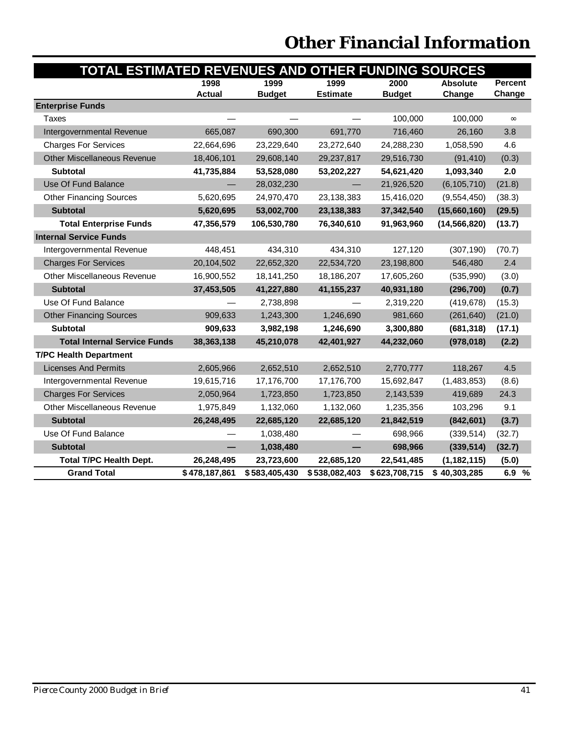# Other Financial Information

## TOTAL ESTIMATED REVENUES AND OTHER FUNDING SOURCES

| | 1998 Actual | 1999 Budget | 1999 Estimate | 2000 Budget | Absolute Change | Percent Change |
|---|---|---|---|---|---|---|
| **Enterprise Funds** | | | | | | |
| Taxes | — | — | — | 100,000 | 100,000 | ∞ |
| Intergovernmental Revenue | 665,087 | 690,300 | 691,770 | 716,460 | 26,160 | 3.8 |
| Charges For Services | 22,664,696 | 23,229,640 | 23,272,640 | 24,288,230 | 1,058,590 | 4.6 |
| Other Miscellaneous Revenue | 18,406,101 | 29,608,140 | 29,237,817 | 29,516,730 | (91,410) | (0.3) |
| **Subtotal** | **41,735,884** | **53,528,080** | **53,202,227** | **54,621,420** | **1,093,340** | **2.0** |
| Use Of Fund Balance | — | 28,032,230 | — | 21,926,520 | (6,105,710) | (21.8) |
| Other Financing Sources | 5,620,695 | 24,970,470 | 23,138,383 | 15,416,020 | (9,554,450) | (38.3) |
| **Subtotal** | **5,620,695** | **53,002,700** | **23,138,383** | **37,342,540** | **(15,660,160)** | **(29.5)** |
| **Total Enterprise Funds** | **47,356,579** | **106,530,780** | **76,340,610** | **91,963,960** | **(14,566,820)** | **(13.7)** |
| **Internal Service Funds** | | | | | | |
| Intergovernmental Revenue | 448,451 | 434,310 | 434,310 | 127,120 | (307,190) | (70.7) |
| Charges For Services | 20,104,502 | 22,652,320 | 22,534,720 | 23,198,800 | 546,480 | 2.4 |
| Other Miscellaneous Revenue | 16,900,552 | 18,141,250 | 18,186,207 | 17,605,260 | (535,990) | (3.0) |
| **Subtotal** | **37,453,505** | **41,227,880** | **41,155,237** | **40,931,180** | **(296,700)** | **(0.7)** |
| Use Of Fund Balance | — | 2,738,898 | — | 2,319,220 | (419,678) | (15.3) |
| Other Financing Sources | 909,633 | 1,243,300 | 1,246,690 | 981,660 | (261,640) | (21.0) |
| **Subtotal** | **909,633** | **3,982,198** | **1,246,690** | **3,300,880** | **(681,318)** | **(17.1)** |
| **Total Internal Service Funds** | **38,363,138** | **45,210,078** | **42,401,927** | **44,232,060** | **(978,018)** | **(2.2)** |
| **T/PC Health Department** | | | | | | |
| Licenses And Permits | 2,605,966 | 2,652,510 | 2,652,510 | 2,770,777 | 118,267 | 4.5 |
| Intergovernmental Revenue | 19,615,716 | 17,176,700 | 17,176,700 | 15,692,847 | (1,483,853) | (8.6) |
| Charges For Services | 2,050,964 | 1,723,850 | 1,723,850 | 2,143,539 | 419,689 | 24.3 |
| Other Miscellaneous Revenue | 1,975,849 | 1,132,060 | 1,132,060 | 1,235,356 | 103,296 | 9.1 |
| **Subtotal** | **26,248,495** | **22,685,120** | **22,685,120** | **21,842,519** | **(842,601)** | **(3.7)** |
| Use Of Fund Balance | — | 1,038,480 | — | 698,966 | (339,514) | (32.7) |
| **Subtotal** | **—** | **1,038,480** | **—** | **698,966** | **(339,514)** | **(32.7)** |
| **Total T/PC Health Dept.** | **26,248,495** | **23,723,600** | **22,685,120** | **22,541,485** | **(1,182,115)** | **(5.0)** |
| **Grand Total** | **$478,187,861** | **$583,405,430** | **$538,082,403** | **$623,708,715** | **$ 40,303,285** | **6.9 %** |